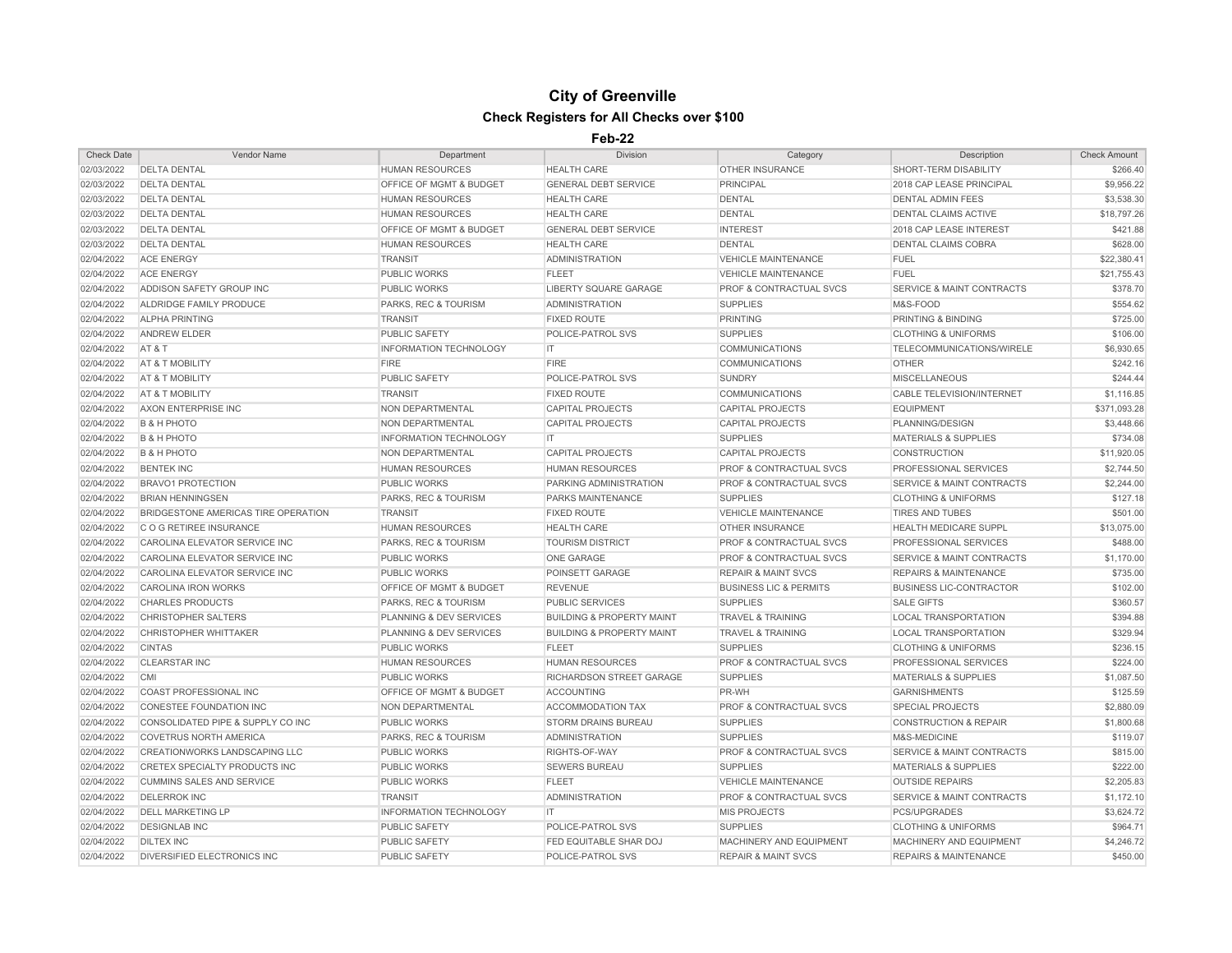# City of Greenville

## Check Registers for All Checks over $100

### Feb-22

| Check Date | Vendor Name | Department | Division | Category | Description | Check Amount |
|---|---|---|---|---|---|---|
| 02/03/2022 | DELTA DENTAL | HUMAN RESOURCES | HEALTH CARE | OTHER INSURANCE | SHORT-TERM DISABILITY | $266.40 |
| 02/03/2022 | DELTA DENTAL | OFFICE OF MGMT & BUDGET | GENERAL DEBT SERVICE | PRINCIPAL | 2018 CAP LEASE PRINCIPAL | $9,956.22 |
| 02/03/2022 | DELTA DENTAL | HUMAN RESOURCES | HEALTH CARE | DENTAL | DENTAL ADMIN FEES | $3,538.30 |
| 02/03/2022 | DELTA DENTAL | HUMAN RESOURCES | HEALTH CARE | DENTAL | DENTAL CLAIMS ACTIVE | $18,797.26 |
| 02/03/2022 | DELTA DENTAL | OFFICE OF MGMT & BUDGET | GENERAL DEBT SERVICE | INTEREST | 2018 CAP LEASE INTEREST | $421.88 |
| 02/03/2022 | DELTA DENTAL | HUMAN RESOURCES | HEALTH CARE | DENTAL | DENTAL CLAIMS COBRA | $628.00 |
| 02/04/2022 | ACE ENERGY | TRANSIT | ADMINISTRATION | VEHICLE MAINTENANCE | FUEL | $22,380.41 |
| 02/04/2022 | ACE ENERGY | PUBLIC WORKS | FLEET | VEHICLE MAINTENANCE | FUEL | $21,755.43 |
| 02/04/2022 | ADDISON SAFETY GROUP INC | PUBLIC WORKS | LIBERTY SQUARE GARAGE | PROF & CONTRACTUAL SVCS | SERVICE & MAINT CONTRACTS | $378.70 |
| 02/04/2022 | ALDRIDGE FAMILY PRODUCE | PARKS, REC & TOURISM | ADMINISTRATION | SUPPLIES | M&S-FOOD | $554.62 |
| 02/04/2022 | ALPHA PRINTING | TRANSIT | FIXED ROUTE | PRINTING | PRINTING & BINDING | $725.00 |
| 02/04/2022 | ANDREW ELDER | PUBLIC SAFETY | POLICE-PATROL SVS | SUPPLIES | CLOTHING & UNIFORMS | $106.00 |
| 02/04/2022 | AT & T | INFORMATION TECHNOLOGY | IT | COMMUNICATIONS | TELECOMMUNICATIONS/WIRELE | $6,930.65 |
| 02/04/2022 | AT & T MOBILITY | FIRE | FIRE | COMMUNICATIONS | OTHER | $242.16 |
| 02/04/2022 | AT & T MOBILITY | PUBLIC SAFETY | POLICE-PATROL SVS | SUNDRY | MISCELLANEOUS | $244.44 |
| 02/04/2022 | AT & T MOBILITY | TRANSIT | FIXED ROUTE | COMMUNICATIONS | CABLE TELEVISION/INTERNET | $1,116.85 |
| 02/04/2022 | AXON ENTERPRISE INC | NON DEPARTMENTAL | CAPITAL PROJECTS | CAPITAL PROJECTS | EQUIPMENT | $371,093.28 |
| 02/04/2022 | B & H PHOTO | NON DEPARTMENTAL | CAPITAL PROJECTS | CAPITAL PROJECTS | PLANNING/DESIGN | $3,448.66 |
| 02/04/2022 | B & H PHOTO | INFORMATION TECHNOLOGY | IT | SUPPLIES | MATERIALS & SUPPLIES | $734.08 |
| 02/04/2022 | B & H PHOTO | NON DEPARTMENTAL | CAPITAL PROJECTS | CAPITAL PROJECTS | CONSTRUCTION | $11,920.05 |
| 02/04/2022 | BENTEK INC | HUMAN RESOURCES | HUMAN RESOURCES | PROF & CONTRACTUAL SVCS | PROFESSIONAL SERVICES | $2,744.50 |
| 02/04/2022 | BRAVO1 PROTECTION | PUBLIC WORKS | PARKING ADMINISTRATION | PROF & CONTRACTUAL SVCS | SERVICE & MAINT CONTRACTS | $2,244.00 |
| 02/04/2022 | BRIAN HENNINGSEN | PARKS, REC & TOURISM | PARKS MAINTENANCE | SUPPLIES | CLOTHING & UNIFORMS | $127.18 |
| 02/04/2022 | BRIDGESTONE AMERICAS TIRE OPERATION | TRANSIT | FIXED ROUTE | VEHICLE MAINTENANCE | TIRES AND TUBES | $501.00 |
| 02/04/2022 | C O G RETIREE INSURANCE | HUMAN RESOURCES | HEALTH CARE | OTHER INSURANCE | HEALTH MEDICARE SUPPL | $13,075.00 |
| 02/04/2022 | CAROLINA ELEVATOR SERVICE INC | PARKS, REC & TOURISM | TOURISM DISTRICT | PROF & CONTRACTUAL SVCS | PROFESSIONAL SERVICES | $488.00 |
| 02/04/2022 | CAROLINA ELEVATOR SERVICE INC | PUBLIC WORKS | ONE GARAGE | PROF & CONTRACTUAL SVCS | SERVICE & MAINT CONTRACTS | $1,170.00 |
| 02/04/2022 | CAROLINA ELEVATOR SERVICE INC | PUBLIC WORKS | POINSETT GARAGE | REPAIR & MAINT SVCS | REPAIRS & MAINTENANCE | $735.00 |
| 02/04/2022 | CAROLINA IRON WORKS | OFFICE OF MGMT & BUDGET | REVENUE | BUSINESS LIC & PERMITS | BUSINESS LIC-CONTRACTOR | $102.00 |
| 02/04/2022 | CHARLES PRODUCTS | PARKS, REC & TOURISM | PUBLIC SERVICES | SUPPLIES | SALE GIFTS | $360.57 |
| 02/04/2022 | CHRISTOPHER SALTERS | PLANNING & DEV SERVICES | BUILDING & PROPERTY MAINT | TRAVEL & TRAINING | LOCAL TRANSPORTATION | $394.88 |
| 02/04/2022 | CHRISTOPHER WHITTAKER | PLANNING & DEV SERVICES | BUILDING & PROPERTY MAINT | TRAVEL & TRAINING | LOCAL TRANSPORTATION | $329.94 |
| 02/04/2022 | CINTAS | PUBLIC WORKS | FLEET | SUPPLIES | CLOTHING & UNIFORMS | $236.15 |
| 02/04/2022 | CLEARSTAR INC | HUMAN RESOURCES | HUMAN RESOURCES | PROF & CONTRACTUAL SVCS | PROFESSIONAL SERVICES | $224.00 |
| 02/04/2022 | CMI | PUBLIC WORKS | RICHARDSON STREET GARAGE | SUPPLIES | MATERIALS & SUPPLIES | $1,087.50 |
| 02/04/2022 | COAST PROFESSIONAL INC | OFFICE OF MGMT & BUDGET | ACCOUNTING | PR-WH | GARNISHMENTS | $125.59 |
| 02/04/2022 | CONESTEE FOUNDATION INC | NON DEPARTMENTAL | ACCOMMODATION TAX | PROF & CONTRACTUAL SVCS | SPECIAL PROJECTS | $2,880.09 |
| 02/04/2022 | CONSOLIDATED PIPE & SUPPLY CO INC | PUBLIC WORKS | STORM DRAINS BUREAU | SUPPLIES | CONSTRUCTION & REPAIR | $1,800.68 |
| 02/04/2022 | COVETRUS NORTH AMERICA | PARKS, REC & TOURISM | ADMINISTRATION | SUPPLIES | M&S-MEDICINE | $119.07 |
| 02/04/2022 | CREATIONWORKS LANDSCAPING LLC | PUBLIC WORKS | RIGHTS-OF-WAY | PROF & CONTRACTUAL SVCS | SERVICE & MAINT CONTRACTS | $815.00 |
| 02/04/2022 | CRETEX SPECIALTY PRODUCTS INC | PUBLIC WORKS | SEWERS BUREAU | SUPPLIES | MATERIALS & SUPPLIES | $222.00 |
| 02/04/2022 | CUMMINS SALES AND SERVICE | PUBLIC WORKS | FLEET | VEHICLE MAINTENANCE | OUTSIDE REPAIRS | $2,205.83 |
| 02/04/2022 | DELERROK INC | TRANSIT | ADMINISTRATION | PROF & CONTRACTUAL SVCS | SERVICE & MAINT CONTRACTS | $1,172.10 |
| 02/04/2022 | DELL MARKETING LP | INFORMATION TECHNOLOGY | IT | MIS PROJECTS | PCS/UPGRADES | $3,624.72 |
| 02/04/2022 | DESIGNLAB INC | PUBLIC SAFETY | POLICE-PATROL SVS | SUPPLIES | CLOTHING & UNIFORMS | $964.71 |
| 02/04/2022 | DILTEX INC | PUBLIC SAFETY | FED EQUITABLE SHAR DOJ | MACHINERY AND EQUIPMENT | MACHINERY AND EQUIPMENT | $4,246.72 |
| 02/04/2022 | DIVERSIFIED ELECTRONICS INC | PUBLIC SAFETY | POLICE-PATROL SVS | REPAIR & MAINT SVCS | REPAIRS & MAINTENANCE | $450.00 |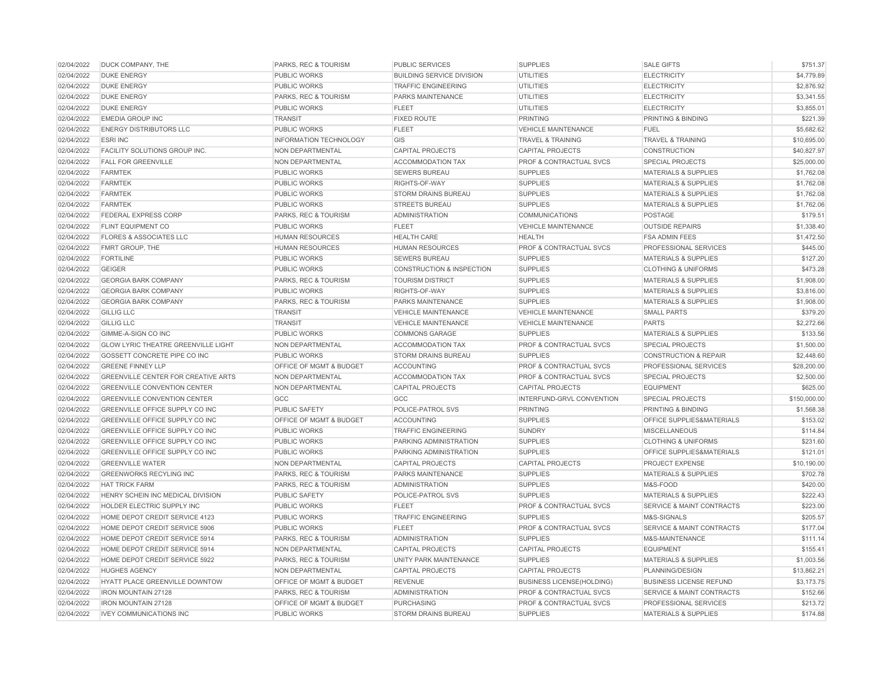| | | | | | | |
|---|---|---|---|---|---|---|
| 02/04/2022 | DUCK COMPANY, THE | PARKS, REC & TOURISM | PUBLIC SERVICES | SUPPLIES | SALE GIFTS | $751.37 |
| 02/04/2022 | DUKE ENERGY | PUBLIC WORKS | BUILDING SERVICE DIVISION | UTILITIES | ELECTRICITY | $4,779.89 |
| 02/04/2022 | DUKE ENERGY | PUBLIC WORKS | TRAFFIC ENGINEERING | UTILITIES | ELECTRICITY | $2,876.92 |
| 02/04/2022 | DUKE ENERGY | PARKS, REC & TOURISM | PARKS MAINTENANCE | UTILITIES | ELECTRICITY | $3,341.55 |
| 02/04/2022 | DUKE ENERGY | PUBLIC WORKS | FLEET | UTILITIES | ELECTRICITY | $3,855.01 |
| 02/04/2022 | EMEDIA GROUP INC | TRANSIT | FIXED ROUTE | PRINTING | PRINTING & BINDING | $221.39 |
| 02/04/2022 | ENERGY DISTRIBUTORS LLC | PUBLIC WORKS | FLEET | VEHICLE MAINTENANCE | FUEL | $5,682.62 |
| 02/04/2022 | ESRI INC | INFORMATION TECHNOLOGY | GIS | TRAVEL & TRAINING | TRAVEL & TRAINING | $10,695.00 |
| 02/04/2022 | FACILITY SOLUTIONS GROUP INC. | NON DEPARTMENTAL | CAPITAL PROJECTS | CAPITAL PROJECTS | CONSTRUCTION | $40,827.97 |
| 02/04/2022 | FALL FOR GREENVILLE | NON DEPARTMENTAL | ACCOMMODATION TAX | PROF & CONTRACTUAL SVCS | SPECIAL PROJECTS | $25,000.00 |
| 02/04/2022 | FARMTEK | PUBLIC WORKS | SEWERS BUREAU | SUPPLIES | MATERIALS & SUPPLIES | $1,762.08 |
| 02/04/2022 | FARMTEK | PUBLIC WORKS | RIGHTS-OF-WAY | SUPPLIES | MATERIALS & SUPPLIES | $1,762.08 |
| 02/04/2022 | FARMTEK | PUBLIC WORKS | STORM DRAINS BUREAU | SUPPLIES | MATERIALS & SUPPLIES | $1,762.08 |
| 02/04/2022 | FARMTEK | PUBLIC WORKS | STREETS BUREAU | SUPPLIES | MATERIALS & SUPPLIES | $1,762.06 |
| 02/04/2022 | FEDERAL EXPRESS CORP | PARKS, REC & TOURISM | ADMINISTRATION | COMMUNICATIONS | POSTAGE | $179.51 |
| 02/04/2022 | FLINT EQUIPMENT CO | PUBLIC WORKS | FLEET | VEHICLE MAINTENANCE | OUTSIDE REPAIRS | $1,338.40 |
| 02/04/2022 | FLORES & ASSOCIATES LLC | HUMAN RESOURCES | HEALTH CARE | HEALTH | FSA ADMIN FEES | $1,472.50 |
| 02/04/2022 | FMRT GROUP, THE | HUMAN RESOURCES | HUMAN RESOURCES | PROF & CONTRACTUAL SVCS | PROFESSIONAL SERVICES | $445.00 |
| 02/04/2022 | FORTILINE | PUBLIC WORKS | SEWERS BUREAU | SUPPLIES | MATERIALS & SUPPLIES | $127.20 |
| 02/04/2022 | GEIGER | PUBLIC WORKS | CONSTRUCTION & INSPECTION | SUPPLIES | CLOTHING & UNIFORMS | $473.28 |
| 02/04/2022 | GEORGIA BARK COMPANY | PARKS, REC & TOURISM | TOURISM DISTRICT | SUPPLIES | MATERIALS & SUPPLIES | $1,908.00 |
| 02/04/2022 | GEORGIA BARK COMPANY | PUBLIC WORKS | RIGHTS-OF-WAY | SUPPLIES | MATERIALS & SUPPLIES | $3,816.00 |
| 02/04/2022 | GEORGIA BARK COMPANY | PARKS, REC & TOURISM | PARKS MAINTENANCE | SUPPLIES | MATERIALS & SUPPLIES | $1,908.00 |
| 02/04/2022 | GILLIG LLC | TRANSIT | VEHICLE MAINTENANCE | VEHICLE MAINTENANCE | SMALL PARTS | $379.20 |
| 02/04/2022 | GILLIG LLC | TRANSIT | VEHICLE MAINTENANCE | VEHICLE MAINTENANCE | PARTS | $2,272.66 |
| 02/04/2022 | GIMME-A-SIGN CO INC | PUBLIC WORKS | COMMONS GARAGE | SUPPLIES | MATERIALS & SUPPLIES | $133.56 |
| 02/04/2022 | GLOW LYRIC THEATRE GREENVILLE LIGHT | NON DEPARTMENTAL | ACCOMMODATION TAX | PROF & CONTRACTUAL SVCS | SPECIAL PROJECTS | $1,500.00 |
| 02/04/2022 | GOSSETT CONCRETE PIPE CO INC | PUBLIC WORKS | STORM DRAINS BUREAU | SUPPLIES | CONSTRUCTION & REPAIR | $2,448.60 |
| 02/04/2022 | GREENE FINNEY LLP | OFFICE OF MGMT & BUDGET | ACCOUNTING | PROF & CONTRACTUAL SVCS | PROFESSIONAL SERVICES | $28,200.00 |
| 02/04/2022 | GREENVILLE CENTER FOR CREATIVE ARTS | NON DEPARTMENTAL | ACCOMMODATION TAX | PROF & CONTRACTUAL SVCS | SPECIAL PROJECTS | $2,500.00 |
| 02/04/2022 | GREENVILLE CONVENTION CENTER | NON DEPARTMENTAL | CAPITAL PROJECTS | CAPITAL PROJECTS | EQUIPMENT | $625.00 |
| 02/04/2022 | GREENVILLE CONVENTION CENTER | GCC | GCC | INTERFUND-GRVL CONVENTION | SPECIAL PROJECTS | $150,000.00 |
| 02/04/2022 | GREENVILLE OFFICE SUPPLY CO INC | PUBLIC SAFETY | POLICE-PATROL SVS | PRINTING | PRINTING & BINDING | $1,568.38 |
| 02/04/2022 | GREENVILLE OFFICE SUPPLY CO INC | OFFICE OF MGMT & BUDGET | ACCOUNTING | SUPPLIES | OFFICE SUPPLIES&MATERIALS | $153.02 |
| 02/04/2022 | GREENVILLE OFFICE SUPPLY CO INC | PUBLIC WORKS | TRAFFIC ENGINEERING | SUNDRY | MISCELLANEOUS | $114.84 |
| 02/04/2022 | GREENVILLE OFFICE SUPPLY CO INC | PUBLIC WORKS | PARKING ADMINISTRATION | SUPPLIES | CLOTHING & UNIFORMS | $231.60 |
| 02/04/2022 | GREENVILLE OFFICE SUPPLY CO INC | PUBLIC WORKS | PARKING ADMINISTRATION | SUPPLIES | OFFICE SUPPLIES&MATERIALS | $121.01 |
| 02/04/2022 | GREENVILLE WATER | NON DEPARTMENTAL | CAPITAL PROJECTS | CAPITAL PROJECTS | PROJECT EXPENSE | $10,190.00 |
| 02/04/2022 | GREENWORKS RECYLING INC | PARKS, REC & TOURISM | PARKS MAINTENANCE | SUPPLIES | MATERIALS & SUPPLIES | $702.78 |
| 02/04/2022 | HAT TRICK FARM | PARKS, REC & TOURISM | ADMINISTRATION | SUPPLIES | M&S-FOOD | $420.00 |
| 02/04/2022 | HENRY SCHEIN INC MEDICAL DIVISION | PUBLIC SAFETY | POLICE-PATROL SVS | SUPPLIES | MATERIALS & SUPPLIES | $222.43 |
| 02/04/2022 | HOLDER ELECTRIC SUPPLY INC | PUBLIC WORKS | FLEET | PROF & CONTRACTUAL SVCS | SERVICE & MAINT CONTRACTS | $223.00 |
| 02/04/2022 | HOME DEPOT CREDIT SERVICE 4123 | PUBLIC WORKS | TRAFFIC ENGINEERING | SUPPLIES | M&S-SIGNALS | $205.57 |
| 02/04/2022 | HOME DEPOT CREDIT SERVICE 5906 | PUBLIC WORKS | FLEET | PROF & CONTRACTUAL SVCS | SERVICE & MAINT CONTRACTS | $177.04 |
| 02/04/2022 | HOME DEPOT CREDIT SERVICE 5914 | PARKS, REC & TOURISM | ADMINISTRATION | SUPPLIES | M&S-MAINTENANCE | $111.14 |
| 02/04/2022 | HOME DEPOT CREDIT SERVICE 5914 | NON DEPARTMENTAL | CAPITAL PROJECTS | CAPITAL PROJECTS | EQUIPMENT | $155.41 |
| 02/04/2022 | HOME DEPOT CREDIT SERVICE 5922 | PARKS, REC & TOURISM | UNITY PARK MAINTENANCE | SUPPLIES | MATERIALS & SUPPLIES | $1,003.56 |
| 02/04/2022 | HUGHES AGENCY | NON DEPARTMENTAL | CAPITAL PROJECTS | CAPITAL PROJECTS | PLANNING/DESIGN | $13,862.21 |
| 02/04/2022 | HYATT PLACE GREENVILLE DOWNTOW | OFFICE OF MGMT & BUDGET | REVENUE | BUSINESS LICENSE(HOLDING) | BUSINESS LICENSE REFUND | $3,173.75 |
| 02/04/2022 | IRON MOUNTAIN 27128 | PARKS, REC & TOURISM | ADMINISTRATION | PROF & CONTRACTUAL SVCS | SERVICE & MAINT CONTRACTS | $152.66 |
| 02/04/2022 | IRON MOUNTAIN 27128 | OFFICE OF MGMT & BUDGET | PURCHASING | PROF & CONTRACTUAL SVCS | PROFESSIONAL SERVICES | $213.72 |
| 02/04/2022 | IVEY COMMUNICATIONS INC | PUBLIC WORKS | STORM DRAINS BUREAU | SUPPLIES | MATERIALS & SUPPLIES | $174.88 |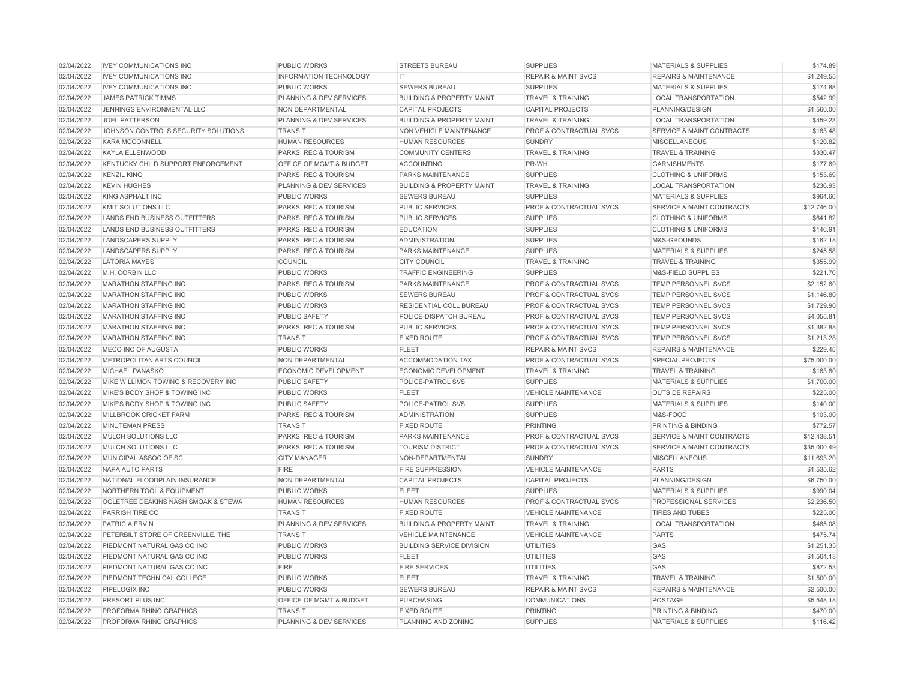| | | | | | | |
|---|---|---|---|---|---|---|
| 02/04/2022 | IVEY COMMUNICATIONS INC | PUBLIC WORKS | STREETS BUREAU | SUPPLIES | MATERIALS & SUPPLIES | $174.89 |
| 02/04/2022 | IVEY COMMUNICATIONS INC | INFORMATION TECHNOLOGY | IT | REPAIR & MAINT SVCS | REPAIRS & MAINTENANCE | $1,249.55 |
| 02/04/2022 | IVEY COMMUNICATIONS INC | PUBLIC WORKS | SEWERS BUREAU | SUPPLIES | MATERIALS & SUPPLIES | $174.88 |
| 02/04/2022 | JAMES PATRICK TIMMS | PLANNING & DEV SERVICES | BUILDING & PROPERTY MAINT | TRAVEL & TRAINING | LOCAL TRANSPORTATION | $542.99 |
| 02/04/2022 | JENNINGS ENVIRONMENTAL LLC | NON DEPARTMENTAL | CAPITAL PROJECTS | CAPITAL PROJECTS | PLANNING/DESIGN | $1,560.00 |
| 02/04/2022 | JOEL PATTERSON | PLANNING & DEV SERVICES | BUILDING & PROPERTY MAINT | TRAVEL & TRAINING | LOCAL TRANSPORTATION | $459.23 |
| 02/04/2022 | JOHNSON CONTROLS SECURITY SOLUTIONS | TRANSIT | NON VEHICLE MAINTENANCE | PROF & CONTRACTUAL SVCS | SERVICE & MAINT CONTRACTS | $183.48 |
| 02/04/2022 | KARA MCCONNELL | HUMAN RESOURCES | HUMAN RESOURCES | SUNDRY | MISCELLANEOUS | $120.82 |
| 02/04/2022 | KAYLA ELLENWOOD | PARKS, REC & TOURISM | COMMUNITY CENTERS | TRAVEL & TRAINING | TRAVEL & TRAINING | $330.47 |
| 02/04/2022 | KENTUCKY CHILD SUPPORT ENFORCEMENT | OFFICE OF MGMT & BUDGET | ACCOUNTING | PR-WH | GARNISHMENTS | $177.69 |
| 02/04/2022 | KENZIL KING | PARKS, REC & TOURISM | PARKS MAINTENANCE | SUPPLIES | CLOTHING & UNIFORMS | $153.69 |
| 02/04/2022 | KEVIN HUGHES | PLANNING & DEV SERVICES | BUILDING & PROPERTY MAINT | TRAVEL & TRAINING | LOCAL TRANSPORTATION | $236.93 |
| 02/04/2022 | KING ASPHALT INC | PUBLIC WORKS | SEWERS BUREAU | SUPPLIES | MATERIALS & SUPPLIES | $964.60 |
| 02/04/2022 | KMIT SOLUTIONS LLC | PARKS, REC & TOURISM | PUBLIC SERVICES | PROF & CONTRACTUAL SVCS | SERVICE & MAINT CONTRACTS | $12,746.00 |
| 02/04/2022 | LANDS END BUSINESS OUTFITTERS | PARKS, REC & TOURISM | PUBLIC SERVICES | SUPPLIES | CLOTHING & UNIFORMS | $641.82 |
| 02/04/2022 | LANDS END BUSINESS OUTFITTERS | PARKS, REC & TOURISM | EDUCATION | SUPPLIES | CLOTHING & UNIFORMS | $146.91 |
| 02/04/2022 | LANDSCAPERS SUPPLY | PARKS, REC & TOURISM | ADMINISTRATION | SUPPLIES | M&S-GROUNDS | $162.18 |
| 02/04/2022 | LANDSCAPERS SUPPLY | PARKS, REC & TOURISM | PARKS MAINTENANCE | SUPPLIES | MATERIALS & SUPPLIES | $245.58 |
| 02/04/2022 | LATORIA MAYES | COUNCIL | CITY COUNCIL | TRAVEL & TRAINING | TRAVEL & TRAINING | $355.99 |
| 02/04/2022 | M.H. CORBIN LLC | PUBLIC WORKS | TRAFFIC ENGINEERING | SUPPLIES | M&S-FIELD SUPPLIES | $221.70 |
| 02/04/2022 | MARATHON STAFFING INC | PARKS, REC & TOURISM | PARKS MAINTENANCE | PROF & CONTRACTUAL SVCS | TEMP PERSONNEL SVCS | $2,152.60 |
| 02/04/2022 | MARATHON STAFFING INC | PUBLIC WORKS | SEWERS BUREAU | PROF & CONTRACTUAL SVCS | TEMP PERSONNEL SVCS | $1,146.80 |
| 02/04/2022 | MARATHON STAFFING INC | PUBLIC WORKS | RESIDENTIAL COLL BUREAU | PROF & CONTRACTUAL SVCS | TEMP PERSONNEL SVCS | $1,729.90 |
| 02/04/2022 | MARATHON STAFFING INC | PUBLIC SAFETY | POLICE-DISPATCH BUREAU | PROF & CONTRACTUAL SVCS | TEMP PERSONNEL SVCS | $4,055.81 |
| 02/04/2022 | MARATHON STAFFING INC | PARKS, REC & TOURISM | PUBLIC SERVICES | PROF & CONTRACTUAL SVCS | TEMP PERSONNEL SVCS | $1,382.88 |
| 02/04/2022 | MARATHON STAFFING INC | TRANSIT | FIXED ROUTE | PROF & CONTRACTUAL SVCS | TEMP PERSONNEL SVCS | $1,213.28 |
| 02/04/2022 | MECO INC OF AUGUSTA | PUBLIC WORKS | FLEET | REPAIR & MAINT SVCS | REPAIRS & MAINTENANCE | $229.45 |
| 02/04/2022 | METROPOLITAN ARTS COUNCIL | NON DEPARTMENTAL | ACCOMMODATION TAX | PROF & CONTRACTUAL SVCS | SPECIAL PROJECTS | $75,000.00 |
| 02/04/2022 | MICHAEL PANASKO | ECONOMIC DEVELOPMENT | ECONOMIC DEVELOPMENT | TRAVEL & TRAINING | TRAVEL & TRAINING | $163.80 |
| 02/04/2022 | MIKE WILLIMON TOWING & RECOVERY INC | PUBLIC SAFETY | POLICE-PATROL SVS | SUPPLIES | MATERIALS & SUPPLIES | $1,700.00 |
| 02/04/2022 | MIKE'S BODY SHOP & TOWING INC | PUBLIC WORKS | FLEET | VEHICLE MAINTENANCE | OUTSIDE REPAIRS | $225.00 |
| 02/04/2022 | MIKE'S BODY SHOP & TOWING INC | PUBLIC SAFETY | POLICE-PATROL SVS | SUPPLIES | MATERIALS & SUPPLIES | $140.00 |
| 02/04/2022 | MILLBROOK CRICKET FARM | PARKS, REC & TOURISM | ADMINISTRATION | SUPPLIES | M&S-FOOD | $103.00 |
| 02/04/2022 | MINUTEMAN PRESS | TRANSIT | FIXED ROUTE | PRINTING | PRINTING & BINDING | $772.57 |
| 02/04/2022 | MULCH SOLUTIONS LLC | PARKS, REC & TOURISM | PARKS MAINTENANCE | PROF & CONTRACTUAL SVCS | SERVICE & MAINT CONTRACTS | $12,438.51 |
| 02/04/2022 | MULCH SOLUTIONS LLC | PARKS, REC & TOURISM | TOURISM DISTRICT | PROF & CONTRACTUAL SVCS | SERVICE & MAINT CONTRACTS | $35,000.49 |
| 02/04/2022 | MUNICIPAL ASSOC OF SC | CITY MANAGER | NON-DEPARTMENTAL | SUNDRY | MISCELLANEOUS | $11,693.20 |
| 02/04/2022 | NAPA AUTO PARTS | FIRE | FIRE SUPPRESSION | VEHICLE MAINTENANCE | PARTS | $1,535.62 |
| 02/04/2022 | NATIONAL FLOODPLAIN INSURANCE | NON DEPARTMENTAL | CAPITAL PROJECTS | CAPITAL PROJECTS | PLANNING/DESIGN | $6,750.00 |
| 02/04/2022 | NORTHERN TOOL & EQUIPMENT | PUBLIC WORKS | FLEET | SUPPLIES | MATERIALS & SUPPLIES | $990.04 |
| 02/04/2022 | OGLETREE DEAKINS NASH SMOAK & STEWA | HUMAN RESOURCES | HUMAN RESOURCES | PROF & CONTRACTUAL SVCS | PROFESSIONAL SERVICES | $2,236.50 |
| 02/04/2022 | PARRISH TIRE CO | TRANSIT | FIXED ROUTE | VEHICLE MAINTENANCE | TIRES AND TUBES | $225.00 |
| 02/04/2022 | PATRICIA ERVIN | PLANNING & DEV SERVICES | BUILDING & PROPERTY MAINT | TRAVEL & TRAINING | LOCAL TRANSPORTATION | $465.08 |
| 02/04/2022 | PETERBILT STORE OF GREENVILLE, THE | TRANSIT | VEHICLE MAINTENANCE | VEHICLE MAINTENANCE | PARTS | $475.74 |
| 02/04/2022 | PIEDMONT NATURAL GAS CO INC | PUBLIC WORKS | BUILDING SERVICE DIVISION | UTILITIES | GAS | $1,251.35 |
| 02/04/2022 | PIEDMONT NATURAL GAS CO INC | PUBLIC WORKS | FLEET | UTILITIES | GAS | $1,504.13 |
| 02/04/2022 | PIEDMONT NATURAL GAS CO INC | FIRE | FIRE SERVICES | UTILITIES | GAS | $872.53 |
| 02/04/2022 | PIEDMONT TECHNICAL COLLEGE | PUBLIC WORKS | FLEET | TRAVEL & TRAINING | TRAVEL & TRAINING | $1,500.00 |
| 02/04/2022 | PIPELOGIX INC | PUBLIC WORKS | SEWERS BUREAU | REPAIR & MAINT SVCS | REPAIRS & MAINTENANCE | $2,500.00 |
| 02/04/2022 | PRESORT PLUS INC | OFFICE OF MGMT & BUDGET | PURCHASING | COMMUNICATIONS | POSTAGE | $5,548.18 |
| 02/04/2022 | PROFORMA RHINO GRAPHICS | TRANSIT | FIXED ROUTE | PRINTING | PRINTING & BINDING | $470.00 |
| 02/04/2022 | PROFORMA RHINO GRAPHICS | PLANNING & DEV SERVICES | PLANNING AND ZONING | SUPPLIES | MATERIALS & SUPPLIES | $116.42 |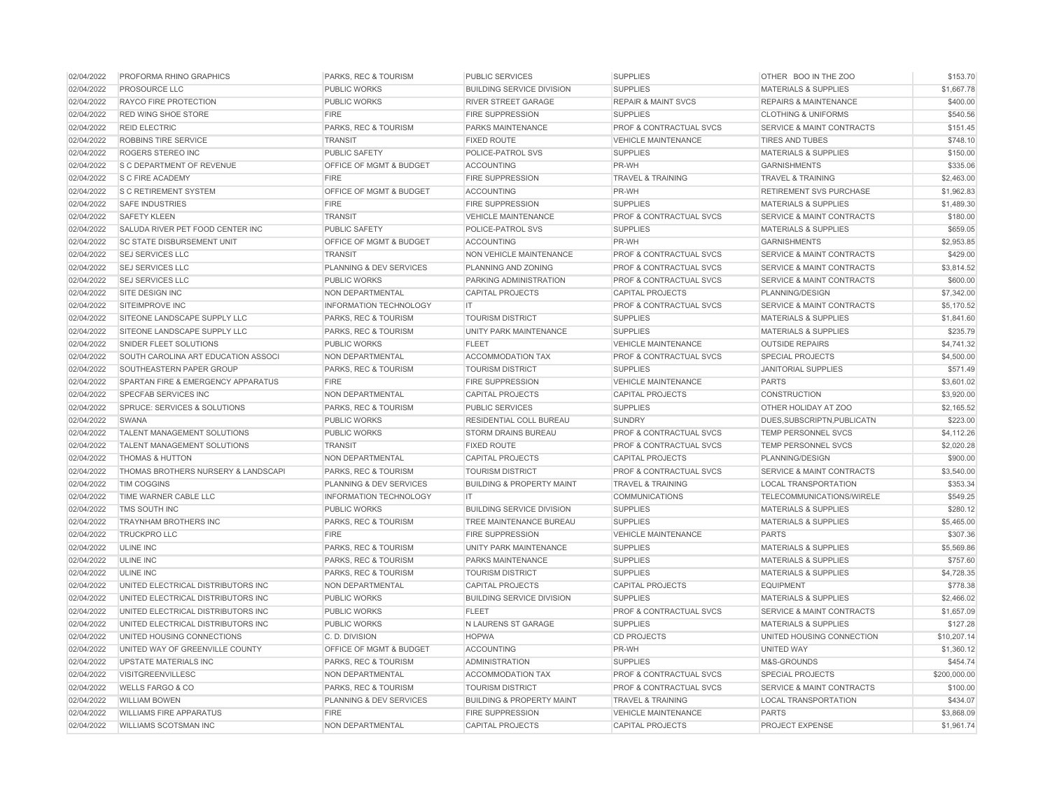| | | | | | | |
|---|---|---|---|---|---|---|
| 02/04/2022 | PROFORMA RHINO GRAPHICS | PARKS, REC & TOURISM | PUBLIC SERVICES | SUPPLIES | OTHER BOO IN THE ZOO | $153.70 |
| 02/04/2022 | PROSOURCE LLC | PUBLIC WORKS | BUILDING SERVICE DIVISION | SUPPLIES | MATERIALS & SUPPLIES | $1,667.78 |
| 02/04/2022 | RAYCO FIRE PROTECTION | PUBLIC WORKS | RIVER STREET GARAGE | REPAIR & MAINT SVCS | REPAIRS & MAINTENANCE | $400.00 |
| 02/04/2022 | RED WING SHOE STORE | FIRE | FIRE SUPPRESSION | SUPPLIES | CLOTHING & UNIFORMS | $540.56 |
| 02/04/2022 | REID ELECTRIC | PARKS, REC & TOURISM | PARKS MAINTENANCE | PROF & CONTRACTUAL SVCS | SERVICE & MAINT CONTRACTS | $151.45 |
| 02/04/2022 | ROBBINS TIRE SERVICE | TRANSIT | FIXED ROUTE | VEHICLE MAINTENANCE | TIRES AND TUBES | $748.10 |
| 02/04/2022 | ROGERS STEREO INC | PUBLIC SAFETY | POLICE-PATROL SVS | SUPPLIES | MATERIALS & SUPPLIES | $150.00 |
| 02/04/2022 | S C DEPARTMENT OF REVENUE | OFFICE OF MGMT & BUDGET | ACCOUNTING | PR-WH | GARNISHMENTS | $335.06 |
| 02/04/2022 | S C FIRE ACADEMY | FIRE | FIRE SUPPRESSION | TRAVEL & TRAINING | TRAVEL & TRAINING | $2,463.00 |
| 02/04/2022 | S C RETIREMENT SYSTEM | OFFICE OF MGMT & BUDGET | ACCOUNTING | PR-WH | RETIREMENT SVS PURCHASE | $1,962.83 |
| 02/04/2022 | SAFE INDUSTRIES | FIRE | FIRE SUPPRESSION | SUPPLIES | MATERIALS & SUPPLIES | $1,489.30 |
| 02/04/2022 | SAFETY KLEEN | TRANSIT | VEHICLE MAINTENANCE | PROF & CONTRACTUAL SVCS | SERVICE & MAINT CONTRACTS | $180.00 |
| 02/04/2022 | SALUDA RIVER PET FOOD CENTER INC | PUBLIC SAFETY | POLICE-PATROL SVS | SUPPLIES | MATERIALS & SUPPLIES | $659.05 |
| 02/04/2022 | SC STATE DISBURSEMENT UNIT | OFFICE OF MGMT & BUDGET | ACCOUNTING | PR-WH | GARNISHMENTS | $2,953.85 |
| 02/04/2022 | SEJ SERVICES LLC | TRANSIT | NON VEHICLE MAINTENANCE | PROF & CONTRACTUAL SVCS | SERVICE & MAINT CONTRACTS | $429.00 |
| 02/04/2022 | SEJ SERVICES LLC | PLANNING & DEV SERVICES | PLANNING AND ZONING | PROF & CONTRACTUAL SVCS | SERVICE & MAINT CONTRACTS | $3,814.52 |
| 02/04/2022 | SEJ SERVICES LLC | PUBLIC WORKS | PARKING ADMINISTRATION | PROF & CONTRACTUAL SVCS | SERVICE & MAINT CONTRACTS | $600.00 |
| 02/04/2022 | SITE DESIGN INC | NON DEPARTMENTAL | CAPITAL PROJECTS | CAPITAL PROJECTS | PLANNING/DESIGN | $7,342.00 |
| 02/04/2022 | SITEIMPROVE INC | INFORMATION TECHNOLOGY | IT | PROF & CONTRACTUAL SVCS | SERVICE & MAINT CONTRACTS | $5,170.52 |
| 02/04/2022 | SITEONE LANDSCAPE SUPPLY LLC | PARKS, REC & TOURISM | TOURISM DISTRICT | SUPPLIES | MATERIALS & SUPPLIES | $1,841.60 |
| 02/04/2022 | SITEONE LANDSCAPE SUPPLY LLC | PARKS, REC & TOURISM | UNITY PARK MAINTENANCE | SUPPLIES | MATERIALS & SUPPLIES | $235.79 |
| 02/04/2022 | SNIDER FLEET SOLUTIONS | PUBLIC WORKS | FLEET | VEHICLE MAINTENANCE | OUTSIDE REPAIRS | $4,741.32 |
| 02/04/2022 | SOUTH CAROLINA ART EDUCATION ASSOCI | NON DEPARTMENTAL | ACCOMMODATION TAX | PROF & CONTRACTUAL SVCS | SPECIAL PROJECTS | $4,500.00 |
| 02/04/2022 | SOUTHEASTERN PAPER GROUP | PARKS, REC & TOURISM | TOURISM DISTRICT | SUPPLIES | JANITORIAL SUPPLIES | $571.49 |
| 02/04/2022 | SPARTAN FIRE & EMERGENCY APPARATUS | FIRE | FIRE SUPPRESSION | VEHICLE MAINTENANCE | PARTS | $3,601.02 |
| 02/04/2022 | SPECFAB SERVICES INC | NON DEPARTMENTAL | CAPITAL PROJECTS | CAPITAL PROJECTS | CONSTRUCTION | $3,920.00 |
| 02/04/2022 | SPRUCE: SERVICES & SOLUTIONS | PARKS, REC & TOURISM | PUBLIC SERVICES | SUPPLIES | OTHER HOLIDAY AT ZOO | $2,165.52 |
| 02/04/2022 | SWANA | PUBLIC WORKS | RESIDENTIAL COLL BUREAU | SUNDRY | DUES,SUBSCRIPTN,PUBLICATN | $223.00 |
| 02/04/2022 | TALENT MANAGEMENT SOLUTIONS | PUBLIC WORKS | STORM DRAINS BUREAU | PROF & CONTRACTUAL SVCS | TEMP PERSONNEL SVCS | $4,112.26 |
| 02/04/2022 | TALENT MANAGEMENT SOLUTIONS | TRANSIT | FIXED ROUTE | PROF & CONTRACTUAL SVCS | TEMP PERSONNEL SVCS | $2,020.28 |
| 02/04/2022 | THOMAS & HUTTON | NON DEPARTMENTAL | CAPITAL PROJECTS | CAPITAL PROJECTS | PLANNING/DESIGN | $900.00 |
| 02/04/2022 | THOMAS BROTHERS NURSERY & LANDSCAPI | PARKS, REC & TOURISM | TOURISM DISTRICT | PROF & CONTRACTUAL SVCS | SERVICE & MAINT CONTRACTS | $3,540.00 |
| 02/04/2022 | TIM COGGINS | PLANNING & DEV SERVICES | BUILDING & PROPERTY MAINT | TRAVEL & TRAINING | LOCAL TRANSPORTATION | $353.34 |
| 02/04/2022 | TIME WARNER CABLE LLC | INFORMATION TECHNOLOGY | IT | COMMUNICATIONS | TELECOMMUNICATIONS/WIRELE | $549.25 |
| 02/04/2022 | TMS SOUTH INC | PUBLIC WORKS | BUILDING SERVICE DIVISION | SUPPLIES | MATERIALS & SUPPLIES | $280.12 |
| 02/04/2022 | TRAYNHAM BROTHERS INC | PARKS, REC & TOURISM | TREE MAINTENANCE BUREAU | SUPPLIES | MATERIALS & SUPPLIES | $5,465.00 |
| 02/04/2022 | TRUCKPRO LLC | FIRE | FIRE SUPPRESSION | VEHICLE MAINTENANCE | PARTS | $307.36 |
| 02/04/2022 | ULINE INC | PARKS, REC & TOURISM | UNITY PARK MAINTENANCE | SUPPLIES | MATERIALS & SUPPLIES | $5,569.86 |
| 02/04/2022 | ULINE INC | PARKS, REC & TOURISM | PARKS MAINTENANCE | SUPPLIES | MATERIALS & SUPPLIES | $757.60 |
| 02/04/2022 | ULINE INC | PARKS, REC & TOURISM | TOURISM DISTRICT | SUPPLIES | MATERIALS & SUPPLIES | $4,728.35 |
| 02/04/2022 | UNITED ELECTRICAL DISTRIBUTORS INC | NON DEPARTMENTAL | CAPITAL PROJECTS | CAPITAL PROJECTS | EQUIPMENT | $778.38 |
| 02/04/2022 | UNITED ELECTRICAL DISTRIBUTORS INC | PUBLIC WORKS | BUILDING SERVICE DIVISION | SUPPLIES | MATERIALS & SUPPLIES | $2,466.02 |
| 02/04/2022 | UNITED ELECTRICAL DISTRIBUTORS INC | PUBLIC WORKS | FLEET | PROF & CONTRACTUAL SVCS | SERVICE & MAINT CONTRACTS | $1,657.09 |
| 02/04/2022 | UNITED ELECTRICAL DISTRIBUTORS INC | PUBLIC WORKS | N LAURENS ST GARAGE | SUPPLIES | MATERIALS & SUPPLIES | $127.28 |
| 02/04/2022 | UNITED HOUSING CONNECTIONS | C. D. DIVISION | HOPWA | CD PROJECTS | UNITED HOUSING CONNECTION | $10,207.14 |
| 02/04/2022 | UNITED WAY OF GREENVILLE COUNTY | OFFICE OF MGMT & BUDGET | ACCOUNTING | PR-WH | UNITED WAY | $1,360.12 |
| 02/04/2022 | UPSTATE MATERIALS INC | PARKS, REC & TOURISM | ADMINISTRATION | SUPPLIES | M&S-GROUNDS | $454.74 |
| 02/04/2022 | VISITGREENVILLESC | NON DEPARTMENTAL | ACCOMMODATION TAX | PROF & CONTRACTUAL SVCS | SPECIAL PROJECTS | $200,000.00 |
| 02/04/2022 | WELLS FARGO & CO | PARKS, REC & TOURISM | TOURISM DISTRICT | PROF & CONTRACTUAL SVCS | SERVICE & MAINT CONTRACTS | $100.00 |
| 02/04/2022 | WILLIAM BOWEN | PLANNING & DEV SERVICES | BUILDING & PROPERTY MAINT | TRAVEL & TRAINING | LOCAL TRANSPORTATION | $434.07 |
| 02/04/2022 | WILLIAMS FIRE APPARATUS | FIRE | FIRE SUPPRESSION | VEHICLE MAINTENANCE | PARTS | $3,868.09 |
| 02/04/2022 | WILLIAMS SCOTSMAN INC | NON DEPARTMENTAL | CAPITAL PROJECTS | CAPITAL PROJECTS | PROJECT EXPENSE | $1,961.74 |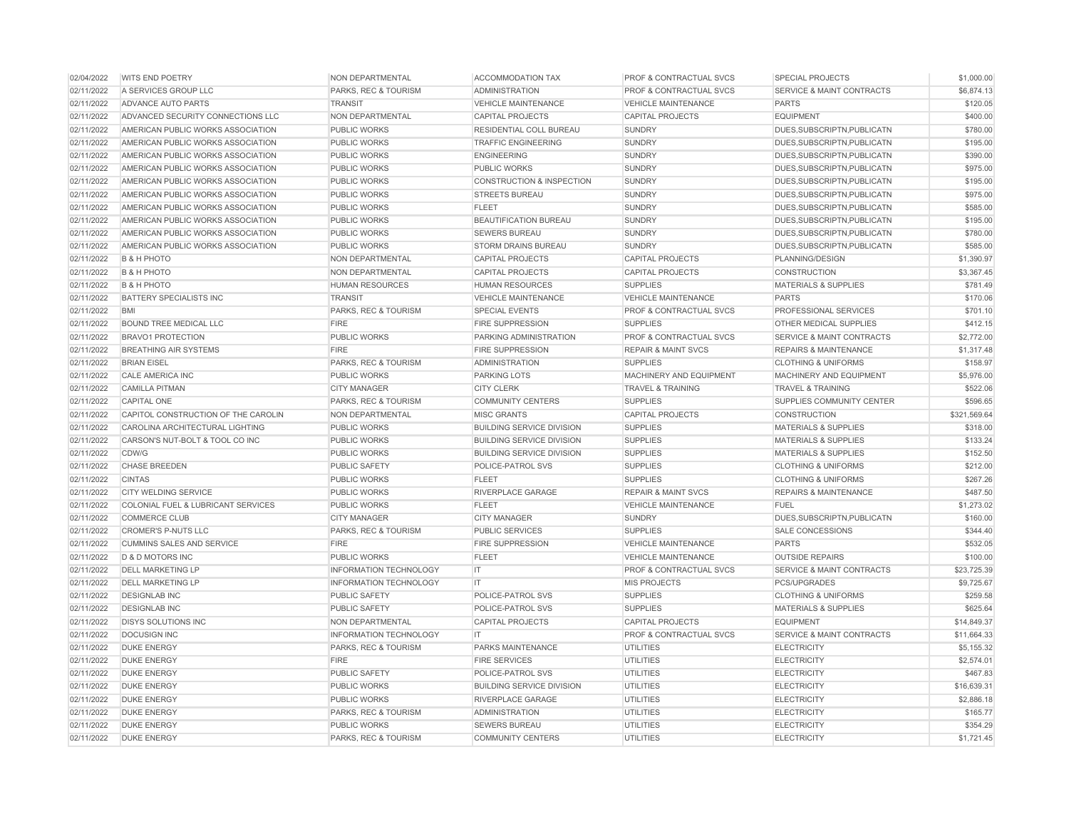| 02/04/2022 | WITS END POETRY | NON DEPARTMENTAL | ACCOMMODATION TAX | PROF & CONTRACTUAL SVCS | SPECIAL PROJECTS | $1,000.00 |
|---|---|---|---|---|---|---|
| 02/11/2022 | A SERVICES GROUP LLC | PARKS, REC & TOURISM | ADMINISTRATION | PROF & CONTRACTUAL SVCS | SERVICE & MAINT CONTRACTS | $6,874.13 |
| 02/11/2022 | ADVANCE AUTO PARTS | TRANSIT | VEHICLE MAINTENANCE | VEHICLE MAINTENANCE | PARTS | $120.05 |
| 02/11/2022 | ADVANCED SECURITY CONNECTIONS LLC | NON DEPARTMENTAL | CAPITAL PROJECTS | CAPITAL PROJECTS | EQUIPMENT | $400.00 |
| 02/11/2022 | AMERICAN PUBLIC WORKS ASSOCIATION | PUBLIC WORKS | RESIDENTIAL COLL BUREAU | SUNDRY | DUES,SUBSCRIPTN,PUBLICATN | $780.00 |
| 02/11/2022 | AMERICAN PUBLIC WORKS ASSOCIATION | PUBLIC WORKS | TRAFFIC ENGINEERING | SUNDRY | DUES,SUBSCRIPTN,PUBLICATN | $195.00 |
| 02/11/2022 | AMERICAN PUBLIC WORKS ASSOCIATION | PUBLIC WORKS | ENGINEERING | SUNDRY | DUES,SUBSCRIPTN,PUBLICATN | $390.00 |
| 02/11/2022 | AMERICAN PUBLIC WORKS ASSOCIATION | PUBLIC WORKS | PUBLIC WORKS | SUNDRY | DUES,SUBSCRIPTN,PUBLICATN | $975.00 |
| 02/11/2022 | AMERICAN PUBLIC WORKS ASSOCIATION | PUBLIC WORKS | CONSTRUCTION & INSPECTION | SUNDRY | DUES,SUBSCRIPTN,PUBLICATN | $195.00 |
| 02/11/2022 | AMERICAN PUBLIC WORKS ASSOCIATION | PUBLIC WORKS | STREETS BUREAU | SUNDRY | DUES,SUBSCRIPTN,PUBLICATN | $975.00 |
| 02/11/2022 | AMERICAN PUBLIC WORKS ASSOCIATION | PUBLIC WORKS | FLEET | SUNDRY | DUES,SUBSCRIPTN,PUBLICATN | $585.00 |
| 02/11/2022 | AMERICAN PUBLIC WORKS ASSOCIATION | PUBLIC WORKS | BEAUTIFICATION BUREAU | SUNDRY | DUES,SUBSCRIPTN,PUBLICATN | $195.00 |
| 02/11/2022 | AMERICAN PUBLIC WORKS ASSOCIATION | PUBLIC WORKS | SEWERS BUREAU | SUNDRY | DUES,SUBSCRIPTN,PUBLICATN | $780.00 |
| 02/11/2022 | AMERICAN PUBLIC WORKS ASSOCIATION | PUBLIC WORKS | STORM DRAINS BUREAU | SUNDRY | DUES,SUBSCRIPTN,PUBLICATN | $585.00 |
| 02/11/2022 | B & H PHOTO | NON DEPARTMENTAL | CAPITAL PROJECTS | CAPITAL PROJECTS | PLANNING/DESIGN | $1,390.97 |
| 02/11/2022 | B & H PHOTO | NON DEPARTMENTAL | CAPITAL PROJECTS | CAPITAL PROJECTS | CONSTRUCTION | $3,367.45 |
| 02/11/2022 | B & H PHOTO | HUMAN RESOURCES | HUMAN RESOURCES | SUPPLIES | MATERIALS & SUPPLIES | $781.49 |
| 02/11/2022 | BATTERY SPECIALISTS INC | TRANSIT | VEHICLE MAINTENANCE | VEHICLE MAINTENANCE | PARTS | $170.06 |
| 02/11/2022 | BMI | PARKS, REC & TOURISM | SPECIAL EVENTS | PROF & CONTRACTUAL SVCS | PROFESSIONAL SERVICES | $701.10 |
| 02/11/2022 | BOUND TREE MEDICAL LLC | FIRE | FIRE SUPPRESSION | SUPPLIES | OTHER MEDICAL SUPPLIES | $412.15 |
| 02/11/2022 | BRAVO1 PROTECTION | PUBLIC WORKS | PARKING ADMINISTRATION | PROF & CONTRACTUAL SVCS | SERVICE & MAINT CONTRACTS | $2,772.00 |
| 02/11/2022 | BREATHING AIR SYSTEMS | FIRE | FIRE SUPPRESSION | REPAIR & MAINT SVCS | REPAIRS & MAINTENANCE | $1,317.48 |
| 02/11/2022 | BRIAN EISEL | PARKS, REC & TOURISM | ADMINISTRATION | SUPPLIES | CLOTHING & UNIFORMS | $158.97 |
| 02/11/2022 | CALE AMERICA INC | PUBLIC WORKS | PARKING LOTS | MACHINERY AND EQUIPMENT | MACHINERY AND EQUIPMENT | $5,976.00 |
| 02/11/2022 | CAMILLA PITMAN | CITY MANAGER | CITY CLERK | TRAVEL & TRAINING | TRAVEL & TRAINING | $522.06 |
| 02/11/2022 | CAPITAL ONE | PARKS, REC & TOURISM | COMMUNITY CENTERS | SUPPLIES | SUPPLIES COMMUNITY CENTER | $596.65 |
| 02/11/2022 | CAPITOL CONSTRUCTION OF THE CAROLIN | NON DEPARTMENTAL | MISC GRANTS | CAPITAL PROJECTS | CONSTRUCTION | $321,569.64 |
| 02/11/2022 | CAROLINA ARCHITECTURAL LIGHTING | PUBLIC WORKS | BUILDING SERVICE DIVISION | SUPPLIES | MATERIALS & SUPPLIES | $318.00 |
| 02/11/2022 | CARSON'S NUT-BOLT & TOOL CO INC | PUBLIC WORKS | BUILDING SERVICE DIVISION | SUPPLIES | MATERIALS & SUPPLIES | $133.24 |
| 02/11/2022 | CDW/G | PUBLIC WORKS | BUILDING SERVICE DIVISION | SUPPLIES | MATERIALS & SUPPLIES | $152.50 |
| 02/11/2022 | CHASE BREEDEN | PUBLIC SAFETY | POLICE-PATROL SVS | SUPPLIES | CLOTHING & UNIFORMS | $212.00 |
| 02/11/2022 | CINTAS | PUBLIC WORKS | FLEET | SUPPLIES | CLOTHING & UNIFORMS | $267.26 |
| 02/11/2022 | CITY WELDING SERVICE | PUBLIC WORKS | RIVERPLACE GARAGE | REPAIR & MAINT SVCS | REPAIRS & MAINTENANCE | $487.50 |
| 02/11/2022 | COLONIAL FUEL & LUBRICANT SERVICES | PUBLIC WORKS | FLEET | VEHICLE MAINTENANCE | FUEL | $1,273.02 |
| 02/11/2022 | COMMERCE CLUB | CITY MANAGER | CITY MANAGER | SUNDRY | DUES,SUBSCRIPTN,PUBLICATN | $160.00 |
| 02/11/2022 | CROMER'S P-NUTS LLC | PARKS, REC & TOURISM | PUBLIC SERVICES | SUPPLIES | SALE CONCESSIONS | $344.40 |
| 02/11/2022 | CUMMINS SALES AND SERVICE | FIRE | FIRE SUPPRESSION | VEHICLE MAINTENANCE | PARTS | $532.05 |
| 02/11/2022 | D & D MOTORS INC | PUBLIC WORKS | FLEET | VEHICLE MAINTENANCE | OUTSIDE REPAIRS | $100.00 |
| 02/11/2022 | DELL MARKETING LP | INFORMATION TECHNOLOGY | IT | PROF & CONTRACTUAL SVCS | SERVICE & MAINT CONTRACTS | $23,725.39 |
| 02/11/2022 | DELL MARKETING LP | INFORMATION TECHNOLOGY | IT | MIS PROJECTS | PCS/UPGRADES | $9,725.67 |
| 02/11/2022 | DESIGNLAB INC | PUBLIC SAFETY | POLICE-PATROL SVS | SUPPLIES | CLOTHING & UNIFORMS | $259.58 |
| 02/11/2022 | DESIGNLAB INC | PUBLIC SAFETY | POLICE-PATROL SVS | SUPPLIES | MATERIALS & SUPPLIES | $625.64 |
| 02/11/2022 | DISYS SOLUTIONS INC | NON DEPARTMENTAL | CAPITAL PROJECTS | CAPITAL PROJECTS | EQUIPMENT | $14,849.37 |
| 02/11/2022 | DOCUSIGN INC | INFORMATION TECHNOLOGY | IT | PROF & CONTRACTUAL SVCS | SERVICE & MAINT CONTRACTS | $11,664.33 |
| 02/11/2022 | DUKE ENERGY | PARKS, REC & TOURISM | PARKS MAINTENANCE | UTILITIES | ELECTRICITY | $5,155.32 |
| 02/11/2022 | DUKE ENERGY | FIRE | FIRE SERVICES | UTILITIES | ELECTRICITY | $2,574.01 |
| 02/11/2022 | DUKE ENERGY | PUBLIC SAFETY | POLICE-PATROL SVS | UTILITIES | ELECTRICITY | $467.83 |
| 02/11/2022 | DUKE ENERGY | PUBLIC WORKS | BUILDING SERVICE DIVISION | UTILITIES | ELECTRICITY | $16,639.31 |
| 02/11/2022 | DUKE ENERGY | PUBLIC WORKS | RIVERPLACE GARAGE | UTILITIES | ELECTRICITY | $2,886.18 |
| 02/11/2022 | DUKE ENERGY | PARKS, REC & TOURISM | ADMINISTRATION | UTILITIES | ELECTRICITY | $165.77 |
| 02/11/2022 | DUKE ENERGY | PUBLIC WORKS | SEWERS BUREAU | UTILITIES | ELECTRICITY | $354.29 |
| 02/11/2022 | DUKE ENERGY | PARKS, REC & TOURISM | COMMUNITY CENTERS | UTILITIES | ELECTRICITY | $1,721.45 |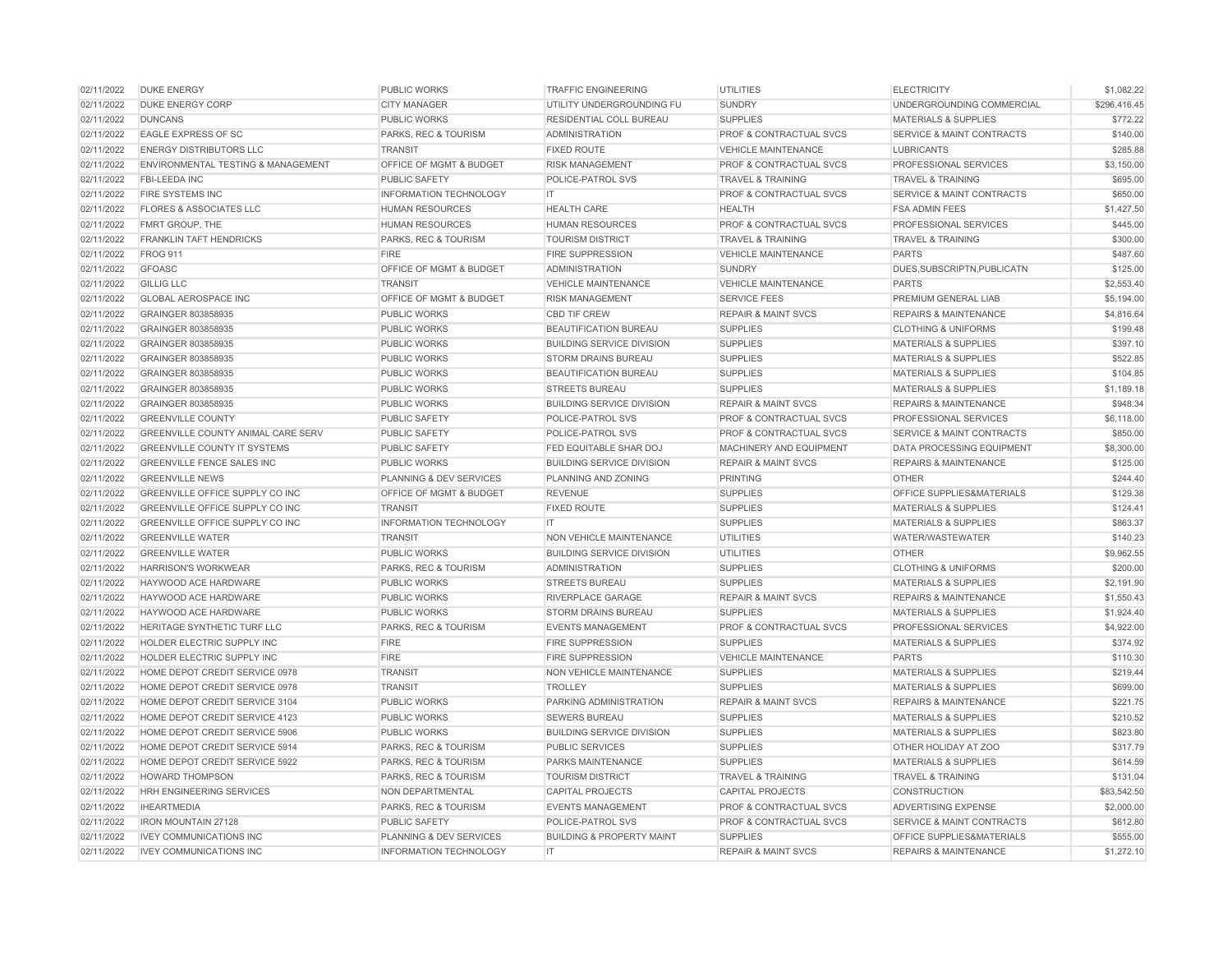| | | | | | | |
|---|---|---|---|---|---|---|
| 02/11/2022 | DUKE ENERGY | PUBLIC WORKS | TRAFFIC ENGINEERING | UTILITIES | ELECTRICITY | $1,082.22 |
| 02/11/2022 | DUKE ENERGY CORP | CITY MANAGER | UTILITY UNDERGROUNDING FU | SUNDRY | UNDERGROUNDING COMMERCIAL | $296,416.45 |
| 02/11/2022 | DUNCANS | PUBLIC WORKS | RESIDENTIAL COLL BUREAU | SUPPLIES | MATERIALS & SUPPLIES | $772.22 |
| 02/11/2022 | EAGLE EXPRESS OF SC | PARKS, REC & TOURISM | ADMINISTRATION | PROF & CONTRACTUAL SVCS | SERVICE & MAINT CONTRACTS | $140.00 |
| 02/11/2022 | ENERGY DISTRIBUTORS LLC | TRANSIT | FIXED ROUTE | VEHICLE MAINTENANCE | LUBRICANTS | $285.88 |
| 02/11/2022 | ENVIRONMENTAL TESTING & MANAGEMENT | OFFICE OF MGMT & BUDGET | RISK MANAGEMENT | PROF & CONTRACTUAL SVCS | PROFESSIONAL SERVICES | $3,150.00 |
| 02/11/2022 | FBI-LEEDA INC | PUBLIC SAFETY | POLICE-PATROL SVS | TRAVEL & TRAINING | TRAVEL & TRAINING | $695.00 |
| 02/11/2022 | FIRE SYSTEMS INC | INFORMATION TECHNOLOGY | IT | PROF & CONTRACTUAL SVCS | SERVICE & MAINT CONTRACTS | $650.00 |
| 02/11/2022 | FLORES & ASSOCIATES LLC | HUMAN RESOURCES | HEALTH CARE | HEALTH | FSA ADMIN FEES | $1,427.50 |
| 02/11/2022 | FMRT GROUP, THE | HUMAN RESOURCES | HUMAN RESOURCES | PROF & CONTRACTUAL SVCS | PROFESSIONAL SERVICES | $445.00 |
| 02/11/2022 | FRANKLIN TAFT HENDRICKS | PARKS, REC & TOURISM | TOURISM DISTRICT | TRAVEL & TRAINING | TRAVEL & TRAINING | $300.00 |
| 02/11/2022 | FROG 911 | FIRE | FIRE SUPPRESSION | VEHICLE MAINTENANCE | PARTS | $487.60 |
| 02/11/2022 | GFOASC | OFFICE OF MGMT & BUDGET | ADMINISTRATION | SUNDRY | DUES,SUBSCRIPTN,PUBLICATN | $125.00 |
| 02/11/2022 | GILLIG LLC | TRANSIT | VEHICLE MAINTENANCE | VEHICLE MAINTENANCE | PARTS | $2,553.40 |
| 02/11/2022 | GLOBAL AEROSPACE INC | OFFICE OF MGMT & BUDGET | RISK MANAGEMENT | SERVICE FEES | PREMIUM GENERAL LIAB | $5,194.00 |
| 02/11/2022 | GRAINGER 803858935 | PUBLIC WORKS | CBD TIF CREW | REPAIR & MAINT SVCS | REPAIRS & MAINTENANCE | $4,816.64 |
| 02/11/2022 | GRAINGER 803858935 | PUBLIC WORKS | BEAUTIFICATION BUREAU | SUPPLIES | CLOTHING & UNIFORMS | $199.48 |
| 02/11/2022 | GRAINGER 803858935 | PUBLIC WORKS | BUILDING SERVICE DIVISION | SUPPLIES | MATERIALS & SUPPLIES | $397.10 |
| 02/11/2022 | GRAINGER 803858935 | PUBLIC WORKS | STORM DRAINS BUREAU | SUPPLIES | MATERIALS & SUPPLIES | $522.85 |
| 02/11/2022 | GRAINGER 803858935 | PUBLIC WORKS | BEAUTIFICATION BUREAU | SUPPLIES | MATERIALS & SUPPLIES | $104.85 |
| 02/11/2022 | GRAINGER 803858935 | PUBLIC WORKS | STREETS BUREAU | SUPPLIES | MATERIALS & SUPPLIES | $1,189.18 |
| 02/11/2022 | GRAINGER 803858935 | PUBLIC WORKS | BUILDING SERVICE DIVISION | REPAIR & MAINT SVCS | REPAIRS & MAINTENANCE | $948.34 |
| 02/11/2022 | GREENVILLE COUNTY | PUBLIC SAFETY | POLICE-PATROL SVS | PROF & CONTRACTUAL SVCS | PROFESSIONAL SERVICES | $6,118.00 |
| 02/11/2022 | GREENVILLE COUNTY ANIMAL CARE SERV | PUBLIC SAFETY | POLICE-PATROL SVS | PROF & CONTRACTUAL SVCS | SERVICE & MAINT CONTRACTS | $850.00 |
| 02/11/2022 | GREENVILLE COUNTY IT SYSTEMS | PUBLIC SAFETY | FED EQUITABLE SHAR DOJ | MACHINERY AND EQUIPMENT | DATA PROCESSING EQUIPMENT | $8,300.00 |
| 02/11/2022 | GREENVILLE FENCE SALES INC | PUBLIC WORKS | BUILDING SERVICE DIVISION | REPAIR & MAINT SVCS | REPAIRS & MAINTENANCE | $125.00 |
| 02/11/2022 | GREENVILLE NEWS | PLANNING & DEV SERVICES | PLANNING AND ZONING | PRINTING | OTHER | $244.40 |
| 02/11/2022 | GREENVILLE OFFICE SUPPLY CO INC | OFFICE OF MGMT & BUDGET | REVENUE | SUPPLIES | OFFICE SUPPLIES&MATERIALS | $129.38 |
| 02/11/2022 | GREENVILLE OFFICE SUPPLY CO INC | TRANSIT | FIXED ROUTE | SUPPLIES | MATERIALS & SUPPLIES | $124.41 |
| 02/11/2022 | GREENVILLE OFFICE SUPPLY CO INC | INFORMATION TECHNOLOGY | IT | SUPPLIES | MATERIALS & SUPPLIES | $863.37 |
| 02/11/2022 | GREENVILLE WATER | TRANSIT | NON VEHICLE MAINTENANCE | UTILITIES | WATER/WASTEWATER | $140.23 |
| 02/11/2022 | GREENVILLE WATER | PUBLIC WORKS | BUILDING SERVICE DIVISION | UTILITIES | OTHER | $9,962.55 |
| 02/11/2022 | HARRISON'S WORKWEAR | PARKS, REC & TOURISM | ADMINISTRATION | SUPPLIES | CLOTHING & UNIFORMS | $200.00 |
| 02/11/2022 | HAYWOOD ACE HARDWARE | PUBLIC WORKS | STREETS BUREAU | SUPPLIES | MATERIALS & SUPPLIES | $2,191.90 |
| 02/11/2022 | HAYWOOD ACE HARDWARE | PUBLIC WORKS | RIVERPLACE GARAGE | REPAIR & MAINT SVCS | REPAIRS & MAINTENANCE | $1,550.43 |
| 02/11/2022 | HAYWOOD ACE HARDWARE | PUBLIC WORKS | STORM DRAINS BUREAU | SUPPLIES | MATERIALS & SUPPLIES | $1,924.40 |
| 02/11/2022 | HERITAGE SYNTHETIC TURF LLC | PARKS, REC & TOURISM | EVENTS MANAGEMENT | PROF & CONTRACTUAL SVCS | PROFESSIONAL SERVICES | $4,922.00 |
| 02/11/2022 | HOLDER ELECTRIC SUPPLY INC | FIRE | FIRE SUPPRESSION | SUPPLIES | MATERIALS & SUPPLIES | $374.92 |
| 02/11/2022 | HOLDER ELECTRIC SUPPLY INC | FIRE | FIRE SUPPRESSION | VEHICLE MAINTENANCE | PARTS | $110.30 |
| 02/11/2022 | HOME DEPOT CREDIT SERVICE 0978 | TRANSIT | NON VEHICLE MAINTENANCE | SUPPLIES | MATERIALS & SUPPLIES | $219.44 |
| 02/11/2022 | HOME DEPOT CREDIT SERVICE 0978 | TRANSIT | TROLLEY | SUPPLIES | MATERIALS & SUPPLIES | $699.00 |
| 02/11/2022 | HOME DEPOT CREDIT SERVICE 3104 | PUBLIC WORKS | PARKING ADMINISTRATION | REPAIR & MAINT SVCS | REPAIRS & MAINTENANCE | $221.75 |
| 02/11/2022 | HOME DEPOT CREDIT SERVICE 4123 | PUBLIC WORKS | SEWERS BUREAU | SUPPLIES | MATERIALS & SUPPLIES | $210.52 |
| 02/11/2022 | HOME DEPOT CREDIT SERVICE 5906 | PUBLIC WORKS | BUILDING SERVICE DIVISION | SUPPLIES | MATERIALS & SUPPLIES | $823.80 |
| 02/11/2022 | HOME DEPOT CREDIT SERVICE 5914 | PARKS, REC & TOURISM | PUBLIC SERVICES | SUPPLIES | OTHER HOLIDAY AT ZOO | $317.79 |
| 02/11/2022 | HOME DEPOT CREDIT SERVICE 5922 | PARKS, REC & TOURISM | PARKS MAINTENANCE | SUPPLIES | MATERIALS & SUPPLIES | $614.59 |
| 02/11/2022 | HOWARD THOMPSON | PARKS, REC & TOURISM | TOURISM DISTRICT | TRAVEL & TRAINING | TRAVEL & TRAINING | $131.04 |
| 02/11/2022 | HRH ENGINEERING SERVICES | NON DEPARTMENTAL | CAPITAL PROJECTS | CAPITAL PROJECTS | CONSTRUCTION | $83,542.50 |
| 02/11/2022 | IHEARTMEDIA | PARKS, REC & TOURISM | EVENTS MANAGEMENT | PROF & CONTRACTUAL SVCS | ADVERTISING EXPENSE | $2,000.00 |
| 02/11/2022 | IRON MOUNTAIN 27128 | PUBLIC SAFETY | POLICE-PATROL SVS | PROF & CONTRACTUAL SVCS | SERVICE & MAINT CONTRACTS | $612.80 |
| 02/11/2022 | IVEY COMMUNICATIONS INC | PLANNING & DEV SERVICES | BUILDING & PROPERTY MAINT | SUPPLIES | OFFICE SUPPLIES&MATERIALS | $555.00 |
| 02/11/2022 | IVEY COMMUNICATIONS INC | INFORMATION TECHNOLOGY | IT | REPAIR & MAINT SVCS | REPAIRS & MAINTENANCE | $1,272.10 |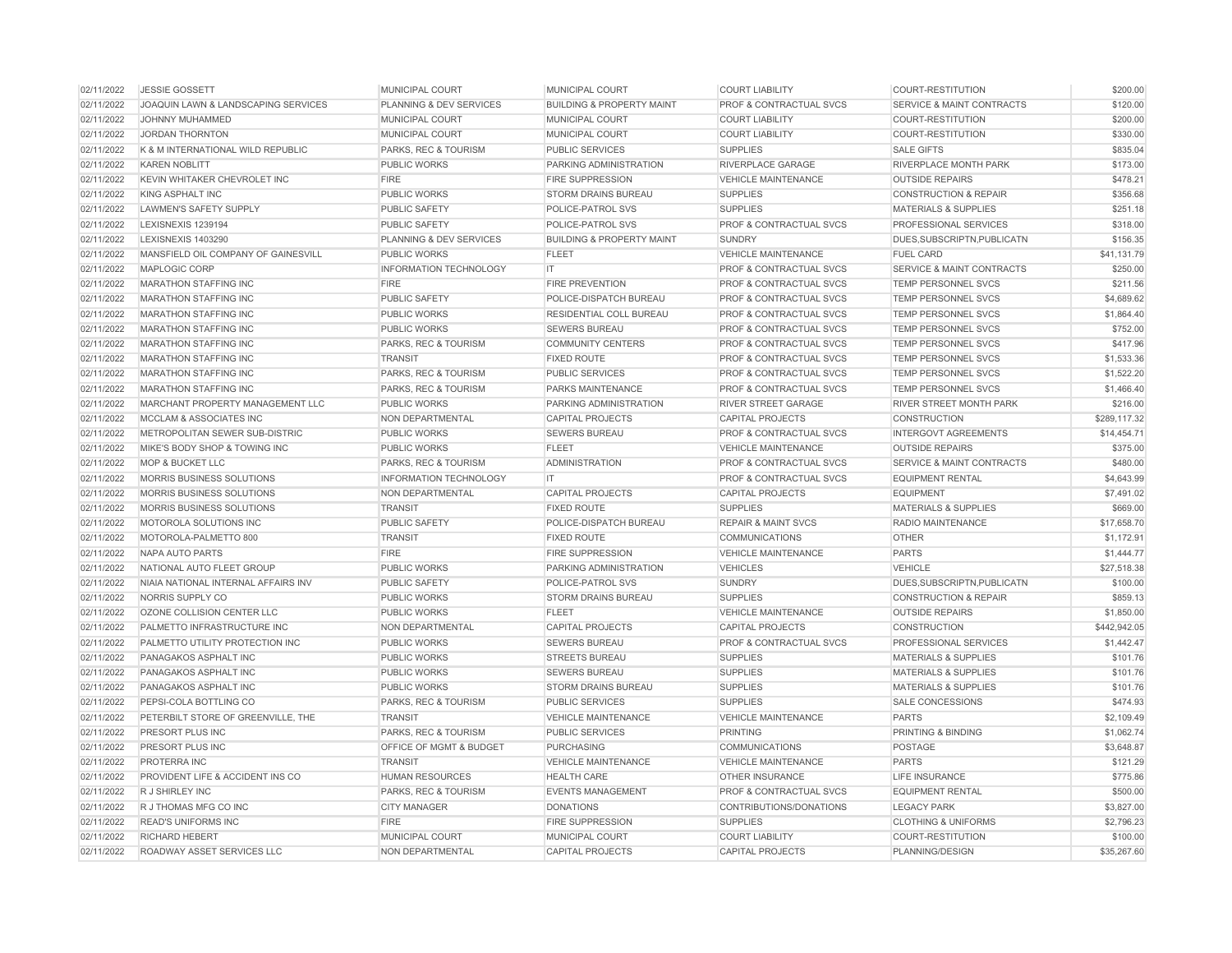| | | | | | | |
|---|---|---|---|---|---|---|
| 02/11/2022 | JESSIE GOSSETT | MUNICIPAL COURT | MUNICIPAL COURT | COURT LIABILITY | COURT-RESTITUTION | $200.00 |
| 02/11/2022 | JOAQUIN LAWN & LANDSCAPING SERVICES | PLANNING & DEV SERVICES | BUILDING & PROPERTY MAINT | PROF & CONTRACTUAL SVCS | SERVICE & MAINT CONTRACTS | $120.00 |
| 02/11/2022 | JOHNNY MUHAMMED | MUNICIPAL COURT | MUNICIPAL COURT | COURT LIABILITY | COURT-RESTITUTION | $200.00 |
| 02/11/2022 | JORDAN THORNTON | MUNICIPAL COURT | MUNICIPAL COURT | COURT LIABILITY | COURT-RESTITUTION | $330.00 |
| 02/11/2022 | K & M INTERNATIONAL WILD REPUBLIC | PARKS, REC & TOURISM | PUBLIC SERVICES | SUPPLIES | SALE GIFTS | $835.04 |
| 02/11/2022 | KAREN NOBLITT | PUBLIC WORKS | PARKING ADMINISTRATION | RIVERPLACE GARAGE | RIVERPLACE MONTH PARK | $173.00 |
| 02/11/2022 | KEVIN WHITAKER CHEVROLET INC | FIRE | FIRE SUPPRESSION | VEHICLE MAINTENANCE | OUTSIDE REPAIRS | $478.21 |
| 02/11/2022 | KING ASPHALT INC | PUBLIC WORKS | STORM DRAINS BUREAU | SUPPLIES | CONSTRUCTION & REPAIR | $356.68 |
| 02/11/2022 | LAWMEN'S SAFETY SUPPLY | PUBLIC SAFETY | POLICE-PATROL SVS | SUPPLIES | MATERIALS & SUPPLIES | $251.18 |
| 02/11/2022 | LEXISNEXIS 1239194 | PUBLIC SAFETY | POLICE-PATROL SVS | PROF & CONTRACTUAL SVCS | PROFESSIONAL SERVICES | $318.00 |
| 02/11/2022 | LEXISNEXIS 1403290 | PLANNING & DEV SERVICES | BUILDING & PROPERTY MAINT | SUNDRY | DUES,SUBSCRIPTN,PUBLICATN | $156.35 |
| 02/11/2022 | MANSFIELD OIL COMPANY OF GAINESVILL | PUBLIC WORKS | FLEET | VEHICLE MAINTENANCE | FUEL CARD | $41,131.79 |
| 02/11/2022 | MAPLOGIC CORP | INFORMATION TECHNOLOGY | IT | PROF & CONTRACTUAL SVCS | SERVICE & MAINT CONTRACTS | $250.00 |
| 02/11/2022 | MARATHON STAFFING INC | FIRE | FIRE PREVENTION | PROF & CONTRACTUAL SVCS | TEMP PERSONNEL SVCS | $211.56 |
| 02/11/2022 | MARATHON STAFFING INC | PUBLIC SAFETY | POLICE-DISPATCH BUREAU | PROF & CONTRACTUAL SVCS | TEMP PERSONNEL SVCS | $4,689.62 |
| 02/11/2022 | MARATHON STAFFING INC | PUBLIC WORKS | RESIDENTIAL COLL BUREAU | PROF & CONTRACTUAL SVCS | TEMP PERSONNEL SVCS | $1,864.40 |
| 02/11/2022 | MARATHON STAFFING INC | PUBLIC WORKS | SEWERS BUREAU | PROF & CONTRACTUAL SVCS | TEMP PERSONNEL SVCS | $752.00 |
| 02/11/2022 | MARATHON STAFFING INC | PARKS, REC & TOURISM | COMMUNITY CENTERS | PROF & CONTRACTUAL SVCS | TEMP PERSONNEL SVCS | $417.96 |
| 02/11/2022 | MARATHON STAFFING INC | TRANSIT | FIXED ROUTE | PROF & CONTRACTUAL SVCS | TEMP PERSONNEL SVCS | $1,533.36 |
| 02/11/2022 | MARATHON STAFFING INC | PARKS, REC & TOURISM | PUBLIC SERVICES | PROF & CONTRACTUAL SVCS | TEMP PERSONNEL SVCS | $1,522.20 |
| 02/11/2022 | MARATHON STAFFING INC | PARKS, REC & TOURISM | PARKS MAINTENANCE | PROF & CONTRACTUAL SVCS | TEMP PERSONNEL SVCS | $1,466.40 |
| 02/11/2022 | MARCHANT PROPERTY MANAGEMENT LLC | PUBLIC WORKS | PARKING ADMINISTRATION | RIVER STREET GARAGE | RIVER STREET MONTH PARK | $216.00 |
| 02/11/2022 | MCCLAM & ASSOCIATES INC | NON DEPARTMENTAL | CAPITAL PROJECTS | CAPITAL PROJECTS | CONSTRUCTION | $289,117.32 |
| 02/11/2022 | METROPOLITAN SEWER SUB-DISTRIC | PUBLIC WORKS | SEWERS BUREAU | PROF & CONTRACTUAL SVCS | INTERGOVT AGREEMENTS | $14,454.71 |
| 02/11/2022 | MIKE'S BODY SHOP & TOWING INC | PUBLIC WORKS | FLEET | VEHICLE MAINTENANCE | OUTSIDE REPAIRS | $375.00 |
| 02/11/2022 | MOP & BUCKET LLC | PARKS, REC & TOURISM | ADMINISTRATION | PROF & CONTRACTUAL SVCS | SERVICE & MAINT CONTRACTS | $480.00 |
| 02/11/2022 | MORRIS BUSINESS SOLUTIONS | INFORMATION TECHNOLOGY | IT | PROF & CONTRACTUAL SVCS | EQUIPMENT RENTAL | $4,643.99 |
| 02/11/2022 | MORRIS BUSINESS SOLUTIONS | NON DEPARTMENTAL | CAPITAL PROJECTS | CAPITAL PROJECTS | EQUIPMENT | $7,491.02 |
| 02/11/2022 | MORRIS BUSINESS SOLUTIONS | TRANSIT | FIXED ROUTE | SUPPLIES | MATERIALS & SUPPLIES | $669.00 |
| 02/11/2022 | MOTOROLA SOLUTIONS INC | PUBLIC SAFETY | POLICE-DISPATCH BUREAU | REPAIR & MAINT SVCS | RADIO MAINTENANCE | $17,658.70 |
| 02/11/2022 | MOTOROLA-PALMETTO 800 | TRANSIT | FIXED ROUTE | COMMUNICATIONS | OTHER | $1,172.91 |
| 02/11/2022 | NAPA AUTO PARTS | FIRE | FIRE SUPPRESSION | VEHICLE MAINTENANCE | PARTS | $1,444.77 |
| 02/11/2022 | NATIONAL AUTO FLEET GROUP | PUBLIC WORKS | PARKING ADMINISTRATION | VEHICLES | VEHICLE | $27,518.38 |
| 02/11/2022 | NIAIA NATIONAL INTERNAL AFFAIRS INV | PUBLIC SAFETY | POLICE-PATROL SVS | SUNDRY | DUES,SUBSCRIPTN,PUBLICATN | $100.00 |
| 02/11/2022 | NORRIS SUPPLY CO | PUBLIC WORKS | STORM DRAINS BUREAU | SUPPLIES | CONSTRUCTION & REPAIR | $859.13 |
| 02/11/2022 | OZONE COLLISION CENTER LLC | PUBLIC WORKS | FLEET | VEHICLE MAINTENANCE | OUTSIDE REPAIRS | $1,850.00 |
| 02/11/2022 | PALMETTO INFRASTRUCTURE INC | NON DEPARTMENTAL | CAPITAL PROJECTS | CAPITAL PROJECTS | CONSTRUCTION | $442,942.05 |
| 02/11/2022 | PALMETTO UTILITY PROTECTION INC | PUBLIC WORKS | SEWERS BUREAU | PROF & CONTRACTUAL SVCS | PROFESSIONAL SERVICES | $1,442.47 |
| 02/11/2022 | PANAGAKOS ASPHALT INC | PUBLIC WORKS | STREETS BUREAU | SUPPLIES | MATERIALS & SUPPLIES | $101.76 |
| 02/11/2022 | PANAGAKOS ASPHALT INC | PUBLIC WORKS | SEWERS BUREAU | SUPPLIES | MATERIALS & SUPPLIES | $101.76 |
| 02/11/2022 | PANAGAKOS ASPHALT INC | PUBLIC WORKS | STORM DRAINS BUREAU | SUPPLIES | MATERIALS & SUPPLIES | $101.76 |
| 02/11/2022 | PEPSI-COLA BOTTLING CO | PARKS, REC & TOURISM | PUBLIC SERVICES | SUPPLIES | SALE CONCESSIONS | $474.93 |
| 02/11/2022 | PETERBILT STORE OF GREENVILLE, THE | TRANSIT | VEHICLE MAINTENANCE | VEHICLE MAINTENANCE | PARTS | $2,109.49 |
| 02/11/2022 | PRESORT PLUS INC | PARKS, REC & TOURISM | PUBLIC SERVICES | PRINTING | PRINTING & BINDING | $1,062.74 |
| 02/11/2022 | PRESORT PLUS INC | OFFICE OF MGMT & BUDGET | PURCHASING | COMMUNICATIONS | POSTAGE | $3,648.87 |
| 02/11/2022 | PROTERRA INC | TRANSIT | VEHICLE MAINTENANCE | VEHICLE MAINTENANCE | PARTS | $121.29 |
| 02/11/2022 | PROVIDENT LIFE & ACCIDENT INS CO | HUMAN RESOURCES | HEALTH CARE | OTHER INSURANCE | LIFE INSURANCE | $775.86 |
| 02/11/2022 | R J SHIRLEY INC | PARKS, REC & TOURISM | EVENTS MANAGEMENT | PROF & CONTRACTUAL SVCS | EQUIPMENT RENTAL | $500.00 |
| 02/11/2022 | R J THOMAS MFG CO INC | CITY MANAGER | DONATIONS | CONTRIBUTIONS/DONATIONS | LEGACY PARK | $3,827.00 |
| 02/11/2022 | READ'S UNIFORMS INC | FIRE | FIRE SUPPRESSION | SUPPLIES | CLOTHING & UNIFORMS | $2,796.23 |
| 02/11/2022 | RICHARD HEBERT | MUNICIPAL COURT | MUNICIPAL COURT | COURT LIABILITY | COURT-RESTITUTION | $100.00 |
| 02/11/2022 | ROADWAY ASSET SERVICES LLC | NON DEPARTMENTAL | CAPITAL PROJECTS | CAPITAL PROJECTS | PLANNING/DESIGN | $35,267.60 |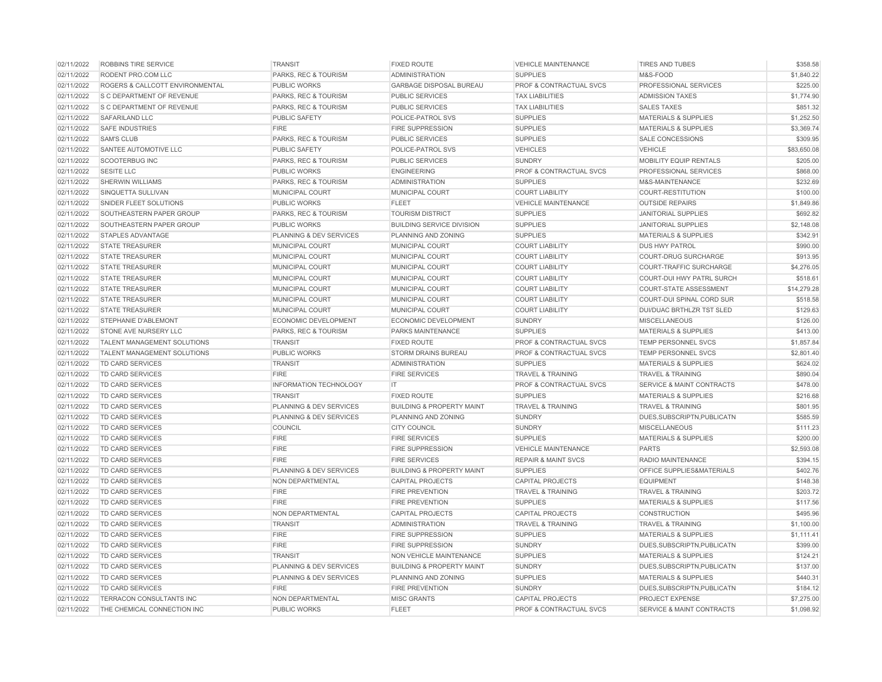| | | | | | | |
|---|---|---|---|---|---|---|
| 02/11/2022 | ROBBINS TIRE SERVICE | TRANSIT | FIXED ROUTE | VEHICLE MAINTENANCE | TIRES AND TUBES | $358.58 |
| 02/11/2022 | RODENT PRO.COM LLC | PARKS, REC & TOURISM | ADMINISTRATION | SUPPLIES | M&S-FOOD | $1,840.22 |
| 02/11/2022 | ROGERS & CALLCOTT ENVIRONMENTAL | PUBLIC WORKS | GARBAGE DISPOSAL BUREAU | PROF & CONTRACTUAL SVCS | PROFESSIONAL SERVICES | $225.00 |
| 02/11/2022 | S C DEPARTMENT OF REVENUE | PARKS, REC & TOURISM | PUBLIC SERVICES | TAX LIABILITIES | ADMISSION TAXES | $1,774.90 |
| 02/11/2022 | S C DEPARTMENT OF REVENUE | PARKS, REC & TOURISM | PUBLIC SERVICES | TAX LIABILITIES | SALES TAXES | $851.32 |
| 02/11/2022 | SAFARILAND LLC | PUBLIC SAFETY | POLICE-PATROL SVS | SUPPLIES | MATERIALS & SUPPLIES | $1,252.50 |
| 02/11/2022 | SAFE INDUSTRIES | FIRE | FIRE SUPPRESSION | SUPPLIES | MATERIALS & SUPPLIES | $3,369.74 |
| 02/11/2022 | SAM'S CLUB | PARKS, REC & TOURISM | PUBLIC SERVICES | SUPPLIES | SALE CONCESSIONS | $309.95 |
| 02/11/2022 | SANTEE AUTOMOTIVE LLC | PUBLIC SAFETY | POLICE-PATROL SVS | VEHICLES | VEHICLE | $83,650.08 |
| 02/11/2022 | SCOOTERBUG INC | PARKS, REC & TOURISM | PUBLIC SERVICES | SUNDRY | MOBILITY EQUIP RENTALS | $205.00 |
| 02/11/2022 | SESITE LLC | PUBLIC WORKS | ENGINEERING | PROF & CONTRACTUAL SVCS | PROFESSIONAL SERVICES | $868.00 |
| 02/11/2022 | SHERWIN WILLIAMS | PARKS, REC & TOURISM | ADMINISTRATION | SUPPLIES | M&S-MAINTENANCE | $232.69 |
| 02/11/2022 | SINQUETTA SULLIVAN | MUNICIPAL COURT | MUNICIPAL COURT | COURT LIABILITY | COURT-RESTITUTION | $100.00 |
| 02/11/2022 | SNIDER FLEET SOLUTIONS | PUBLIC WORKS | FLEET | VEHICLE MAINTENANCE | OUTSIDE REPAIRS | $1,849.86 |
| 02/11/2022 | SOUTHEASTERN PAPER GROUP | PARKS, REC & TOURISM | TOURISM DISTRICT | SUPPLIES | JANITORIAL SUPPLIES | $692.82 |
| 02/11/2022 | SOUTHEASTERN PAPER GROUP | PUBLIC WORKS | BUILDING SERVICE DIVISION | SUPPLIES | JANITORIAL SUPPLIES | $2,148.08 |
| 02/11/2022 | STAPLES ADVANTAGE | PLANNING & DEV SERVICES | PLANNING AND ZONING | SUPPLIES | MATERIALS & SUPPLIES | $342.91 |
| 02/11/2022 | STATE TREASURER | MUNICIPAL COURT | MUNICIPAL COURT | COURT LIABILITY | DUS HWY PATROL | $990.00 |
| 02/11/2022 | STATE TREASURER | MUNICIPAL COURT | MUNICIPAL COURT | COURT LIABILITY | COURT-DRUG SURCHARGE | $913.95 |
| 02/11/2022 | STATE TREASURER | MUNICIPAL COURT | MUNICIPAL COURT | COURT LIABILITY | COURT-TRAFFIC SURCHARGE | $4,276.05 |
| 02/11/2022 | STATE TREASURER | MUNICIPAL COURT | MUNICIPAL COURT | COURT LIABILITY | COURT-DUI HWY PATRL SURCH | $518.61 |
| 02/11/2022 | STATE TREASURER | MUNICIPAL COURT | MUNICIPAL COURT | COURT LIABILITY | COURT-STATE ASSESSMENT | $14,279.28 |
| 02/11/2022 | STATE TREASURER | MUNICIPAL COURT | MUNICIPAL COURT | COURT LIABILITY | COURT-DUI SPINAL CORD SUR | $518.58 |
| 02/11/2022 | STATE TREASURER | MUNICIPAL COURT | MUNICIPAL COURT | COURT LIABILITY | DUI/DUAC BRTHLZR TST SLED | $129.63 |
| 02/11/2022 | STEPHANIE D'ABLEMONT | ECONOMIC DEVELOPMENT | ECONOMIC DEVELOPMENT | SUNDRY | MISCELLANEOUS | $126.00 |
| 02/11/2022 | STONE AVE NURSERY LLC | PARKS, REC & TOURISM | PARKS MAINTENANCE | SUPPLIES | MATERIALS & SUPPLIES | $413.00 |
| 02/11/2022 | TALENT MANAGEMENT SOLUTIONS | TRANSIT | FIXED ROUTE | PROF & CONTRACTUAL SVCS | TEMP PERSONNEL SVCS | $1,857.84 |
| 02/11/2022 | TALENT MANAGEMENT SOLUTIONS | PUBLIC WORKS | STORM DRAINS BUREAU | PROF & CONTRACTUAL SVCS | TEMP PERSONNEL SVCS | $2,801.40 |
| 02/11/2022 | TD CARD SERVICES | TRANSIT | ADMINISTRATION | SUPPLIES | MATERIALS & SUPPLIES | $624.02 |
| 02/11/2022 | TD CARD SERVICES | FIRE | FIRE SERVICES | TRAVEL & TRAINING | TRAVEL & TRAINING | $890.04 |
| 02/11/2022 | TD CARD SERVICES | INFORMATION TECHNOLOGY | IT | PROF & CONTRACTUAL SVCS | SERVICE & MAINT CONTRACTS | $478.00 |
| 02/11/2022 | TD CARD SERVICES | TRANSIT | FIXED ROUTE | SUPPLIES | MATERIALS & SUPPLIES | $216.68 |
| 02/11/2022 | TD CARD SERVICES | PLANNING & DEV SERVICES | BUILDING & PROPERTY MAINT | TRAVEL & TRAINING | TRAVEL & TRAINING | $801.95 |
| 02/11/2022 | TD CARD SERVICES | PLANNING & DEV SERVICES | PLANNING AND ZONING | SUNDRY | DUES,SUBSCRIPTN,PUBLICATN | $585.59 |
| 02/11/2022 | TD CARD SERVICES | COUNCIL | CITY COUNCIL | SUNDRY | MISCELLANEOUS | $111.23 |
| 02/11/2022 | TD CARD SERVICES | FIRE | FIRE SERVICES | SUPPLIES | MATERIALS & SUPPLIES | $200.00 |
| 02/11/2022 | TD CARD SERVICES | FIRE | FIRE SUPPRESSION | VEHICLE MAINTENANCE | PARTS | $2,593.08 |
| 02/11/2022 | TD CARD SERVICES | FIRE | FIRE SERVICES | REPAIR & MAINT SVCS | RADIO MAINTENANCE | $394.15 |
| 02/11/2022 | TD CARD SERVICES | PLANNING & DEV SERVICES | BUILDING & PROPERTY MAINT | SUPPLIES | OFFICE SUPPLIES&MATERIALS | $402.76 |
| 02/11/2022 | TD CARD SERVICES | NON DEPARTMENTAL | CAPITAL PROJECTS | CAPITAL PROJECTS | EQUIPMENT | $148.38 |
| 02/11/2022 | TD CARD SERVICES | FIRE | FIRE PREVENTION | TRAVEL & TRAINING | TRAVEL & TRAINING | $203.72 |
| 02/11/2022 | TD CARD SERVICES | FIRE | FIRE PREVENTION | SUPPLIES | MATERIALS & SUPPLIES | $117.56 |
| 02/11/2022 | TD CARD SERVICES | NON DEPARTMENTAL | CAPITAL PROJECTS | CAPITAL PROJECTS | CONSTRUCTION | $495.96 |
| 02/11/2022 | TD CARD SERVICES | TRANSIT | ADMINISTRATION | TRAVEL & TRAINING | TRAVEL & TRAINING | $1,100.00 |
| 02/11/2022 | TD CARD SERVICES | FIRE | FIRE SUPPRESSION | SUPPLIES | MATERIALS & SUPPLIES | $1,111.41 |
| 02/11/2022 | TD CARD SERVICES | FIRE | FIRE SUPPRESSION | SUNDRY | DUES,SUBSCRIPTN,PUBLICATN | $399.00 |
| 02/11/2022 | TD CARD SERVICES | TRANSIT | NON VEHICLE MAINTENANCE | SUPPLIES | MATERIALS & SUPPLIES | $124.21 |
| 02/11/2022 | TD CARD SERVICES | PLANNING & DEV SERVICES | BUILDING & PROPERTY MAINT | SUNDRY | DUES,SUBSCRIPTN,PUBLICATN | $137.00 |
| 02/11/2022 | TD CARD SERVICES | PLANNING & DEV SERVICES | PLANNING AND ZONING | SUPPLIES | MATERIALS & SUPPLIES | $440.31 |
| 02/11/2022 | TD CARD SERVICES | FIRE | FIRE PREVENTION | SUNDRY | DUES,SUBSCRIPTN,PUBLICATN | $184.12 |
| 02/11/2022 | TERRACON CONSULTANTS INC | NON DEPARTMENTAL | MISC GRANTS | CAPITAL PROJECTS | PROJECT EXPENSE | $7,275.00 |
| 02/11/2022 | THE CHEMICAL CONNECTION INC | PUBLIC WORKS | FLEET | PROF & CONTRACTUAL SVCS | SERVICE & MAINT CONTRACTS | $1,098.92 |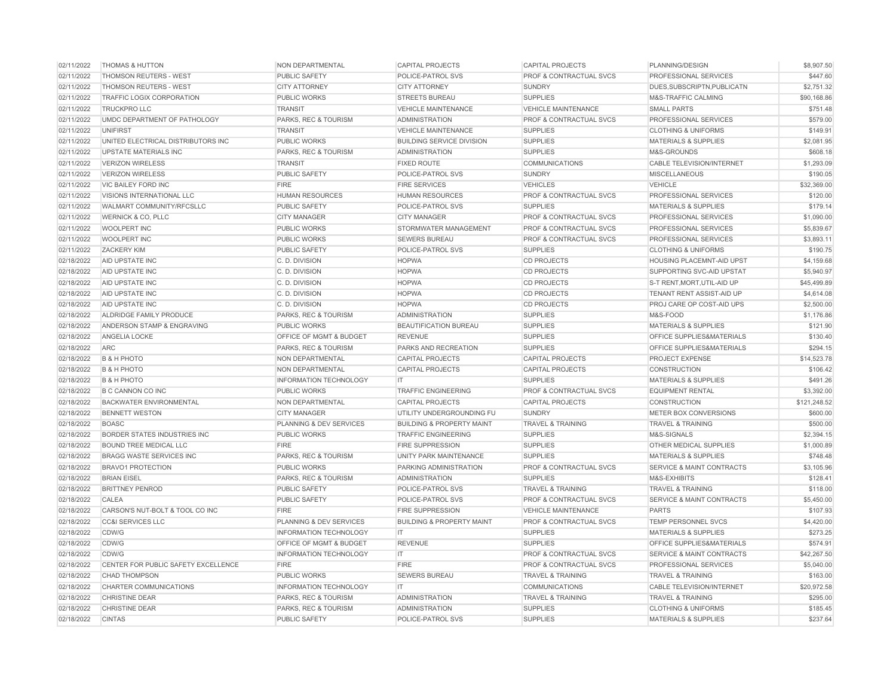| | | | | | | |
|---|---|---|---|---|---|---|
| 02/11/2022 | THOMAS & HUTTON | NON DEPARTMENTAL | CAPITAL PROJECTS | CAPITAL PROJECTS | PLANNING/DESIGN | $8,907.50 |
| 02/11/2022 | THOMSON REUTERS - WEST | PUBLIC SAFETY | POLICE-PATROL SVS | PROF & CONTRACTUAL SVCS | PROFESSIONAL SERVICES | $447.60 |
| 02/11/2022 | THOMSON REUTERS - WEST | CITY ATTORNEY | CITY ATTORNEY | SUNDRY | DUES,SUBSCRIPTN,PUBLICATN | $2,751.32 |
| 02/11/2022 | TRAFFIC LOGIX CORPORATION | PUBLIC WORKS | STREETS BUREAU | SUPPLIES | M&S-TRAFFIC CALMING | $90,168.86 |
| 02/11/2022 | TRUCKPRO LLC | TRANSIT | VEHICLE MAINTENANCE | VEHICLE MAINTENANCE | SMALL PARTS | $751.48 |
| 02/11/2022 | UMDC DEPARTMENT OF PATHOLOGY | PARKS, REC & TOURISM | ADMINISTRATION | PROF & CONTRACTUAL SVCS | PROFESSIONAL SERVICES | $579.00 |
| 02/11/2022 | UNIFIRST | TRANSIT | VEHICLE MAINTENANCE | SUPPLIES | CLOTHING & UNIFORMS | $149.91 |
| 02/11/2022 | UNITED ELECTRICAL DISTRIBUTORS INC | PUBLIC WORKS | BUILDING SERVICE DIVISION | SUPPLIES | MATERIALS & SUPPLIES | $2,081.95 |
| 02/11/2022 | UPSTATE MATERIALS INC | PARKS, REC & TOURISM | ADMINISTRATION | SUPPLIES | M&S-GROUNDS | $608.18 |
| 02/11/2022 | VERIZON WIRELESS | TRANSIT | FIXED ROUTE | COMMUNICATIONS | CABLE TELEVISION/INTERNET | $1,293.09 |
| 02/11/2022 | VERIZON WIRELESS | PUBLIC SAFETY | POLICE-PATROL SVS | SUNDRY | MISCELLANEOUS | $190.05 |
| 02/11/2022 | VIC BAILEY FORD INC | FIRE | FIRE SERVICES | VEHICLES | VEHICLE | $32,369.00 |
| 02/11/2022 | VISIONS INTERNATIONAL LLC | HUMAN RESOURCES | HUMAN RESOURCES | PROF & CONTRACTUAL SVCS | PROFESSIONAL SERVICES | $120.00 |
| 02/11/2022 | WALMART COMMUNITY/RFCSLLC | PUBLIC SAFETY | POLICE-PATROL SVS | SUPPLIES | MATERIALS & SUPPLIES | $179.14 |
| 02/11/2022 | WERNICK & CO, PLLC | CITY MANAGER | CITY MANAGER | PROF & CONTRACTUAL SVCS | PROFESSIONAL SERVICES | $1,090.00 |
| 02/11/2022 | WOOLPERT INC | PUBLIC WORKS | STORMWATER MANAGEMENT | PROF & CONTRACTUAL SVCS | PROFESSIONAL SERVICES | $5,839.67 |
| 02/11/2022 | WOOLPERT INC | PUBLIC WORKS | SEWERS BUREAU | PROF & CONTRACTUAL SVCS | PROFESSIONAL SERVICES | $3,893.11 |
| 02/11/2022 | ZACKERY KIM | PUBLIC SAFETY | POLICE-PATROL SVS | SUPPLIES | CLOTHING & UNIFORMS | $190.75 |
| 02/18/2022 | AID UPSTATE INC | C. D. DIVISION | HOPWA | CD PROJECTS | HOUSING PLACEMNT-AID UPST | $4,159.68 |
| 02/18/2022 | AID UPSTATE INC | C. D. DIVISION | HOPWA | CD PROJECTS | SUPPORTING SVC-AID UPSTAT | $5,940.97 |
| 02/18/2022 | AID UPSTATE INC | C. D. DIVISION | HOPWA | CD PROJECTS | S-T RENT,MORT,UTIL-AID UP | $45,499.89 |
| 02/18/2022 | AID UPSTATE INC | C. D. DIVISION | HOPWA | CD PROJECTS | TENANT RENT ASSIST-AID UP | $4,614.08 |
| 02/18/2022 | AID UPSTATE INC | C. D. DIVISION | HOPWA | CD PROJECTS | PROJ CARE OP COST-AID UPS | $2,500.00 |
| 02/18/2022 | ALDRIDGE FAMILY PRODUCE | PARKS, REC & TOURISM | ADMINISTRATION | SUPPLIES | M&S-FOOD | $1,176.86 |
| 02/18/2022 | ANDERSON STAMP & ENGRAVING | PUBLIC WORKS | BEAUTIFICATION BUREAU | SUPPLIES | MATERIALS & SUPPLIES | $121.90 |
| 02/18/2022 | ANGELIA LOCKE | OFFICE OF MGMT & BUDGET | REVENUE | SUPPLIES | OFFICE SUPPLIES&MATERIALS | $130.40 |
| 02/18/2022 | ARC | PARKS, REC & TOURISM | PARKS AND RECREATION | SUPPLIES | OFFICE SUPPLIES&MATERIALS | $294.15 |
| 02/18/2022 | B & H PHOTO | NON DEPARTMENTAL | CAPITAL PROJECTS | CAPITAL PROJECTS | PROJECT EXPENSE | $14,523.78 |
| 02/18/2022 | B & H PHOTO | NON DEPARTMENTAL | CAPITAL PROJECTS | CAPITAL PROJECTS | CONSTRUCTION | $106.42 |
| 02/18/2022 | B & H PHOTO | INFORMATION TECHNOLOGY | IT | SUPPLIES | MATERIALS & SUPPLIES | $491.26 |
| 02/18/2022 | B C CANNON CO INC | PUBLIC WORKS | TRAFFIC ENGINEERING | PROF & CONTRACTUAL SVCS | EQUIPMENT RENTAL | $3,392.00 |
| 02/18/2022 | BACKWATER ENVIRONMENTAL | NON DEPARTMENTAL | CAPITAL PROJECTS | CAPITAL PROJECTS | CONSTRUCTION | $121,248.52 |
| 02/18/2022 | BENNETT WESTON | CITY MANAGER | UTILITY UNDERGROUNDING FU | SUNDRY | METER BOX CONVERSIONS | $600.00 |
| 02/18/2022 | BOASC | PLANNING & DEV SERVICES | BUILDING & PROPERTY MAINT | TRAVEL & TRAINING | TRAVEL & TRAINING | $500.00 |
| 02/18/2022 | BORDER STATES INDUSTRIES INC | PUBLIC WORKS | TRAFFIC ENGINEERING | SUPPLIES | M&S-SIGNALS | $2,394.15 |
| 02/18/2022 | BOUND TREE MEDICAL LLC | FIRE | FIRE SUPPRESSION | SUPPLIES | OTHER MEDICAL SUPPLIES | $1,000.89 |
| 02/18/2022 | BRAGG WASTE SERVICES INC | PARKS, REC & TOURISM | UNITY PARK MAINTENANCE | SUPPLIES | MATERIALS & SUPPLIES | $748.48 |
| 02/18/2022 | BRAVO1 PROTECTION | PUBLIC WORKS | PARKING ADMINISTRATION | PROF & CONTRACTUAL SVCS | SERVICE & MAINT CONTRACTS | $3,105.96 |
| 02/18/2022 | BRIAN EISEL | PARKS, REC & TOURISM | ADMINISTRATION | SUPPLIES | M&S-EXHIBITS | $128.41 |
| 02/18/2022 | BRITTNEY PENROD | PUBLIC SAFETY | POLICE-PATROL SVS | TRAVEL & TRAINING | TRAVEL & TRAINING | $118.00 |
| 02/18/2022 | CALEA | PUBLIC SAFETY | POLICE-PATROL SVS | PROF & CONTRACTUAL SVCS | SERVICE & MAINT CONTRACTS | $5,450.00 |
| 02/18/2022 | CARSON'S NUT-BOLT & TOOL CO INC | FIRE | FIRE SUPPRESSION | VEHICLE MAINTENANCE | PARTS | $107.93 |
| 02/18/2022 | CC&I SERVICES LLC | PLANNING & DEV SERVICES | BUILDING & PROPERTY MAINT | PROF & CONTRACTUAL SVCS | TEMP PERSONNEL SVCS | $4,420.00 |
| 02/18/2022 | CDW/G | INFORMATION TECHNOLOGY | IT | SUPPLIES | MATERIALS & SUPPLIES | $273.25 |
| 02/18/2022 | CDW/G | OFFICE OF MGMT & BUDGET | REVENUE | SUPPLIES | OFFICE SUPPLIES&MATERIALS | $574.91 |
| 02/18/2022 | CDW/G | INFORMATION TECHNOLOGY | IT | PROF & CONTRACTUAL SVCS | SERVICE & MAINT CONTRACTS | $42,267.50 |
| 02/18/2022 | CENTER FOR PUBLIC SAFETY EXCELLENCE | FIRE | FIRE | PROF & CONTRACTUAL SVCS | PROFESSIONAL SERVICES | $5,040.00 |
| 02/18/2022 | CHAD THOMPSON | PUBLIC WORKS | SEWERS BUREAU | TRAVEL & TRAINING | TRAVEL & TRAINING | $163.00 |
| 02/18/2022 | CHARTER COMMUNICATIONS | INFORMATION TECHNOLOGY | IT | COMMUNICATIONS | CABLE TELEVISION/INTERNET | $20,972.58 |
| 02/18/2022 | CHRISTINE DEAR | PARKS, REC & TOURISM | ADMINISTRATION | TRAVEL & TRAINING | TRAVEL & TRAINING | $295.00 |
| 02/18/2022 | CHRISTINE DEAR | PARKS, REC & TOURISM | ADMINISTRATION | SUPPLIES | CLOTHING & UNIFORMS | $185.45 |
| 02/18/2022 | CINTAS | PUBLIC SAFETY | POLICE-PATROL SVS | SUPPLIES | MATERIALS & SUPPLIES | $237.64 |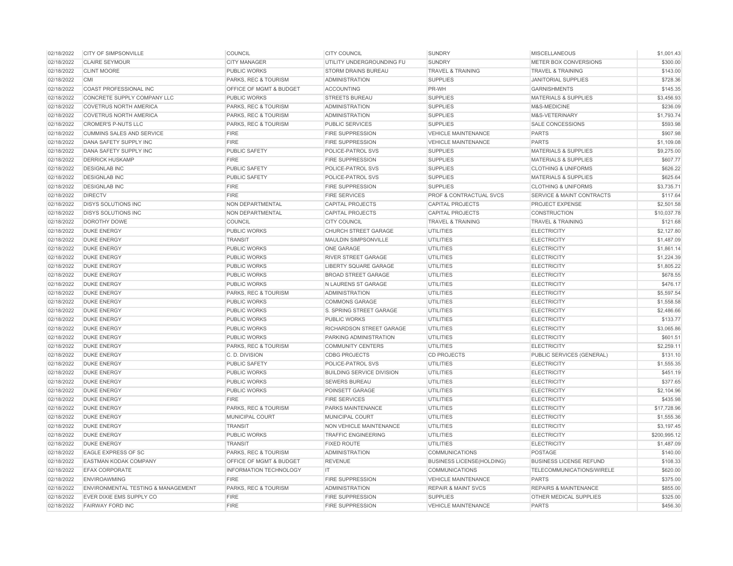| | | | | | | |
|---|---|---|---|---|---|---|
| 02/18/2022 | CITY OF SIMPSONVILLE | COUNCIL | CITY COUNCIL | SUNDRY | MISCELLANEOUS | $1,001.43 |
| 02/18/2022 | CLAIRE SEYMOUR | CITY MANAGER | UTILITY UNDERGROUNDING FU | SUNDRY | METER BOX CONVERSIONS | $300.00 |
| 02/18/2022 | CLINT MOORE | PUBLIC WORKS | STORM DRAINS BUREAU | TRAVEL & TRAINING | TRAVEL & TRAINING | $143.00 |
| 02/18/2022 | CMI | PARKS, REC & TOURISM | ADMINISTRATION | SUPPLIES | JANITORIAL SUPPLIES | $728.36 |
| 02/18/2022 | COAST PROFESSIONAL INC | OFFICE OF MGMT & BUDGET | ACCOUNTING | PR-WH | GARNISHMENTS | $145.35 |
| 02/18/2022 | CONCRETE SUPPLY COMPANY LLC | PUBLIC WORKS | STREETS BUREAU | SUPPLIES | MATERIALS & SUPPLIES | $3,456.93 |
| 02/18/2022 | COVETRUS NORTH AMERICA | PARKS, REC & TOURISM | ADMINISTRATION | SUPPLIES | M&S-MEDICINE | $236.09 |
| 02/18/2022 | COVETRUS NORTH AMERICA | PARKS, REC & TOURISM | ADMINISTRATION | SUPPLIES | M&S-VETERINARY | $1,793.74 |
| 02/18/2022 | CROMER'S P-NUTS LLC | PARKS, REC & TOURISM | PUBLIC SERVICES | SUPPLIES | SALE CONCESSIONS | $593.98 |
| 02/18/2022 | CUMMINS SALES AND SERVICE | FIRE | FIRE SUPPRESSION | VEHICLE MAINTENANCE | PARTS | $907.98 |
| 02/18/2022 | DANA SAFETY SUPPLY INC | FIRE | FIRE SUPPRESSION | VEHICLE MAINTENANCE | PARTS | $1,109.08 |
| 02/18/2022 | DANA SAFETY SUPPLY INC | PUBLIC SAFETY | POLICE-PATROL SVS | SUPPLIES | MATERIALS & SUPPLIES | $9,275.00 |
| 02/18/2022 | DERRICK HUSKAMP | FIRE | FIRE SUPPRESSION | SUPPLIES | MATERIALS & SUPPLIES | $607.77 |
| 02/18/2022 | DESIGNLAB INC | PUBLIC SAFETY | POLICE-PATROL SVS | SUPPLIES | CLOTHING & UNIFORMS | $626.22 |
| 02/18/2022 | DESIGNLAB INC | PUBLIC SAFETY | POLICE-PATROL SVS | SUPPLIES | MATERIALS & SUPPLIES | $625.64 |
| 02/18/2022 | DESIGNLAB INC | FIRE | FIRE SUPPRESSION | SUPPLIES | CLOTHING & UNIFORMS | $3,735.71 |
| 02/18/2022 | DIRECTV | FIRE | FIRE SERVICES | PROF & CONTRACTUAL SVCS | SERVICE & MAINT CONTRACTS | $117.64 |
| 02/18/2022 | DISYS SOLUTIONS INC | NON DEPARTMENTAL | CAPITAL PROJECTS | CAPITAL PROJECTS | PROJECT EXPENSE | $2,501.58 |
| 02/18/2022 | DISYS SOLUTIONS INC | NON DEPARTMENTAL | CAPITAL PROJECTS | CAPITAL PROJECTS | CONSTRUCTION | $10,037.78 |
| 02/18/2022 | DOROTHY DOWE | COUNCIL | CITY COUNCIL | TRAVEL & TRAINING | TRAVEL & TRAINING | $121.68 |
| 02/18/2022 | DUKE ENERGY | PUBLIC WORKS | CHURCH STREET GARAGE | UTILITIES | ELECTRICITY | $2,127.80 |
| 02/18/2022 | DUKE ENERGY | TRANSIT | MAULDIN SIMPSONVILLE | UTILITIES | ELECTRICITY | $1,487.09 |
| 02/18/2022 | DUKE ENERGY | PUBLIC WORKS | ONE GARAGE | UTILITIES | ELECTRICITY | $1,861.14 |
| 02/18/2022 | DUKE ENERGY | PUBLIC WORKS | RIVER STREET GARAGE | UTILITIES | ELECTRICITY | $1,224.39 |
| 02/18/2022 | DUKE ENERGY | PUBLIC WORKS | LIBERTY SQUARE GARAGE | UTILITIES | ELECTRICITY | $1,805.22 |
| 02/18/2022 | DUKE ENERGY | PUBLIC WORKS | BROAD STREET GARAGE | UTILITIES | ELECTRICITY | $678.55 |
| 02/18/2022 | DUKE ENERGY | PUBLIC WORKS | N LAURENS ST GARAGE | UTILITIES | ELECTRICITY | $476.17 |
| 02/18/2022 | DUKE ENERGY | PARKS, REC & TOURISM | ADMINISTRATION | UTILITIES | ELECTRICITY | $5,597.54 |
| 02/18/2022 | DUKE ENERGY | PUBLIC WORKS | COMMONS GARAGE | UTILITIES | ELECTRICITY | $1,558.58 |
| 02/18/2022 | DUKE ENERGY | PUBLIC WORKS | S. SPRING STREET GARAGE | UTILITIES | ELECTRICITY | $2,486.66 |
| 02/18/2022 | DUKE ENERGY | PUBLIC WORKS | PUBLIC WORKS | UTILITIES | ELECTRICITY | $133.77 |
| 02/18/2022 | DUKE ENERGY | PUBLIC WORKS | RICHARDSON STREET GARAGE | UTILITIES | ELECTRICITY | $3,065.86 |
| 02/18/2022 | DUKE ENERGY | PUBLIC WORKS | PARKING ADMINISTRATION | UTILITIES | ELECTRICITY | $601.51 |
| 02/18/2022 | DUKE ENERGY | PARKS, REC & TOURISM | COMMUNITY CENTERS | UTILITIES | ELECTRICITY | $2,259.11 |
| 02/18/2022 | DUKE ENERGY | C. D. DIVISION | CDBG PROJECTS | CD PROJECTS | PUBLIC SERVICES (GENERAL) | $131.10 |
| 02/18/2022 | DUKE ENERGY | PUBLIC SAFETY | POLICE-PATROL SVS | UTILITIES | ELECTRICITY | $1,555.35 |
| 02/18/2022 | DUKE ENERGY | PUBLIC WORKS | BUILDING SERVICE DIVISION | UTILITIES | ELECTRICITY | $451.19 |
| 02/18/2022 | DUKE ENERGY | PUBLIC WORKS | SEWERS BUREAU | UTILITIES | ELECTRICITY | $377.65 |
| 02/18/2022 | DUKE ENERGY | PUBLIC WORKS | POINSETT GARAGE | UTILITIES | ELECTRICITY | $2,104.96 |
| 02/18/2022 | DUKE ENERGY | FIRE | FIRE SERVICES | UTILITIES | ELECTRICITY | $435.98 |
| 02/18/2022 | DUKE ENERGY | PARKS, REC & TOURISM | PARKS MAINTENANCE | UTILITIES | ELECTRICITY | $17,728.96 |
| 02/18/2022 | DUKE ENERGY | MUNICIPAL COURT | MUNICIPAL COURT | UTILITIES | ELECTRICITY | $1,555.36 |
| 02/18/2022 | DUKE ENERGY | TRANSIT | NON VEHICLE MAINTENANCE | UTILITIES | ELECTRICITY | $3,197.45 |
| 02/18/2022 | DUKE ENERGY | PUBLIC WORKS | TRAFFIC ENGINEERING | UTILITIES | ELECTRICITY | $200,995.12 |
| 02/18/2022 | DUKE ENERGY | TRANSIT | FIXED ROUTE | UTILITIES | ELECTRICITY | $1,487.09 |
| 02/18/2022 | EAGLE EXPRESS OF SC | PARKS, REC & TOURISM | ADMINISTRATION | COMMUNICATIONS | POSTAGE | $140.00 |
| 02/18/2022 | EASTMAN KODAK COMPANY | OFFICE OF MGMT & BUDGET | REVENUE | BUSINESS LICENSE(HOLDING) | BUSINESS LICENSE REFUND | $108.33 |
| 02/18/2022 | EFAX CORPORATE | INFORMATION TECHNOLOGY | IT | COMMUNICATIONS | TELECOMMUNICATIONS/WIRELE | $620.00 |
| 02/18/2022 | ENVIROAWMING | FIRE | FIRE SUPPRESSION | VEHICLE MAINTENANCE | PARTS | $375.00 |
| 02/18/2022 | ENVIRONMENTAL TESTING & MANAGEMENT | PARKS, REC & TOURISM | ADMINISTRATION | REPAIR & MAINT SVCS | REPAIRS & MAINTENANCE | $855.00 |
| 02/18/2022 | EVER DIXIE EMS SUPPLY CO | FIRE | FIRE SUPPRESSION | SUPPLIES | OTHER MEDICAL SUPPLIES | $325.00 |
| 02/18/2022 | FAIRWAY FORD INC | FIRE | FIRE SUPPRESSION | VEHICLE MAINTENANCE | PARTS | $456.30 |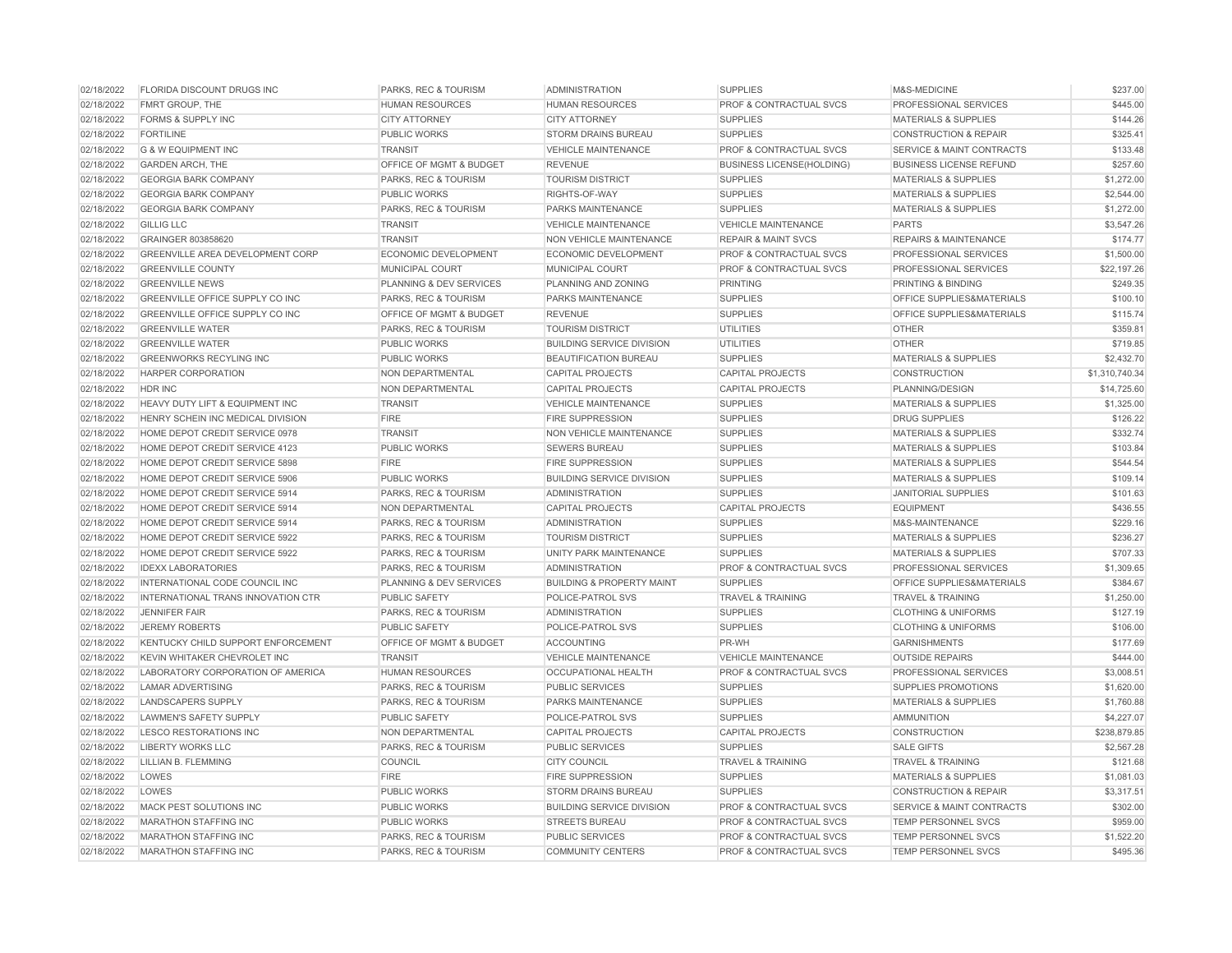| | | | | | | |
|---|---|---|---|---|---|---|
| 02/18/2022 | FLORIDA DISCOUNT DRUGS INC | PARKS, REC & TOURISM | ADMINISTRATION | SUPPLIES | M&S-MEDICINE | $237.00 |
| 02/18/2022 | FMRT GROUP, THE | HUMAN RESOURCES | HUMAN RESOURCES | PROF & CONTRACTUAL SVCS | PROFESSIONAL SERVICES | $445.00 |
| 02/18/2022 | FORMS & SUPPLY INC | CITY ATTORNEY | CITY ATTORNEY | SUPPLIES | MATERIALS & SUPPLIES | $144.26 |
| 02/18/2022 | FORTILINE | PUBLIC WORKS | STORM DRAINS BUREAU | SUPPLIES | CONSTRUCTION & REPAIR | $325.41 |
| 02/18/2022 | G & W EQUIPMENT INC | TRANSIT | VEHICLE MAINTENANCE | PROF & CONTRACTUAL SVCS | SERVICE & MAINT CONTRACTS | $133.48 |
| 02/18/2022 | GARDEN ARCH, THE | OFFICE OF MGMT & BUDGET | REVENUE | BUSINESS LICENSE(HOLDING) | BUSINESS LICENSE REFUND | $257.60 |
| 02/18/2022 | GEORGIA BARK COMPANY | PARKS, REC & TOURISM | TOURISM DISTRICT | SUPPLIES | MATERIALS & SUPPLIES | $1,272.00 |
| 02/18/2022 | GEORGIA BARK COMPANY | PUBLIC WORKS | RIGHTS-OF-WAY | SUPPLIES | MATERIALS & SUPPLIES | $2,544.00 |
| 02/18/2022 | GEORGIA BARK COMPANY | PARKS, REC & TOURISM | PARKS MAINTENANCE | SUPPLIES | MATERIALS & SUPPLIES | $1,272.00 |
| 02/18/2022 | GILLIG LLC | TRANSIT | VEHICLE MAINTENANCE | VEHICLE MAINTENANCE | PARTS | $3,547.26 |
| 02/18/2022 | GRAINGER 803858620 | TRANSIT | NON VEHICLE MAINTENANCE | REPAIR & MAINT SVCS | REPAIRS & MAINTENANCE | $174.77 |
| 02/18/2022 | GREENVILLE AREA DEVELOPMENT CORP | ECONOMIC DEVELOPMENT | ECONOMIC DEVELOPMENT | PROF & CONTRACTUAL SVCS | PROFESSIONAL SERVICES | $1,500.00 |
| 02/18/2022 | GREENVILLE COUNTY | MUNICIPAL COURT | MUNICIPAL COURT | PROF & CONTRACTUAL SVCS | PROFESSIONAL SERVICES | $22,197.26 |
| 02/18/2022 | GREENVILLE NEWS | PLANNING & DEV SERVICES | PLANNING AND ZONING | PRINTING | PRINTING & BINDING | $249.35 |
| 02/18/2022 | GREENVILLE OFFICE SUPPLY CO INC | PARKS, REC & TOURISM | PARKS MAINTENANCE | SUPPLIES | OFFICE SUPPLIES&MATERIALS | $100.10 |
| 02/18/2022 | GREENVILLE OFFICE SUPPLY CO INC | OFFICE OF MGMT & BUDGET | REVENUE | SUPPLIES | OFFICE SUPPLIES&MATERIALS | $115.74 |
| 02/18/2022 | GREENVILLE WATER | PARKS, REC & TOURISM | TOURISM DISTRICT | UTILITIES | OTHER | $359.81 |
| 02/18/2022 | GREENVILLE WATER | PUBLIC WORKS | BUILDING SERVICE DIVISION | UTILITIES | OTHER | $719.85 |
| 02/18/2022 | GREENWORKS RECYLING INC | PUBLIC WORKS | BEAUTIFICATION BUREAU | SUPPLIES | MATERIALS & SUPPLIES | $2,432.70 |
| 02/18/2022 | HARPER CORPORATION | NON DEPARTMENTAL | CAPITAL PROJECTS | CAPITAL PROJECTS | CONSTRUCTION | $1,310,740.34 |
| 02/18/2022 | HDR INC | NON DEPARTMENTAL | CAPITAL PROJECTS | CAPITAL PROJECTS | PLANNING/DESIGN | $14,725.60 |
| 02/18/2022 | HEAVY DUTY LIFT & EQUIPMENT INC | TRANSIT | VEHICLE MAINTENANCE | SUPPLIES | MATERIALS & SUPPLIES | $1,325.00 |
| 02/18/2022 | HENRY SCHEIN INC MEDICAL DIVISION | FIRE | FIRE SUPPRESSION | SUPPLIES | DRUG SUPPLIES | $126.22 |
| 02/18/2022 | HOME DEPOT CREDIT SERVICE 0978 | TRANSIT | NON VEHICLE MAINTENANCE | SUPPLIES | MATERIALS & SUPPLIES | $332.74 |
| 02/18/2022 | HOME DEPOT CREDIT SERVICE 4123 | PUBLIC WORKS | SEWERS BUREAU | SUPPLIES | MATERIALS & SUPPLIES | $103.84 |
| 02/18/2022 | HOME DEPOT CREDIT SERVICE 5898 | FIRE | FIRE SUPPRESSION | SUPPLIES | MATERIALS & SUPPLIES | $544.54 |
| 02/18/2022 | HOME DEPOT CREDIT SERVICE 5906 | PUBLIC WORKS | BUILDING SERVICE DIVISION | SUPPLIES | MATERIALS & SUPPLIES | $109.14 |
| 02/18/2022 | HOME DEPOT CREDIT SERVICE 5914 | PARKS, REC & TOURISM | ADMINISTRATION | SUPPLIES | JANITORIAL SUPPLIES | $101.63 |
| 02/18/2022 | HOME DEPOT CREDIT SERVICE 5914 | NON DEPARTMENTAL | CAPITAL PROJECTS | CAPITAL PROJECTS | EQUIPMENT | $436.55 |
| 02/18/2022 | HOME DEPOT CREDIT SERVICE 5914 | PARKS, REC & TOURISM | ADMINISTRATION | SUPPLIES | M&S-MAINTENANCE | $229.16 |
| 02/18/2022 | HOME DEPOT CREDIT SERVICE 5922 | PARKS, REC & TOURISM | TOURISM DISTRICT | SUPPLIES | MATERIALS & SUPPLIES | $236.27 |
| 02/18/2022 | HOME DEPOT CREDIT SERVICE 5922 | PARKS, REC & TOURISM | UNITY PARK MAINTENANCE | SUPPLIES | MATERIALS & SUPPLIES | $707.33 |
| 02/18/2022 | IDEXX LABORATORIES | PARKS, REC & TOURISM | ADMINISTRATION | PROF & CONTRACTUAL SVCS | PROFESSIONAL SERVICES | $1,309.65 |
| 02/18/2022 | INTERNATIONAL CODE COUNCIL INC | PLANNING & DEV SERVICES | BUILDING & PROPERTY MAINT | SUPPLIES | OFFICE SUPPLIES&MATERIALS | $384.67 |
| 02/18/2022 | INTERNATIONAL TRANS INNOVATION CTR | PUBLIC SAFETY | POLICE-PATROL SVS | TRAVEL & TRAINING | TRAVEL & TRAINING | $1,250.00 |
| 02/18/2022 | JENNIFER FAIR | PARKS, REC & TOURISM | ADMINISTRATION | SUPPLIES | CLOTHING & UNIFORMS | $127.19 |
| 02/18/2022 | JEREMY ROBERTS | PUBLIC SAFETY | POLICE-PATROL SVS | SUPPLIES | CLOTHING & UNIFORMS | $106.00 |
| 02/18/2022 | KENTUCKY CHILD SUPPORT ENFORCEMENT | OFFICE OF MGMT & BUDGET | ACCOUNTING | PR-WH | GARNISHMENTS | $177.69 |
| 02/18/2022 | KEVIN WHITAKER CHEVROLET INC | TRANSIT | VEHICLE MAINTENANCE | VEHICLE MAINTENANCE | OUTSIDE REPAIRS | $444.00 |
| 02/18/2022 | LABORATORY CORPORATION OF AMERICA | HUMAN RESOURCES | OCCUPATIONAL HEALTH | PROF & CONTRACTUAL SVCS | PROFESSIONAL SERVICES | $3,008.51 |
| 02/18/2022 | LAMAR ADVERTISING | PARKS, REC & TOURISM | PUBLIC SERVICES | SUPPLIES | SUPPLIES PROMOTIONS | $1,620.00 |
| 02/18/2022 | LANDSCAPERS SUPPLY | PARKS, REC & TOURISM | PARKS MAINTENANCE | SUPPLIES | MATERIALS & SUPPLIES | $1,760.88 |
| 02/18/2022 | LAWMEN'S SAFETY SUPPLY | PUBLIC SAFETY | POLICE-PATROL SVS | SUPPLIES | AMMUNITION | $4,227.07 |
| 02/18/2022 | LESCO RESTORATIONS INC | NON DEPARTMENTAL | CAPITAL PROJECTS | CAPITAL PROJECTS | CONSTRUCTION | $238,879.85 |
| 02/18/2022 | LIBERTY WORKS LLC | PARKS, REC & TOURISM | PUBLIC SERVICES | SUPPLIES | SALE GIFTS | $2,567.28 |
| 02/18/2022 | LILLIAN B. FLEMMING | COUNCIL | CITY COUNCIL | TRAVEL & TRAINING | TRAVEL & TRAINING | $121.68 |
| 02/18/2022 | LOWES | FIRE | FIRE SUPPRESSION | SUPPLIES | MATERIALS & SUPPLIES | $1,081.03 |
| 02/18/2022 | LOWES | PUBLIC WORKS | STORM DRAINS BUREAU | SUPPLIES | CONSTRUCTION & REPAIR | $3,317.51 |
| 02/18/2022 | MACK PEST SOLUTIONS INC | PUBLIC WORKS | BUILDING SERVICE DIVISION | PROF & CONTRACTUAL SVCS | SERVICE & MAINT CONTRACTS | $302.00 |
| 02/18/2022 | MARATHON STAFFING INC | PUBLIC WORKS | STREETS BUREAU | PROF & CONTRACTUAL SVCS | TEMP PERSONNEL SVCS | $959.00 |
| 02/18/2022 | MARATHON STAFFING INC | PARKS, REC & TOURISM | PUBLIC SERVICES | PROF & CONTRACTUAL SVCS | TEMP PERSONNEL SVCS | $1,522.20 |
| 02/18/2022 | MARATHON STAFFING INC | PARKS, REC & TOURISM | COMMUNITY CENTERS | PROF & CONTRACTUAL SVCS | TEMP PERSONNEL SVCS | $495.36 |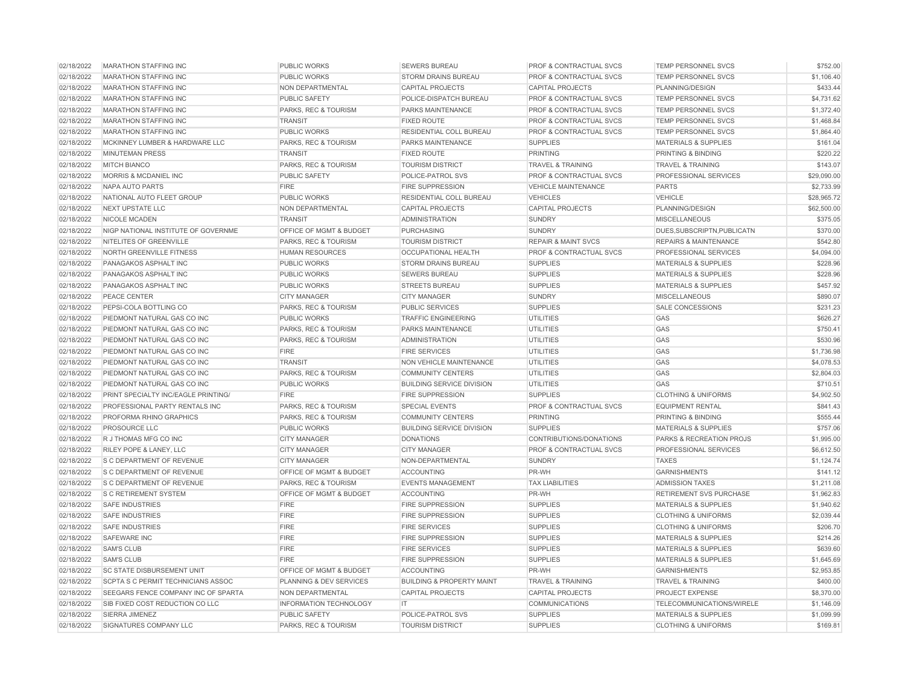| 02/18/2022 | MARATHON STAFFING INC | PUBLIC WORKS | SEWERS BUREAU | PROF & CONTRACTUAL SVCS | TEMP PERSONNEL SVCS | $752.00 |
|---|---|---|---|---|---|---|
| 02/18/2022 | MARATHON STAFFING INC | PUBLIC WORKS | STORM DRAINS BUREAU | PROF & CONTRACTUAL SVCS | TEMP PERSONNEL SVCS | $1,106.40 |
| 02/18/2022 | MARATHON STAFFING INC | NON DEPARTMENTAL | CAPITAL PROJECTS | CAPITAL PROJECTS | PLANNING/DESIGN | $433.44 |
| 02/18/2022 | MARATHON STAFFING INC | PUBLIC SAFETY | POLICE-DISPATCH BUREAU | PROF & CONTRACTUAL SVCS | TEMP PERSONNEL SVCS | $4,731.62 |
| 02/18/2022 | MARATHON STAFFING INC | PARKS, REC & TOURISM | PARKS MAINTENANCE | PROF & CONTRACTUAL SVCS | TEMP PERSONNEL SVCS | $1,372.40 |
| 02/18/2022 | MARATHON STAFFING INC | TRANSIT | FIXED ROUTE | PROF & CONTRACTUAL SVCS | TEMP PERSONNEL SVCS | $1,468.84 |
| 02/18/2022 | MARATHON STAFFING INC | PUBLIC WORKS | RESIDENTIAL COLL BUREAU | PROF & CONTRACTUAL SVCS | TEMP PERSONNEL SVCS | $1,864.40 |
| 02/18/2022 | MCKINNEY LUMBER & HARDWARE LLC | PARKS, REC & TOURISM | PARKS MAINTENANCE | SUPPLIES | MATERIALS & SUPPLIES | $161.04 |
| 02/18/2022 | MINUTEMAN PRESS | TRANSIT | FIXED ROUTE | PRINTING | PRINTING & BINDING | $220.22 |
| 02/18/2022 | MITCH BIANCO | PARKS, REC & TOURISM | TOURISM DISTRICT | TRAVEL & TRAINING | TRAVEL & TRAINING | $143.07 |
| 02/18/2022 | MORRIS & MCDANIEL INC | PUBLIC SAFETY | POLICE-PATROL SVS | PROF & CONTRACTUAL SVCS | PROFESSIONAL SERVICES | $29,090.00 |
| 02/18/2022 | NAPA AUTO PARTS | FIRE | FIRE SUPPRESSION | VEHICLE MAINTENANCE | PARTS | $2,733.99 |
| 02/18/2022 | NATIONAL AUTO FLEET GROUP | PUBLIC WORKS | RESIDENTIAL COLL BUREAU | VEHICLES | VEHICLE | $28,965.72 |
| 02/18/2022 | NEXT UPSTATE LLC | NON DEPARTMENTAL | CAPITAL PROJECTS | CAPITAL PROJECTS | PLANNING/DESIGN | $62,500.00 |
| 02/18/2022 | NICOLE MCADEN | TRANSIT | ADMINISTRATION | SUNDRY | MISCELLANEOUS | $375.05 |
| 02/18/2022 | NIGP NATIONAL INSTITUTE OF GOVERNME | OFFICE OF MGMT & BUDGET | PURCHASING | SUNDRY | DUES,SUBSCRIPTN,PUBLICATN | $370.00 |
| 02/18/2022 | NITELITES OF GREENVILLE | PARKS, REC & TOURISM | TOURISM DISTRICT | REPAIR & MAINT SVCS | REPAIRS & MAINTENANCE | $542.80 |
| 02/18/2022 | NORTH GREENVILLE FITNESS | HUMAN RESOURCES | OCCUPATIONAL HEALTH | PROF & CONTRACTUAL SVCS | PROFESSIONAL SERVICES | $4,094.00 |
| 02/18/2022 | PANAGAKOS ASPHALT INC | PUBLIC WORKS | STORM DRAINS BUREAU | SUPPLIES | MATERIALS & SUPPLIES | $228.96 |
| 02/18/2022 | PANAGAKOS ASPHALT INC | PUBLIC WORKS | SEWERS BUREAU | SUPPLIES | MATERIALS & SUPPLIES | $228.96 |
| 02/18/2022 | PANAGAKOS ASPHALT INC | PUBLIC WORKS | STREETS BUREAU | SUPPLIES | MATERIALS & SUPPLIES | $457.92 |
| 02/18/2022 | PEACE CENTER | CITY MANAGER | CITY MANAGER | SUNDRY | MISCELLANEOUS | $890.07 |
| 02/18/2022 | PEPSI-COLA BOTTLING CO | PARKS, REC & TOURISM | PUBLIC SERVICES | SUPPLIES | SALE CONCESSIONS | $231.23 |
| 02/18/2022 | PIEDMONT NATURAL GAS CO INC | PUBLIC WORKS | TRAFFIC ENGINEERING | UTILITIES | GAS | $626.27 |
| 02/18/2022 | PIEDMONT NATURAL GAS CO INC | PARKS, REC & TOURISM | PARKS MAINTENANCE | UTILITIES | GAS | $750.41 |
| 02/18/2022 | PIEDMONT NATURAL GAS CO INC | PARKS, REC & TOURISM | ADMINISTRATION | UTILITIES | GAS | $530.96 |
| 02/18/2022 | PIEDMONT NATURAL GAS CO INC | FIRE | FIRE SERVICES | UTILITIES | GAS | $1,736.98 |
| 02/18/2022 | PIEDMONT NATURAL GAS CO INC | TRANSIT | NON VEHICLE MAINTENANCE | UTILITIES | GAS | $4,078.53 |
| 02/18/2022 | PIEDMONT NATURAL GAS CO INC | PARKS, REC & TOURISM | COMMUNITY CENTERS | UTILITIES | GAS | $2,804.03 |
| 02/18/2022 | PIEDMONT NATURAL GAS CO INC | PUBLIC WORKS | BUILDING SERVICE DIVISION | UTILITIES | GAS | $710.51 |
| 02/18/2022 | PRINT SPECIALTY INC/EAGLE PRINTING/ | FIRE | FIRE SUPPRESSION | SUPPLIES | CLOTHING & UNIFORMS | $4,902.50 |
| 02/18/2022 | PROFESSIONAL PARTY RENTALS INC | PARKS, REC & TOURISM | SPECIAL EVENTS | PROF & CONTRACTUAL SVCS | EQUIPMENT RENTAL | $841.43 |
| 02/18/2022 | PROFORMA RHINO GRAPHICS | PARKS, REC & TOURISM | COMMUNITY CENTERS | PRINTING | PRINTING & BINDING | $555.44 |
| 02/18/2022 | PROSOURCE LLC | PUBLIC WORKS | BUILDING SERVICE DIVISION | SUPPLIES | MATERIALS & SUPPLIES | $757.06 |
| 02/18/2022 | R J THOMAS MFG CO INC | CITY MANAGER | DONATIONS | CONTRIBUTIONS/DONATIONS | PARKS & RECREATION PROJS | $1,995.00 |
| 02/18/2022 | RILEY POPE & LANEY, LLC | CITY MANAGER | CITY MANAGER | PROF & CONTRACTUAL SVCS | PROFESSIONAL SERVICES | $6,612.50 |
| 02/18/2022 | S C DEPARTMENT OF REVENUE | CITY MANAGER | NON-DEPARTMENTAL | SUNDRY | TAXES | $1,124.74 |
| 02/18/2022 | S C DEPARTMENT OF REVENUE | OFFICE OF MGMT & BUDGET | ACCOUNTING | PR-WH | GARNISHMENTS | $141.12 |
| 02/18/2022 | S C DEPARTMENT OF REVENUE | PARKS, REC & TOURISM | EVENTS MANAGEMENT | TAX LIABILITIES | ADMISSION TAXES | $1,211.08 |
| 02/18/2022 | S C RETIREMENT SYSTEM | OFFICE OF MGMT & BUDGET | ACCOUNTING | PR-WH | RETIREMENT SVS PURCHASE | $1,962.83 |
| 02/18/2022 | SAFE INDUSTRIES | FIRE | FIRE SUPPRESSION | SUPPLIES | MATERIALS & SUPPLIES | $1,940.62 |
| 02/18/2022 | SAFE INDUSTRIES | FIRE | FIRE SUPPRESSION | SUPPLIES | CLOTHING & UNIFORMS | $2,039.44 |
| 02/18/2022 | SAFE INDUSTRIES | FIRE | FIRE SERVICES | SUPPLIES | CLOTHING & UNIFORMS | $206.70 |
| 02/18/2022 | SAFEWARE INC | FIRE | FIRE SUPPRESSION | SUPPLIES | MATERIALS & SUPPLIES | $214.26 |
| 02/18/2022 | SAM'S CLUB | FIRE | FIRE SERVICES | SUPPLIES | MATERIALS & SUPPLIES | $639.60 |
| 02/18/2022 | SAM'S CLUB | FIRE | FIRE SUPPRESSION | SUPPLIES | MATERIALS & SUPPLIES | $1,645.69 |
| 02/18/2022 | SC STATE DISBURSEMENT UNIT | OFFICE OF MGMT & BUDGET | ACCOUNTING | PR-WH | GARNISHMENTS | $2,953.85 |
| 02/18/2022 | SCPTA S C PERMIT TECHNICIANS ASSOC | PLANNING & DEV SERVICES | BUILDING & PROPERTY MAINT | TRAVEL & TRAINING | TRAVEL & TRAINING | $400.00 |
| 02/18/2022 | SEEGARS FENCE COMPANY INC OF SPARTA | NON DEPARTMENTAL | CAPITAL PROJECTS | CAPITAL PROJECTS | PROJECT EXPENSE | $8,370.00 |
| 02/18/2022 | SIB FIXED COST REDUCTION CO LLC | INFORMATION TECHNOLOGY | IT | COMMUNICATIONS | TELECOMMUNICATIONS/WIRELE | $1,146.09 |
| 02/18/2022 | SIERRA JIMENEZ | PUBLIC SAFETY | POLICE-PATROL SVS | SUPPLIES | MATERIALS & SUPPLIES | $1,099.99 |
| 02/18/2022 | SIGNATURES COMPANY LLC | PARKS, REC & TOURISM | TOURISM DISTRICT | SUPPLIES | CLOTHING & UNIFORMS | $169.81 |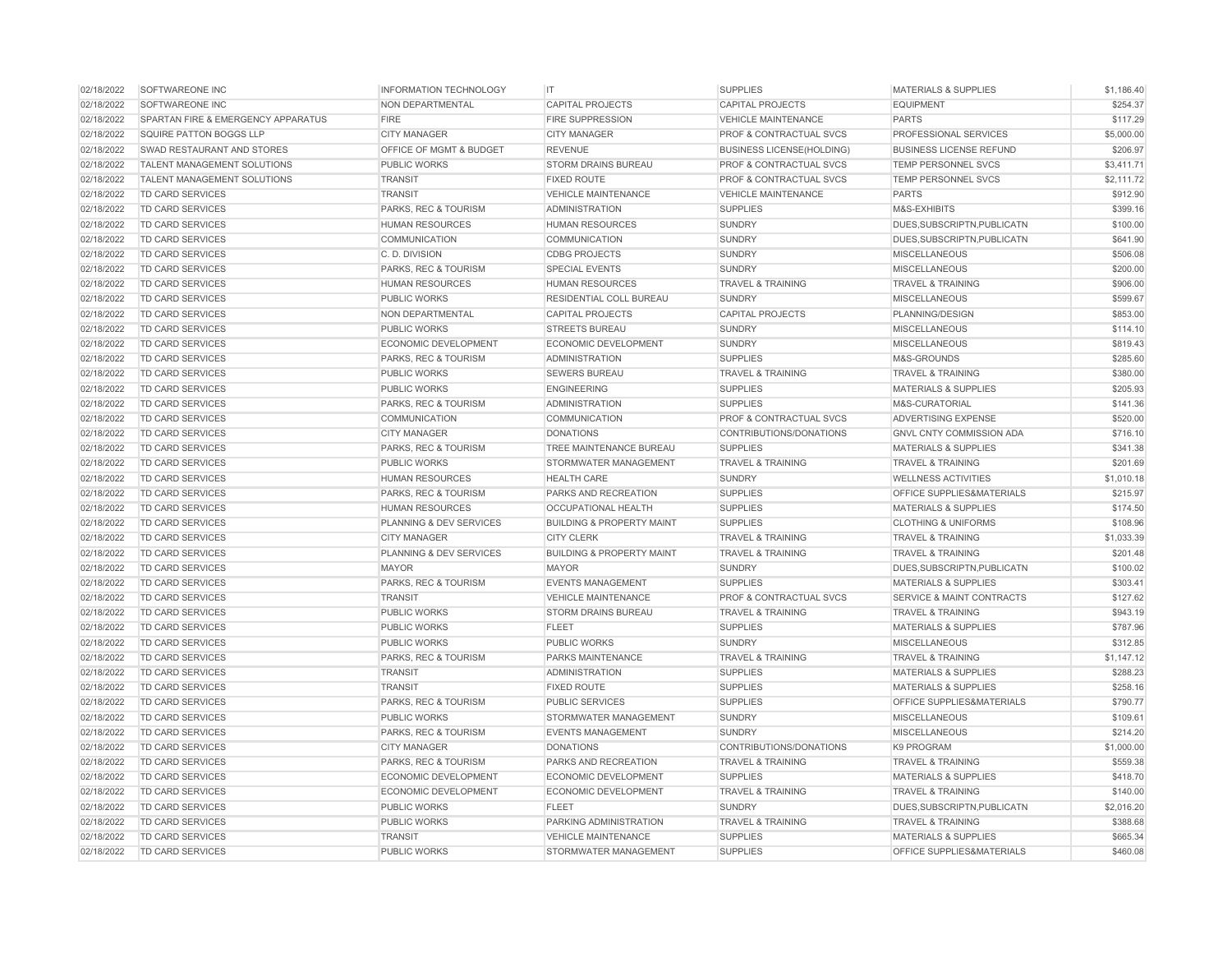| | | | | | | |
|---|---|---|---|---|---|---|
| 02/18/2022 | SOFTWAREONE INC | INFORMATION TECHNOLOGY | IT | SUPPLIES | MATERIALS & SUPPLIES | $1,186.40 |
| 02/18/2022 | SOFTWAREONE INC | NON DEPARTMENTAL | CAPITAL PROJECTS | CAPITAL PROJECTS | EQUIPMENT | $254.37 |
| 02/18/2022 | SPARTAN FIRE & EMERGENCY APPARATUS | FIRE | FIRE SUPPRESSION | VEHICLE MAINTENANCE | PARTS | $117.29 |
| 02/18/2022 | SQUIRE PATTON BOGGS LLP | CITY MANAGER | CITY MANAGER | PROF & CONTRACTUAL SVCS | PROFESSIONAL SERVICES | $5,000.00 |
| 02/18/2022 | SWAD RESTAURANT AND STORES | OFFICE OF MGMT & BUDGET | REVENUE | BUSINESS LICENSE(HOLDING) | BUSINESS LICENSE REFUND | $206.97 |
| 02/18/2022 | TALENT MANAGEMENT SOLUTIONS | PUBLIC WORKS | STORM DRAINS BUREAU | PROF & CONTRACTUAL SVCS | TEMP PERSONNEL SVCS | $3,411.71 |
| 02/18/2022 | TALENT MANAGEMENT SOLUTIONS | TRANSIT | FIXED ROUTE | PROF & CONTRACTUAL SVCS | TEMP PERSONNEL SVCS | $2,111.72 |
| 02/18/2022 | TD CARD SERVICES | TRANSIT | VEHICLE MAINTENANCE | VEHICLE MAINTENANCE | PARTS | $912.90 |
| 02/18/2022 | TD CARD SERVICES | PARKS, REC & TOURISM | ADMINISTRATION | SUPPLIES | M&S-EXHIBITS | $399.16 |
| 02/18/2022 | TD CARD SERVICES | HUMAN RESOURCES | HUMAN RESOURCES | SUNDRY | DUES,SUBSCRIPTN,PUBLICATN | $100.00 |
| 02/18/2022 | TD CARD SERVICES | COMMUNICATION | COMMUNICATION | SUNDRY | DUES,SUBSCRIPTN,PUBLICATN | $641.90 |
| 02/18/2022 | TD CARD SERVICES | C. D. DIVISION | CDBG PROJECTS | SUNDRY | MISCELLANEOUS | $506.08 |
| 02/18/2022 | TD CARD SERVICES | PARKS, REC & TOURISM | SPECIAL EVENTS | SUNDRY | MISCELLANEOUS | $200.00 |
| 02/18/2022 | TD CARD SERVICES | HUMAN RESOURCES | HUMAN RESOURCES | TRAVEL & TRAINING | TRAVEL & TRAINING | $906.00 |
| 02/18/2022 | TD CARD SERVICES | PUBLIC WORKS | RESIDENTIAL COLL BUREAU | SUNDRY | MISCELLANEOUS | $599.67 |
| 02/18/2022 | TD CARD SERVICES | NON DEPARTMENTAL | CAPITAL PROJECTS | CAPITAL PROJECTS | PLANNING/DESIGN | $853.00 |
| 02/18/2022 | TD CARD SERVICES | PUBLIC WORKS | STREETS BUREAU | SUNDRY | MISCELLANEOUS | $114.10 |
| 02/18/2022 | TD CARD SERVICES | ECONOMIC DEVELOPMENT | ECONOMIC DEVELOPMENT | SUNDRY | MISCELLANEOUS | $819.43 |
| 02/18/2022 | TD CARD SERVICES | PARKS, REC & TOURISM | ADMINISTRATION | SUPPLIES | M&S-GROUNDS | $285.60 |
| 02/18/2022 | TD CARD SERVICES | PUBLIC WORKS | SEWERS BUREAU | TRAVEL & TRAINING | TRAVEL & TRAINING | $380.00 |
| 02/18/2022 | TD CARD SERVICES | PUBLIC WORKS | ENGINEERING | SUPPLIES | MATERIALS & SUPPLIES | $205.93 |
| 02/18/2022 | TD CARD SERVICES | PARKS, REC & TOURISM | ADMINISTRATION | SUPPLIES | M&S-CURATORIAL | $141.36 |
| 02/18/2022 | TD CARD SERVICES | COMMUNICATION | COMMUNICATION | PROF & CONTRACTUAL SVCS | ADVERTISING EXPENSE | $520.00 |
| 02/18/2022 | TD CARD SERVICES | CITY MANAGER | DONATIONS | CONTRIBUTIONS/DONATIONS | GNVL CNTY COMMISSION ADA | $716.10 |
| 02/18/2022 | TD CARD SERVICES | PARKS, REC & TOURISM | TREE MAINTENANCE BUREAU | SUPPLIES | MATERIALS & SUPPLIES | $341.38 |
| 02/18/2022 | TD CARD SERVICES | PUBLIC WORKS | STORMWATER MANAGEMENT | TRAVEL & TRAINING | TRAVEL & TRAINING | $201.69 |
| 02/18/2022 | TD CARD SERVICES | HUMAN RESOURCES | HEALTH CARE | SUNDRY | WELLNESS ACTIVITIES | $1,010.18 |
| 02/18/2022 | TD CARD SERVICES | PARKS, REC & TOURISM | PARKS AND RECREATION | SUPPLIES | OFFICE SUPPLIES&MATERIALS | $215.97 |
| 02/18/2022 | TD CARD SERVICES | HUMAN RESOURCES | OCCUPATIONAL HEALTH | SUPPLIES | MATERIALS & SUPPLIES | $174.50 |
| 02/18/2022 | TD CARD SERVICES | PLANNING & DEV SERVICES | BUILDING & PROPERTY MAINT | SUPPLIES | CLOTHING & UNIFORMS | $108.96 |
| 02/18/2022 | TD CARD SERVICES | CITY MANAGER | CITY CLERK | TRAVEL & TRAINING | TRAVEL & TRAINING | $1,033.39 |
| 02/18/2022 | TD CARD SERVICES | PLANNING & DEV SERVICES | BUILDING & PROPERTY MAINT | TRAVEL & TRAINING | TRAVEL & TRAINING | $201.48 |
| 02/18/2022 | TD CARD SERVICES | MAYOR | MAYOR | SUNDRY | DUES,SUBSCRIPTN,PUBLICATN | $100.02 |
| 02/18/2022 | TD CARD SERVICES | PARKS, REC & TOURISM | EVENTS MANAGEMENT | SUPPLIES | MATERIALS & SUPPLIES | $303.41 |
| 02/18/2022 | TD CARD SERVICES | TRANSIT | VEHICLE MAINTENANCE | PROF & CONTRACTUAL SVCS | SERVICE & MAINT CONTRACTS | $127.62 |
| 02/18/2022 | TD CARD SERVICES | PUBLIC WORKS | STORM DRAINS BUREAU | TRAVEL & TRAINING | TRAVEL & TRAINING | $943.19 |
| 02/18/2022 | TD CARD SERVICES | PUBLIC WORKS | FLEET | SUPPLIES | MATERIALS & SUPPLIES | $787.96 |
| 02/18/2022 | TD CARD SERVICES | PUBLIC WORKS | PUBLIC WORKS | SUNDRY | MISCELLANEOUS | $312.85 |
| 02/18/2022 | TD CARD SERVICES | PARKS, REC & TOURISM | PARKS MAINTENANCE | TRAVEL & TRAINING | TRAVEL & TRAINING | $1,147.12 |
| 02/18/2022 | TD CARD SERVICES | TRANSIT | ADMINISTRATION | SUPPLIES | MATERIALS & SUPPLIES | $288.23 |
| 02/18/2022 | TD CARD SERVICES | TRANSIT | FIXED ROUTE | SUPPLIES | MATERIALS & SUPPLIES | $258.16 |
| 02/18/2022 | TD CARD SERVICES | PARKS, REC & TOURISM | PUBLIC SERVICES | SUPPLIES | OFFICE SUPPLIES&MATERIALS | $790.77 |
| 02/18/2022 | TD CARD SERVICES | PUBLIC WORKS | STORMWATER MANAGEMENT | SUNDRY | MISCELLANEOUS | $109.61 |
| 02/18/2022 | TD CARD SERVICES | PARKS, REC & TOURISM | EVENTS MANAGEMENT | SUNDRY | MISCELLANEOUS | $214.20 |
| 02/18/2022 | TD CARD SERVICES | CITY MANAGER | DONATIONS | CONTRIBUTIONS/DONATIONS | K9 PROGRAM | $1,000.00 |
| 02/18/2022 | TD CARD SERVICES | PARKS, REC & TOURISM | PARKS AND RECREATION | TRAVEL & TRAINING | TRAVEL & TRAINING | $559.38 |
| 02/18/2022 | TD CARD SERVICES | ECONOMIC DEVELOPMENT | ECONOMIC DEVELOPMENT | SUPPLIES | MATERIALS & SUPPLIES | $418.70 |
| 02/18/2022 | TD CARD SERVICES | ECONOMIC DEVELOPMENT | ECONOMIC DEVELOPMENT | TRAVEL & TRAINING | TRAVEL & TRAINING | $140.00 |
| 02/18/2022 | TD CARD SERVICES | PUBLIC WORKS | FLEET | SUNDRY | DUES,SUBSCRIPTN,PUBLICATN | $2,016.20 |
| 02/18/2022 | TD CARD SERVICES | PUBLIC WORKS | PARKING ADMINISTRATION | TRAVEL & TRAINING | TRAVEL & TRAINING | $388.68 |
| 02/18/2022 | TD CARD SERVICES | TRANSIT | VEHICLE MAINTENANCE | SUPPLIES | MATERIALS & SUPPLIES | $665.34 |
| 02/18/2022 | TD CARD SERVICES | PUBLIC WORKS | STORMWATER MANAGEMENT | SUPPLIES | OFFICE SUPPLIES&MATERIALS | $460.08 |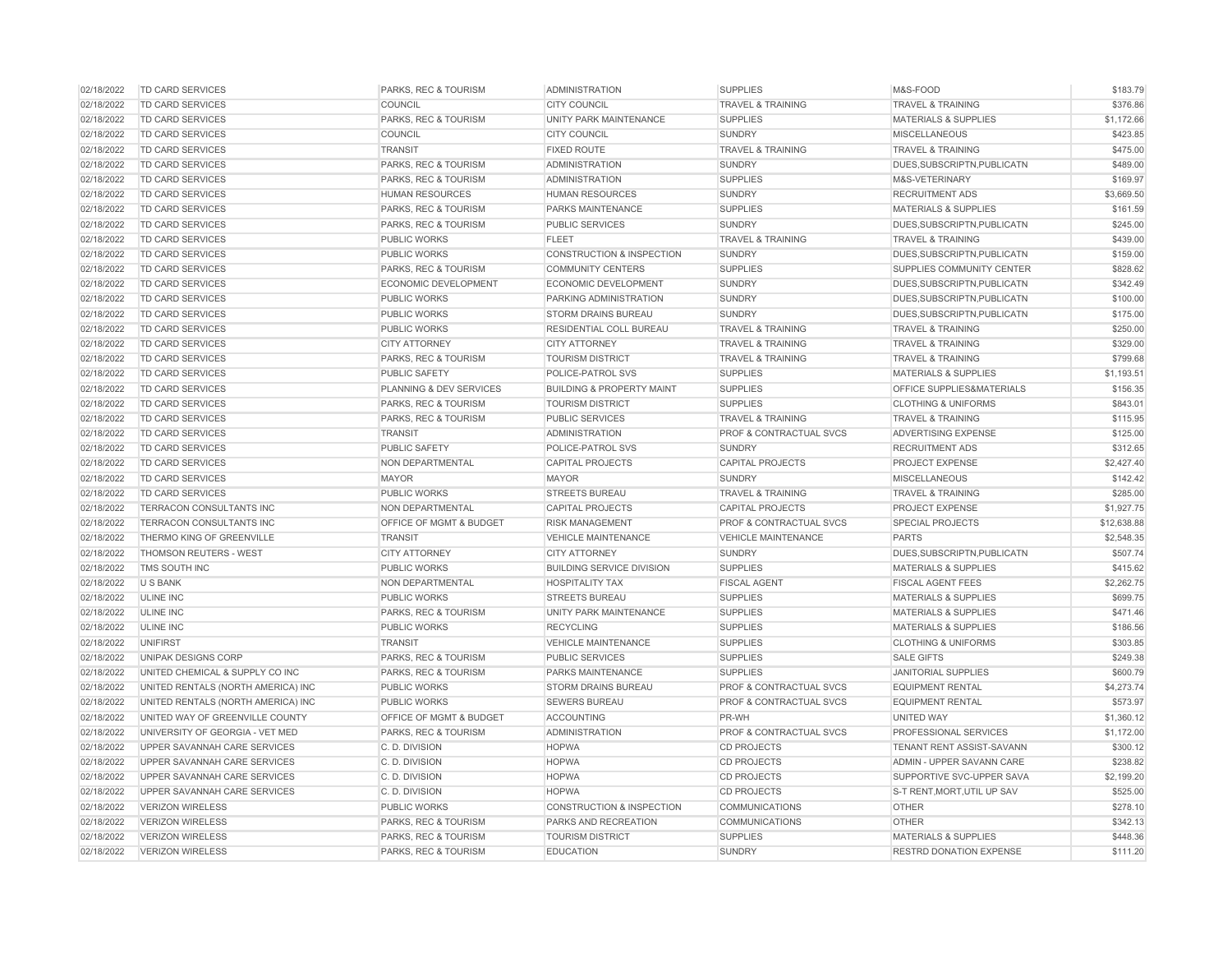| | | | | | | |
|---|---|---|---|---|---|---|
| 02/18/2022 | TD CARD SERVICES | PARKS, REC & TOURISM | ADMINISTRATION | SUPPLIES | M&S-FOOD | $183.79 |
| 02/18/2022 | TD CARD SERVICES | COUNCIL | CITY COUNCIL | TRAVEL & TRAINING | TRAVEL & TRAINING | $376.86 |
| 02/18/2022 | TD CARD SERVICES | PARKS, REC & TOURISM | UNITY PARK MAINTENANCE | SUPPLIES | MATERIALS & SUPPLIES | $1,172.66 |
| 02/18/2022 | TD CARD SERVICES | COUNCIL | CITY COUNCIL | SUNDRY | MISCELLANEOUS | $423.85 |
| 02/18/2022 | TD CARD SERVICES | TRANSIT | FIXED ROUTE | TRAVEL & TRAINING | TRAVEL & TRAINING | $475.00 |
| 02/18/2022 | TD CARD SERVICES | PARKS, REC & TOURISM | ADMINISTRATION | SUNDRY | DUES,SUBSCRIPTN,PUBLICATN | $489.00 |
| 02/18/2022 | TD CARD SERVICES | PARKS, REC & TOURISM | ADMINISTRATION | SUPPLIES | M&S-VETERINARY | $169.97 |
| 02/18/2022 | TD CARD SERVICES | HUMAN RESOURCES | HUMAN RESOURCES | SUNDRY | RECRUITMENT ADS | $3,669.50 |
| 02/18/2022 | TD CARD SERVICES | PARKS, REC & TOURISM | PARKS MAINTENANCE | SUPPLIES | MATERIALS & SUPPLIES | $161.59 |
| 02/18/2022 | TD CARD SERVICES | PARKS, REC & TOURISM | PUBLIC SERVICES | SUNDRY | DUES,SUBSCRIPTN,PUBLICATN | $245.00 |
| 02/18/2022 | TD CARD SERVICES | PUBLIC WORKS | FLEET | TRAVEL & TRAINING | TRAVEL & TRAINING | $439.00 |
| 02/18/2022 | TD CARD SERVICES | PUBLIC WORKS | CONSTRUCTION & INSPECTION | SUNDRY | DUES,SUBSCRIPTN,PUBLICATN | $159.00 |
| 02/18/2022 | TD CARD SERVICES | PARKS, REC & TOURISM | COMMUNITY CENTERS | SUPPLIES | SUPPLIES COMMUNITY CENTER | $828.62 |
| 02/18/2022 | TD CARD SERVICES | ECONOMIC DEVELOPMENT | ECONOMIC DEVELOPMENT | SUNDRY | DUES,SUBSCRIPTN,PUBLICATN | $342.49 |
| 02/18/2022 | TD CARD SERVICES | PUBLIC WORKS | PARKING ADMINISTRATION | SUNDRY | DUES,SUBSCRIPTN,PUBLICATN | $100.00 |
| 02/18/2022 | TD CARD SERVICES | PUBLIC WORKS | STORM DRAINS BUREAU | SUNDRY | DUES,SUBSCRIPTN,PUBLICATN | $175.00 |
| 02/18/2022 | TD CARD SERVICES | PUBLIC WORKS | RESIDENTIAL COLL BUREAU | TRAVEL & TRAINING | TRAVEL & TRAINING | $250.00 |
| 02/18/2022 | TD CARD SERVICES | CITY ATTORNEY | CITY ATTORNEY | TRAVEL & TRAINING | TRAVEL & TRAINING | $329.00 |
| 02/18/2022 | TD CARD SERVICES | PARKS, REC & TOURISM | TOURISM DISTRICT | TRAVEL & TRAINING | TRAVEL & TRAINING | $799.68 |
| 02/18/2022 | TD CARD SERVICES | PUBLIC SAFETY | POLICE-PATROL SVS | SUPPLIES | MATERIALS & SUPPLIES | $1,193.51 |
| 02/18/2022 | TD CARD SERVICES | PLANNING & DEV SERVICES | BUILDING & PROPERTY MAINT | SUPPLIES | OFFICE SUPPLIES&MATERIALS | $156.35 |
| 02/18/2022 | TD CARD SERVICES | PARKS, REC & TOURISM | TOURISM DISTRICT | SUPPLIES | CLOTHING & UNIFORMS | $843.01 |
| 02/18/2022 | TD CARD SERVICES | PARKS, REC & TOURISM | PUBLIC SERVICES | TRAVEL & TRAINING | TRAVEL & TRAINING | $115.95 |
| 02/18/2022 | TD CARD SERVICES | TRANSIT | ADMINISTRATION | PROF & CONTRACTUAL SVCS | ADVERTISING EXPENSE | $125.00 |
| 02/18/2022 | TD CARD SERVICES | PUBLIC SAFETY | POLICE-PATROL SVS | SUNDRY | RECRUITMENT ADS | $312.65 |
| 02/18/2022 | TD CARD SERVICES | NON DEPARTMENTAL | CAPITAL PROJECTS | CAPITAL PROJECTS | PROJECT EXPENSE | $2,427.40 |
| 02/18/2022 | TD CARD SERVICES | MAYOR | MAYOR | SUNDRY | MISCELLANEOUS | $142.42 |
| 02/18/2022 | TD CARD SERVICES | PUBLIC WORKS | STREETS BUREAU | TRAVEL & TRAINING | TRAVEL & TRAINING | $285.00 |
| 02/18/2022 | TERRACON CONSULTANTS INC | NON DEPARTMENTAL | CAPITAL PROJECTS | CAPITAL PROJECTS | PROJECT EXPENSE | $1,927.75 |
| 02/18/2022 | TERRACON CONSULTANTS INC | OFFICE OF MGMT & BUDGET | RISK MANAGEMENT | PROF & CONTRACTUAL SVCS | SPECIAL PROJECTS | $12,638.88 |
| 02/18/2022 | THERMO KING OF GREENVILLE | TRANSIT | VEHICLE MAINTENANCE | VEHICLE MAINTENANCE | PARTS | $2,548.35 |
| 02/18/2022 | THOMSON REUTERS - WEST | CITY ATTORNEY | CITY ATTORNEY | SUNDRY | DUES,SUBSCRIPTN,PUBLICATN | $507.74 |
| 02/18/2022 | TMS SOUTH INC | PUBLIC WORKS | BUILDING SERVICE DIVISION | SUPPLIES | MATERIALS & SUPPLIES | $415.62 |
| 02/18/2022 | U S BANK | NON DEPARTMENTAL | HOSPITALITY TAX | FISCAL AGENT | FISCAL AGENT FEES | $2,262.75 |
| 02/18/2022 | ULINE INC | PUBLIC WORKS | STREETS BUREAU | SUPPLIES | MATERIALS & SUPPLIES | $699.75 |
| 02/18/2022 | ULINE INC | PARKS, REC & TOURISM | UNITY PARK MAINTENANCE | SUPPLIES | MATERIALS & SUPPLIES | $471.46 |
| 02/18/2022 | ULINE INC | PUBLIC WORKS | RECYCLING | SUPPLIES | MATERIALS & SUPPLIES | $186.56 |
| 02/18/2022 | UNIFIRST | TRANSIT | VEHICLE MAINTENANCE | SUPPLIES | CLOTHING & UNIFORMS | $303.85 |
| 02/18/2022 | UNIPAK DESIGNS CORP | PARKS, REC & TOURISM | PUBLIC SERVICES | SUPPLIES | SALE GIFTS | $249.38 |
| 02/18/2022 | UNITED CHEMICAL & SUPPLY CO INC | PARKS, REC & TOURISM | PARKS MAINTENANCE | SUPPLIES | JANITORIAL SUPPLIES | $600.79 |
| 02/18/2022 | UNITED RENTALS (NORTH AMERICA) INC | PUBLIC WORKS | STORM DRAINS BUREAU | PROF & CONTRACTUAL SVCS | EQUIPMENT RENTAL | $4,273.74 |
| 02/18/2022 | UNITED RENTALS (NORTH AMERICA) INC | PUBLIC WORKS | SEWERS BUREAU | PROF & CONTRACTUAL SVCS | EQUIPMENT RENTAL | $573.97 |
| 02/18/2022 | UNITED WAY OF GREENVILLE COUNTY | OFFICE OF MGMT & BUDGET | ACCOUNTING | PR-WH | UNITED WAY | $1,360.12 |
| 02/18/2022 | UNIVERSITY OF GEORGIA - VET MED | PARKS, REC & TOURISM | ADMINISTRATION | PROF & CONTRACTUAL SVCS | PROFESSIONAL SERVICES | $1,172.00 |
| 02/18/2022 | UPPER SAVANNAH CARE SERVICES | C. D. DIVISION | HOPWA | CD PROJECTS | TENANT RENT ASSIST-SAVANN | $300.12 |
| 02/18/2022 | UPPER SAVANNAH CARE SERVICES | C. D. DIVISION | HOPWA | CD PROJECTS | ADMIN - UPPER SAVANN CARE | $238.82 |
| 02/18/2022 | UPPER SAVANNAH CARE SERVICES | C. D. DIVISION | HOPWA | CD PROJECTS | SUPPORTIVE SVC-UPPER SAVA | $2,199.20 |
| 02/18/2022 | UPPER SAVANNAH CARE SERVICES | C. D. DIVISION | HOPWA | CD PROJECTS | S-T RENT,MORT,UTIL UP SAV | $525.00 |
| 02/18/2022 | VERIZON WIRELESS | PUBLIC WORKS | CONSTRUCTION & INSPECTION | COMMUNICATIONS | OTHER | $278.10 |
| 02/18/2022 | VERIZON WIRELESS | PARKS, REC & TOURISM | PARKS AND RECREATION | COMMUNICATIONS | OTHER | $342.13 |
| 02/18/2022 | VERIZON WIRELESS | PARKS, REC & TOURISM | TOURISM DISTRICT | SUPPLIES | MATERIALS & SUPPLIES | $448.36 |
| 02/18/2022 | VERIZON WIRELESS | PARKS, REC & TOURISM | EDUCATION | SUNDRY | RESTRD DONATION EXPENSE | $111.20 |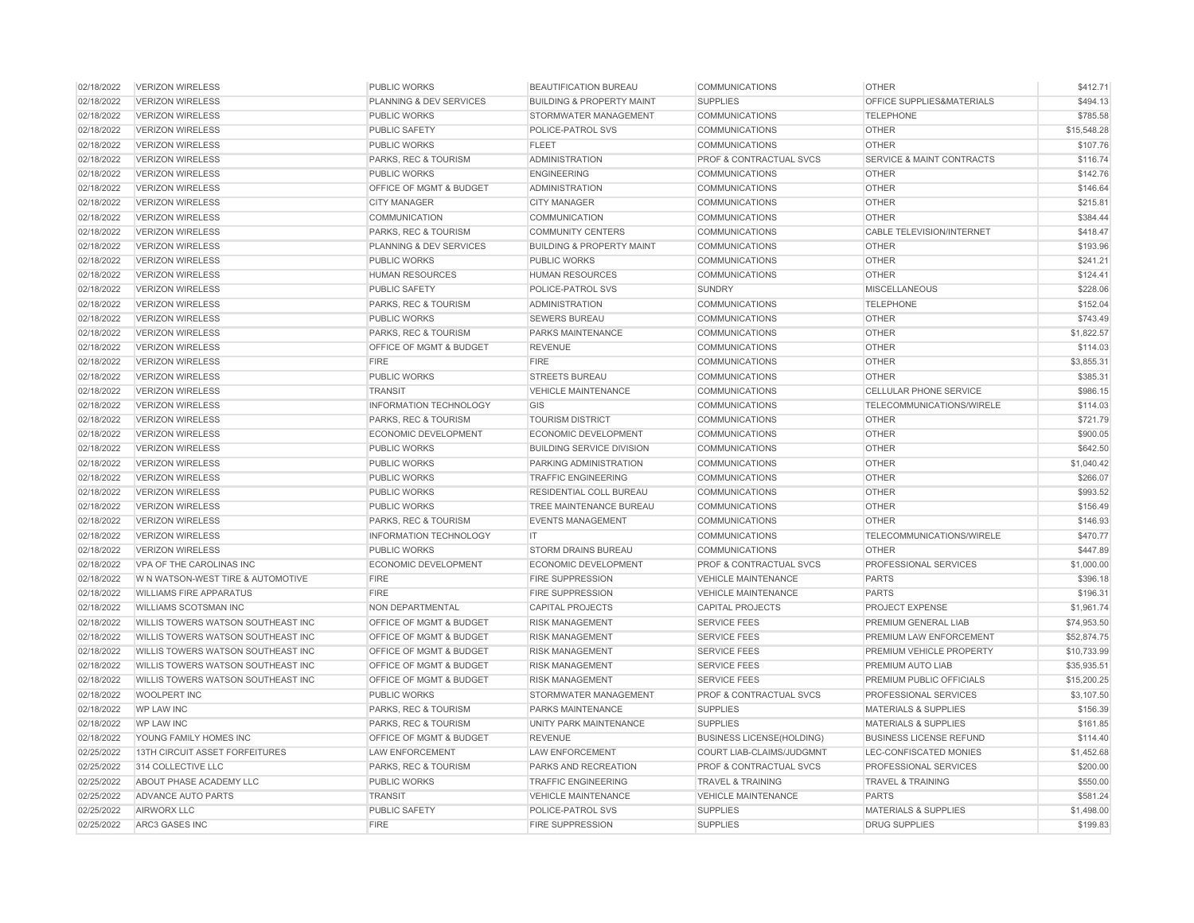| 02/18/2022 | VERIZON WIRELESS | PUBLIC WORKS | BEAUTIFICATION BUREAU | COMMUNICATIONS | OTHER | $412.71 |
|---|---|---|---|---|---|---|
| 02/18/2022 | VERIZON WIRELESS | PLANNING & DEV SERVICES | BUILDING & PROPERTY MAINT | SUPPLIES | OFFICE SUPPLIES&MATERIALS | $494.13 |
| 02/18/2022 | VERIZON WIRELESS | PUBLIC WORKS | STORMWATER MANAGEMENT | COMMUNICATIONS | TELEPHONE | $785.58 |
| 02/18/2022 | VERIZON WIRELESS | PUBLIC SAFETY | POLICE-PATROL SVS | COMMUNICATIONS | OTHER | $15,548.28 |
| 02/18/2022 | VERIZON WIRELESS | PUBLIC WORKS | FLEET | COMMUNICATIONS | OTHER | $107.76 |
| 02/18/2022 | VERIZON WIRELESS | PARKS, REC & TOURISM | ADMINISTRATION | PROF & CONTRACTUAL SVCS | SERVICE & MAINT CONTRACTS | $116.74 |
| 02/18/2022 | VERIZON WIRELESS | PUBLIC WORKS | ENGINEERING | COMMUNICATIONS | OTHER | $142.76 |
| 02/18/2022 | VERIZON WIRELESS | OFFICE OF MGMT & BUDGET | ADMINISTRATION | COMMUNICATIONS | OTHER | $146.64 |
| 02/18/2022 | VERIZON WIRELESS | CITY MANAGER | CITY MANAGER | COMMUNICATIONS | OTHER | $215.81 |
| 02/18/2022 | VERIZON WIRELESS | COMMUNICATION | COMMUNICATION | COMMUNICATIONS | OTHER | $384.44 |
| 02/18/2022 | VERIZON WIRELESS | PARKS, REC & TOURISM | COMMUNITY CENTERS | COMMUNICATIONS | CABLE TELEVISION/INTERNET | $418.47 |
| 02/18/2022 | VERIZON WIRELESS | PLANNING & DEV SERVICES | BUILDING & PROPERTY MAINT | COMMUNICATIONS | OTHER | $193.96 |
| 02/18/2022 | VERIZON WIRELESS | PUBLIC WORKS | PUBLIC WORKS | COMMUNICATIONS | OTHER | $241.21 |
| 02/18/2022 | VERIZON WIRELESS | HUMAN RESOURCES | HUMAN RESOURCES | COMMUNICATIONS | OTHER | $124.41 |
| 02/18/2022 | VERIZON WIRELESS | PUBLIC SAFETY | POLICE-PATROL SVS | SUNDRY | MISCELLANEOUS | $228.06 |
| 02/18/2022 | VERIZON WIRELESS | PARKS, REC & TOURISM | ADMINISTRATION | COMMUNICATIONS | TELEPHONE | $152.04 |
| 02/18/2022 | VERIZON WIRELESS | PUBLIC WORKS | SEWERS BUREAU | COMMUNICATIONS | OTHER | $743.49 |
| 02/18/2022 | VERIZON WIRELESS | PARKS, REC & TOURISM | PARKS MAINTENANCE | COMMUNICATIONS | OTHER | $1,822.57 |
| 02/18/2022 | VERIZON WIRELESS | OFFICE OF MGMT & BUDGET | REVENUE | COMMUNICATIONS | OTHER | $114.03 |
| 02/18/2022 | VERIZON WIRELESS | FIRE | FIRE | COMMUNICATIONS | OTHER | $3,855.31 |
| 02/18/2022 | VERIZON WIRELESS | PUBLIC WORKS | STREETS BUREAU | COMMUNICATIONS | OTHER | $385.31 |
| 02/18/2022 | VERIZON WIRELESS | TRANSIT | VEHICLE MAINTENANCE | COMMUNICATIONS | CELLULAR PHONE SERVICE | $986.15 |
| 02/18/2022 | VERIZON WIRELESS | INFORMATION TECHNOLOGY | GIS | COMMUNICATIONS | TELECOMMUNICATIONS/WIRELE | $114.03 |
| 02/18/2022 | VERIZON WIRELESS | PARKS, REC & TOURISM | TOURISM DISTRICT | COMMUNICATIONS | OTHER | $721.79 |
| 02/18/2022 | VERIZON WIRELESS | ECONOMIC DEVELOPMENT | ECONOMIC DEVELOPMENT | COMMUNICATIONS | OTHER | $900.05 |
| 02/18/2022 | VERIZON WIRELESS | PUBLIC WORKS | BUILDING SERVICE DIVISION | COMMUNICATIONS | OTHER | $642.50 |
| 02/18/2022 | VERIZON WIRELESS | PUBLIC WORKS | PARKING ADMINISTRATION | COMMUNICATIONS | OTHER | $1,040.42 |
| 02/18/2022 | VERIZON WIRELESS | PUBLIC WORKS | TRAFFIC ENGINEERING | COMMUNICATIONS | OTHER | $266.07 |
| 02/18/2022 | VERIZON WIRELESS | PUBLIC WORKS | RESIDENTIAL COLL BUREAU | COMMUNICATIONS | OTHER | $993.52 |
| 02/18/2022 | VERIZON WIRELESS | PUBLIC WORKS | TREE MAINTENANCE BUREAU | COMMUNICATIONS | OTHER | $156.49 |
| 02/18/2022 | VERIZON WIRELESS | PARKS, REC & TOURISM | EVENTS MANAGEMENT | COMMUNICATIONS | OTHER | $146.93 |
| 02/18/2022 | VERIZON WIRELESS | INFORMATION TECHNOLOGY | IT | COMMUNICATIONS | TELECOMMUNICATIONS/WIRELE | $470.77 |
| 02/18/2022 | VERIZON WIRELESS | PUBLIC WORKS | STORM DRAINS BUREAU | COMMUNICATIONS | OTHER | $447.89 |
| 02/18/2022 | VPA OF THE CAROLINAS INC | ECONOMIC DEVELOPMENT | ECONOMIC DEVELOPMENT | PROF & CONTRACTUAL SVCS | PROFESSIONAL SERVICES | $1,000.00 |
| 02/18/2022 | W N WATSON-WEST TIRE & AUTOMOTIVE | FIRE | FIRE SUPPRESSION | VEHICLE MAINTENANCE | PARTS | $396.18 |
| 02/18/2022 | WILLIAMS FIRE APPARATUS | FIRE | FIRE SUPPRESSION | VEHICLE MAINTENANCE | PARTS | $196.31 |
| 02/18/2022 | WILLIAMS SCOTSMAN INC | NON DEPARTMENTAL | CAPITAL PROJECTS | CAPITAL PROJECTS | PROJECT EXPENSE | $1,961.74 |
| 02/18/2022 | WILLIS TOWERS WATSON SOUTHEAST INC | OFFICE OF MGMT & BUDGET | RISK MANAGEMENT | SERVICE FEES | PREMIUM GENERAL LIAB | $74,953.50 |
| 02/18/2022 | WILLIS TOWERS WATSON SOUTHEAST INC | OFFICE OF MGMT & BUDGET | RISK MANAGEMENT | SERVICE FEES | PREMIUM LAW ENFORCEMENT | $52,874.75 |
| 02/18/2022 | WILLIS TOWERS WATSON SOUTHEAST INC | OFFICE OF MGMT & BUDGET | RISK MANAGEMENT | SERVICE FEES | PREMIUM VEHICLE PROPERTY | $10,733.99 |
| 02/18/2022 | WILLIS TOWERS WATSON SOUTHEAST INC | OFFICE OF MGMT & BUDGET | RISK MANAGEMENT | SERVICE FEES | PREMIUM AUTO LIAB | $35,935.51 |
| 02/18/2022 | WILLIS TOWERS WATSON SOUTHEAST INC | OFFICE OF MGMT & BUDGET | RISK MANAGEMENT | SERVICE FEES | PREMIUM PUBLIC OFFICIALS | $15,200.25 |
| 02/18/2022 | WOOLPERT INC | PUBLIC WORKS | STORMWATER MANAGEMENT | PROF & CONTRACTUAL SVCS | PROFESSIONAL SERVICES | $3,107.50 |
| 02/18/2022 | WP LAW INC | PARKS, REC & TOURISM | PARKS MAINTENANCE | SUPPLIES | MATERIALS & SUPPLIES | $156.39 |
| 02/18/2022 | WP LAW INC | PARKS, REC & TOURISM | UNITY PARK MAINTENANCE | SUPPLIES | MATERIALS & SUPPLIES | $161.85 |
| 02/18/2022 | YOUNG FAMILY HOMES INC | OFFICE OF MGMT & BUDGET | REVENUE | BUSINESS LICENSE(HOLDING) | BUSINESS LICENSE REFUND | $114.40 |
| 02/25/2022 | 13TH CIRCUIT ASSET FORFEITURES | LAW ENFORCEMENT | LAW ENFORCEMENT | COURT LIAB-CLAIMS/JUDGMNT | LEC-CONFISCATED MONIES | $1,452.68 |
| 02/25/2022 | 314 COLLECTIVE LLC | PARKS, REC & TOURISM | PARKS AND RECREATION | PROF & CONTRACTUAL SVCS | PROFESSIONAL SERVICES | $200.00 |
| 02/25/2022 | ABOUT PHASE ACADEMY LLC | PUBLIC WORKS | TRAFFIC ENGINEERING | TRAVEL & TRAINING | TRAVEL & TRAINING | $550.00 |
| 02/25/2022 | ADVANCE AUTO PARTS | TRANSIT | VEHICLE MAINTENANCE | VEHICLE MAINTENANCE | PARTS | $581.24 |
| 02/25/2022 | AIRWORX LLC | PUBLIC SAFETY | POLICE-PATROL SVS | SUPPLIES | MATERIALS & SUPPLIES | $1,498.00 |
| 02/25/2022 | ARC3 GASES INC | FIRE | FIRE SUPPRESSION | SUPPLIES | DRUG SUPPLIES | $199.83 |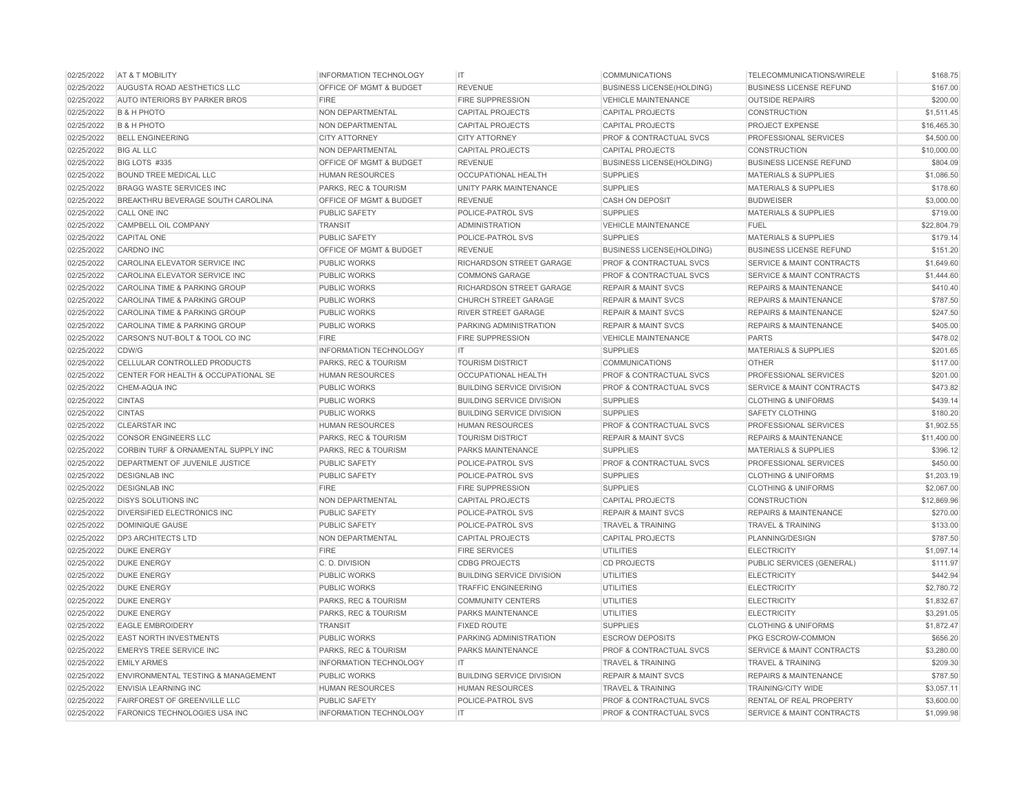| | | | | | | | |
|---|---|---|---|---|---|---|---|
| 02/25/2022 | AT & T MOBILITY | INFORMATION TECHNOLOGY | IT | COMMUNICATIONS | TELECOMMUNICATIONS/WIRELE | $168.75 |
| 02/25/2022 | AUGUSTA ROAD AESTHETICS LLC | OFFICE OF MGMT & BUDGET | REVENUE | BUSINESS LICENSE(HOLDING) | BUSINESS LICENSE REFUND | $167.00 |
| 02/25/2022 | AUTO INTERIORS BY PARKER BROS | FIRE | FIRE SUPPRESSION | VEHICLE MAINTENANCE | OUTSIDE REPAIRS | $200.00 |
| 02/25/2022 | B & H PHOTO | NON DEPARTMENTAL | CAPITAL PROJECTS | CAPITAL PROJECTS | CONSTRUCTION | $1,511.45 |
| 02/25/2022 | B & H PHOTO | NON DEPARTMENTAL | CAPITAL PROJECTS | CAPITAL PROJECTS | PROJECT EXPENSE | $16,465.30 |
| 02/25/2022 | BELL ENGINEERING | CITY ATTORNEY | CITY ATTORNEY | PROF & CONTRACTUAL SVCS | PROFESSIONAL SERVICES | $4,500.00 |
| 02/25/2022 | BIG AL LLC | NON DEPARTMENTAL | CAPITAL PROJECTS | CAPITAL PROJECTS | CONSTRUCTION | $10,000.00 |
| 02/25/2022 | BIG LOTS #335 | OFFICE OF MGMT & BUDGET | REVENUE | BUSINESS LICENSE(HOLDING) | BUSINESS LICENSE REFUND | $804.09 |
| 02/25/2022 | BOUND TREE MEDICAL LLC | HUMAN RESOURCES | OCCUPATIONAL HEALTH | SUPPLIES | MATERIALS & SUPPLIES | $1,086.50 |
| 02/25/2022 | BRAGG WASTE SERVICES INC | PARKS, REC & TOURISM | UNITY PARK MAINTENANCE | SUPPLIES | MATERIALS & SUPPLIES | $178.60 |
| 02/25/2022 | BREAKTHRU BEVERAGE SOUTH CAROLINA | OFFICE OF MGMT & BUDGET | REVENUE | CASH ON DEPOSIT | BUDWEISER | $3,000.00 |
| 02/25/2022 | CALL ONE INC | PUBLIC SAFETY | POLICE-PATROL SVS | SUPPLIES | MATERIALS & SUPPLIES | $719.00 |
| 02/25/2022 | CAMPBELL OIL COMPANY | TRANSIT | ADMINISTRATION | VEHICLE MAINTENANCE | FUEL | $22,804.79 |
| 02/25/2022 | CAPITAL ONE | PUBLIC SAFETY | POLICE-PATROL SVS | SUPPLIES | MATERIALS & SUPPLIES | $179.14 |
| 02/25/2022 | CARDNO INC | OFFICE OF MGMT & BUDGET | REVENUE | BUSINESS LICENSE(HOLDING) | BUSINESS LICENSE REFUND | $151.20 |
| 02/25/2022 | CAROLINA ELEVATOR SERVICE INC | PUBLIC WORKS | RICHARDSON STREET GARAGE | PROF & CONTRACTUAL SVCS | SERVICE & MAINT CONTRACTS | $1,649.60 |
| 02/25/2022 | CAROLINA ELEVATOR SERVICE INC | PUBLIC WORKS | COMMONS GARAGE | PROF & CONTRACTUAL SVCS | SERVICE & MAINT CONTRACTS | $1,444.60 |
| 02/25/2022 | CAROLINA TIME & PARKING GROUP | PUBLIC WORKS | RICHARDSON STREET GARAGE | REPAIR & MAINT SVCS | REPAIRS & MAINTENANCE | $410.40 |
| 02/25/2022 | CAROLINA TIME & PARKING GROUP | PUBLIC WORKS | CHURCH STREET GARAGE | REPAIR & MAINT SVCS | REPAIRS & MAINTENANCE | $787.50 |
| 02/25/2022 | CAROLINA TIME & PARKING GROUP | PUBLIC WORKS | RIVER STREET GARAGE | REPAIR & MAINT SVCS | REPAIRS & MAINTENANCE | $247.50 |
| 02/25/2022 | CAROLINA TIME & PARKING GROUP | PUBLIC WORKS | PARKING ADMINISTRATION | REPAIR & MAINT SVCS | REPAIRS & MAINTENANCE | $405.00 |
| 02/25/2022 | CARSON'S NUT-BOLT & TOOL CO INC | FIRE | FIRE SUPPRESSION | VEHICLE MAINTENANCE | PARTS | $478.02 |
| 02/25/2022 | CDW/G | INFORMATION TECHNOLOGY | IT | SUPPLIES | MATERIALS & SUPPLIES | $201.65 |
| 02/25/2022 | CELLULAR CONTROLLED PRODUCTS | PARKS, REC & TOURISM | TOURISM DISTRICT | COMMUNICATIONS | OTHER | $117.00 |
| 02/25/2022 | CENTER FOR HEALTH & OCCUPATIONAL SE | HUMAN RESOURCES | OCCUPATIONAL HEALTH | PROF & CONTRACTUAL SVCS | PROFESSIONAL SERVICES | $201.00 |
| 02/25/2022 | CHEM-AQUA INC | PUBLIC WORKS | BUILDING SERVICE DIVISION | PROF & CONTRACTUAL SVCS | SERVICE & MAINT CONTRACTS | $473.82 |
| 02/25/2022 | CINTAS | PUBLIC WORKS | BUILDING SERVICE DIVISION | SUPPLIES | CLOTHING & UNIFORMS | $439.14 |
| 02/25/2022 | CINTAS | PUBLIC WORKS | BUILDING SERVICE DIVISION | SUPPLIES | SAFETY CLOTHING | $180.20 |
| 02/25/2022 | CLEARSTAR INC | HUMAN RESOURCES | HUMAN RESOURCES | PROF & CONTRACTUAL SVCS | PROFESSIONAL SERVICES | $1,902.55 |
| 02/25/2022 | CONSOR ENGINEERS LLC | PARKS, REC & TOURISM | TOURISM DISTRICT | REPAIR & MAINT SVCS | REPAIRS & MAINTENANCE | $11,400.00 |
| 02/25/2022 | CORBIN TURF & ORNAMENTAL SUPPLY INC | PARKS, REC & TOURISM | PARKS MAINTENANCE | SUPPLIES | MATERIALS & SUPPLIES | $396.12 |
| 02/25/2022 | DEPARTMENT OF JUVENILE JUSTICE | PUBLIC SAFETY | POLICE-PATROL SVS | PROF & CONTRACTUAL SVCS | PROFESSIONAL SERVICES | $450.00 |
| 02/25/2022 | DESIGNLAB INC | PUBLIC SAFETY | POLICE-PATROL SVS | SUPPLIES | CLOTHING & UNIFORMS | $1,203.19 |
| 02/25/2022 | DESIGNLAB INC | FIRE | FIRE SUPPRESSION | SUPPLIES | CLOTHING & UNIFORMS | $2,067.00 |
| 02/25/2022 | DISYS SOLUTIONS INC | NON DEPARTMENTAL | CAPITAL PROJECTS | CAPITAL PROJECTS | CONSTRUCTION | $12,869.96 |
| 02/25/2022 | DIVERSIFIED ELECTRONICS INC | PUBLIC SAFETY | POLICE-PATROL SVS | REPAIR & MAINT SVCS | REPAIRS & MAINTENANCE | $270.00 |
| 02/25/2022 | DOMINIQUE GAUSE | PUBLIC SAFETY | POLICE-PATROL SVS | TRAVEL & TRAINING | TRAVEL & TRAINING | $133.00 |
| 02/25/2022 | DP3 ARCHITECTS LTD | NON DEPARTMENTAL | CAPITAL PROJECTS | CAPITAL PROJECTS | PLANNING/DESIGN | $787.50 |
| 02/25/2022 | DUKE ENERGY | FIRE | FIRE SERVICES | UTILITIES | ELECTRICITY | $1,097.14 |
| 02/25/2022 | DUKE ENERGY | C. D. DIVISION | CDBG PROJECTS | CD PROJECTS | PUBLIC SERVICES (GENERAL) | $111.97 |
| 02/25/2022 | DUKE ENERGY | PUBLIC WORKS | BUILDING SERVICE DIVISION | UTILITIES | ELECTRICITY | $442.94 |
| 02/25/2022 | DUKE ENERGY | PUBLIC WORKS | TRAFFIC ENGINEERING | UTILITIES | ELECTRICITY | $2,780.72 |
| 02/25/2022 | DUKE ENERGY | PARKS, REC & TOURISM | COMMUNITY CENTERS | UTILITIES | ELECTRICITY | $1,832.67 |
| 02/25/2022 | DUKE ENERGY | PARKS, REC & TOURISM | PARKS MAINTENANCE | UTILITIES | ELECTRICITY | $3,291.05 |
| 02/25/2022 | EAGLE EMBROIDERY | TRANSIT | FIXED ROUTE | SUPPLIES | CLOTHING & UNIFORMS | $1,872.47 |
| 02/25/2022 | EAST NORTH INVESTMENTS | PUBLIC WORKS | PARKING ADMINISTRATION | ESCROW DEPOSITS | PKG ESCROW-COMMON | $656.20 |
| 02/25/2022 | EMERYS TREE SERVICE INC | PARKS, REC & TOURISM | PARKS MAINTENANCE | PROF & CONTRACTUAL SVCS | SERVICE & MAINT CONTRACTS | $3,280.00 |
| 02/25/2022 | EMILY ARMES | INFORMATION TECHNOLOGY | IT | TRAVEL & TRAINING | TRAVEL & TRAINING | $209.30 |
| 02/25/2022 | ENVIRONMENTAL TESTING & MANAGEMENT | PUBLIC WORKS | BUILDING SERVICE DIVISION | REPAIR & MAINT SVCS | REPAIRS & MAINTENANCE | $787.50 |
| 02/25/2022 | ENVISIA LEARNING INC | HUMAN RESOURCES | HUMAN RESOURCES | TRAVEL & TRAINING | TRAINING/CITY WIDE | $3,057.11 |
| 02/25/2022 | FAIRFOREST OF GREENVILLE LLC | PUBLIC SAFETY | POLICE-PATROL SVS | PROF & CONTRACTUAL SVCS | RENTAL OF REAL PROPERTY | $3,600.00 |
| 02/25/2022 | FARONICS TECHNOLOGIES USA INC | INFORMATION TECHNOLOGY | IT | PROF & CONTRACTUAL SVCS | SERVICE & MAINT CONTRACTS | $1,099.98 |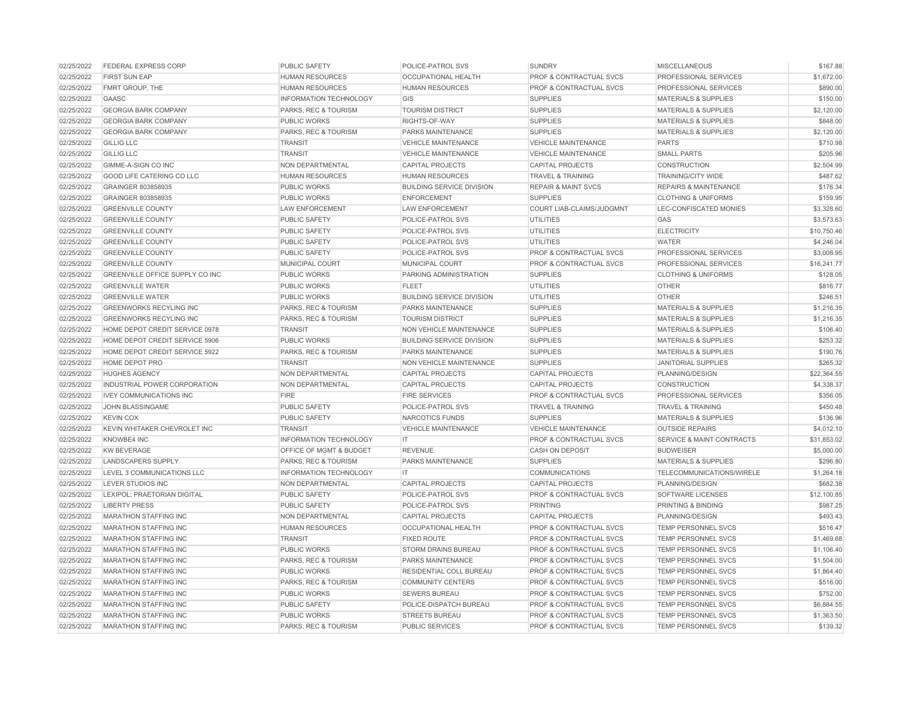| | | | | | | |
|---|---|---|---|---|---|---|
| 02/25/2022 | FEDERAL EXPRESS CORP | PUBLIC SAFETY | POLICE-PATROL SVS | SUNDRY | MISCELLANEOUS | $167.88 |
| 02/25/2022 | FIRST SUN EAP | HUMAN RESOURCES | OCCUPATIONAL HEALTH | PROF & CONTRACTUAL SVCS | PROFESSIONAL SERVICES | $1,672.00 |
| 02/25/2022 | FMRT GROUP, THE | HUMAN RESOURCES | HUMAN RESOURCES | PROF & CONTRACTUAL SVCS | PROFESSIONAL SERVICES | $890.00 |
| 02/25/2022 | GAASC | INFORMATION TECHNOLOGY | GIS | SUPPLIES | MATERIALS & SUPPLIES | $150.00 |
| 02/25/2022 | GEORGIA BARK COMPANY | PARKS, REC & TOURISM | TOURISM DISTRICT | SUPPLIES | MATERIALS & SUPPLIES | $2,120.00 |
| 02/25/2022 | GEORGIA BARK COMPANY | PUBLIC WORKS | RIGHTS-OF-WAY | SUPPLIES | MATERIALS & SUPPLIES | $848.00 |
| 02/25/2022 | GEORGIA BARK COMPANY | PARKS, REC & TOURISM | PARKS MAINTENANCE | SUPPLIES | MATERIALS & SUPPLIES | $2,120.00 |
| 02/25/2022 | GILLIG LLC | TRANSIT | VEHICLE MAINTENANCE | VEHICLE MAINTENANCE | PARTS | $710.98 |
| 02/25/2022 | GILLIG LLC | TRANSIT | VEHICLE MAINTENANCE | VEHICLE MAINTENANCE | SMALL PARTS | $205.96 |
| 02/25/2022 | GIMME-A-SIGN CO INC | NON DEPARTMENTAL | CAPITAL PROJECTS | CAPITAL PROJECTS | CONSTRUCTION | $2,504.99 |
| 02/25/2022 | GOOD LIFE CATERING CO LLC | HUMAN RESOURCES | HUMAN RESOURCES | TRAVEL & TRAINING | TRAINING/CITY WIDE | $487.62 |
| 02/25/2022 | GRAINGER 803858935 | PUBLIC WORKS | BUILDING SERVICE DIVISION | REPAIR & MAINT SVCS | REPAIRS & MAINTENANCE | $176.34 |
| 02/25/2022 | GRAINGER 803858935 | PUBLIC WORKS | ENFORCEMENT | SUPPLIES | CLOTHING & UNIFORMS | $159.95 |
| 02/25/2022 | GREENVILLE COUNTY | LAW ENFORCEMENT | LAW ENFORCEMENT | COURT LIAB-CLAIMS/JUDGMNT | LEC-CONFISCATED MONIES | $3,328.60 |
| 02/25/2022 | GREENVILLE COUNTY | PUBLIC SAFETY | POLICE-PATROL SVS | UTILITIES | GAS | $3,573.63 |
| 02/25/2022 | GREENVILLE COUNTY | PUBLIC SAFETY | POLICE-PATROL SVS | UTILITIES | ELECTRICITY | $10,750.46 |
| 02/25/2022 | GREENVILLE COUNTY | PUBLIC SAFETY | POLICE-PATROL SVS | UTILITIES | WATER | $4,246.04 |
| 02/25/2022 | GREENVILLE COUNTY | PUBLIC SAFETY | POLICE-PATROL SVS | PROF & CONTRACTUAL SVCS | PROFESSIONAL SERVICES | $3,008.95 |
| 02/25/2022 | GREENVILLE COUNTY | MUNICIPAL COURT | MUNICIPAL COURT | PROF & CONTRACTUAL SVCS | PROFESSIONAL SERVICES | $16,241.77 |
| 02/25/2022 | GREENVILLE OFFICE SUPPLY CO INC | PUBLIC WORKS | PARKING ADMINISTRATION | SUPPLIES | CLOTHING & UNIFORMS | $128.05 |
| 02/25/2022 | GREENVILLE WATER | PUBLIC WORKS | FLEET | UTILITIES | OTHER | $816.77 |
| 02/25/2022 | GREENVILLE WATER | PUBLIC WORKS | BUILDING SERVICE DIVISION | UTILITIES | OTHER | $246.51 |
| 02/25/2022 | GREENWORKS RECYLING INC | PARKS, REC & TOURISM | PARKS MAINTENANCE | SUPPLIES | MATERIALS & SUPPLIES | $1,216.35 |
| 02/25/2022 | GREENWORKS RECYLING INC | PARKS, REC & TOURISM | TOURISM DISTRICT | SUPPLIES | MATERIALS & SUPPLIES | $1,216.35 |
| 02/25/2022 | HOME DEPOT CREDIT SERVICE 0978 | TRANSIT | NON VEHICLE MAINTENANCE | SUPPLIES | MATERIALS & SUPPLIES | $106.40 |
| 02/25/2022 | HOME DEPOT CREDIT SERVICE 5906 | PUBLIC WORKS | BUILDING SERVICE DIVISION | SUPPLIES | MATERIALS & SUPPLIES | $253.32 |
| 02/25/2022 | HOME DEPOT CREDIT SERVICE 5922 | PARKS, REC & TOURISM | PARKS MAINTENANCE | SUPPLIES | MATERIALS & SUPPLIES | $190.76 |
| 02/25/2022 | HOME DEPOT PRO | TRANSIT | NON VEHICLE MAINTENANCE | SUPPLIES | JANITORIAL SUPPLIES | $265.32 |
| 02/25/2022 | HUGHES AGENCY | NON DEPARTMENTAL | CAPITAL PROJECTS | CAPITAL PROJECTS | PLANNING/DESIGN | $22,364.55 |
| 02/25/2022 | INDUSTRIAL POWER CORPORATION | NON DEPARTMENTAL | CAPITAL PROJECTS | CAPITAL PROJECTS | CONSTRUCTION | $4,338.37 |
| 02/25/2022 | IVEY COMMUNICATIONS INC | FIRE | FIRE SERVICES | PROF & CONTRACTUAL SVCS | PROFESSIONAL SERVICES | $356.05 |
| 02/25/2022 | JOHN BLASSINGAME | PUBLIC SAFETY | POLICE-PATROL SVS | TRAVEL & TRAINING | TRAVEL & TRAINING | $450.48 |
| 02/25/2022 | KEVIN COX | PUBLIC SAFETY | NARCOTICS FUNDS | SUPPLIES | MATERIALS & SUPPLIES | $136.96 |
| 02/25/2022 | KEVIN WHITAKER CHEVROLET INC | TRANSIT | VEHICLE MAINTENANCE | VEHICLE MAINTENANCE | OUTSIDE REPAIRS | $4,012.10 |
| 02/25/2022 | KNOWBE4 INC | INFORMATION TECHNOLOGY | IT | PROF & CONTRACTUAL SVCS | SERVICE & MAINT CONTRACTS | $31,853.02 |
| 02/25/2022 | KW BEVERAGE | OFFICE OF MGMT & BUDGET | REVENUE | CASH ON DEPOSIT | BUDWEISER | $5,000.00 |
| 02/25/2022 | LANDSCAPERS SUPPLY | PARKS, REC & TOURISM | PARKS MAINTENANCE | SUPPLIES | MATERIALS & SUPPLIES | $296.80 |
| 02/25/2022 | LEVEL 3 COMMUNICATIONS LLC | INFORMATION TECHNOLOGY | IT | COMMUNICATIONS | TELECOMMUNICATIONS/WIRELE | $1,264.18 |
| 02/25/2022 | LEVER STUDIOS INC | NON DEPARTMENTAL | CAPITAL PROJECTS | CAPITAL PROJECTS | PLANNING/DESIGN | $682.38 |
| 02/25/2022 | LEXIPOL; PRAETORIAN DIGITAL | PUBLIC SAFETY | POLICE-PATROL SVS | PROF & CONTRACTUAL SVCS | SOFTWARE LICENSES | $12,100.85 |
| 02/25/2022 | LIBERTY PRESS | PUBLIC SAFETY | POLICE-PATROL SVS | PRINTING | PRINTING & BINDING | $987.25 |
| 02/25/2022 | MARATHON STAFFING INC | NON DEPARTMENTAL | CAPITAL PROJECTS | CAPITAL PROJECTS | PLANNING/DESIGN | $493.43 |
| 02/25/2022 | MARATHON STAFFING INC | HUMAN RESOURCES | OCCUPATIONAL HEALTH | PROF & CONTRACTUAL SVCS | TEMP PERSONNEL SVCS | $516.47 |
| 02/25/2022 | MARATHON STAFFING INC | TRANSIT | FIXED ROUTE | PROF & CONTRACTUAL SVCS | TEMP PERSONNEL SVCS | $1,469.68 |
| 02/25/2022 | MARATHON STAFFING INC | PUBLIC WORKS | STORM DRAINS BUREAU | PROF & CONTRACTUAL SVCS | TEMP PERSONNEL SVCS | $1,106.40 |
| 02/25/2022 | MARATHON STAFFING INC | PARKS, REC & TOURISM | PARKS MAINTENANCE | PROF & CONTRACTUAL SVCS | TEMP PERSONNEL SVCS | $1,504.00 |
| 02/25/2022 | MARATHON STAFFING INC | PUBLIC WORKS | RESIDENTIAL COLL BUREAU | PROF & CONTRACTUAL SVCS | TEMP PERSONNEL SVCS | $1,864.40 |
| 02/25/2022 | MARATHON STAFFING INC | PARKS, REC & TOURISM | COMMUNITY CENTERS | PROF & CONTRACTUAL SVCS | TEMP PERSONNEL SVCS | $516.00 |
| 02/25/2022 | MARATHON STAFFING INC | PUBLIC WORKS | SEWERS BUREAU | PROF & CONTRACTUAL SVCS | TEMP PERSONNEL SVCS | $752.00 |
| 02/25/2022 | MARATHON STAFFING INC | PUBLIC SAFETY | POLICE-DISPATCH BUREAU | PROF & CONTRACTUAL SVCS | TEMP PERSONNEL SVCS | $6,884.55 |
| 02/25/2022 | MARATHON STAFFING INC | PUBLIC WORKS | STREETS BUREAU | PROF & CONTRACTUAL SVCS | TEMP PERSONNEL SVCS | $1,363.50 |
| 02/25/2022 | MARATHON STAFFING INC | PARKS, REC & TOURISM | PUBLIC SERVICES | PROF & CONTRACTUAL SVCS | TEMP PERSONNEL SVCS | $139.32 |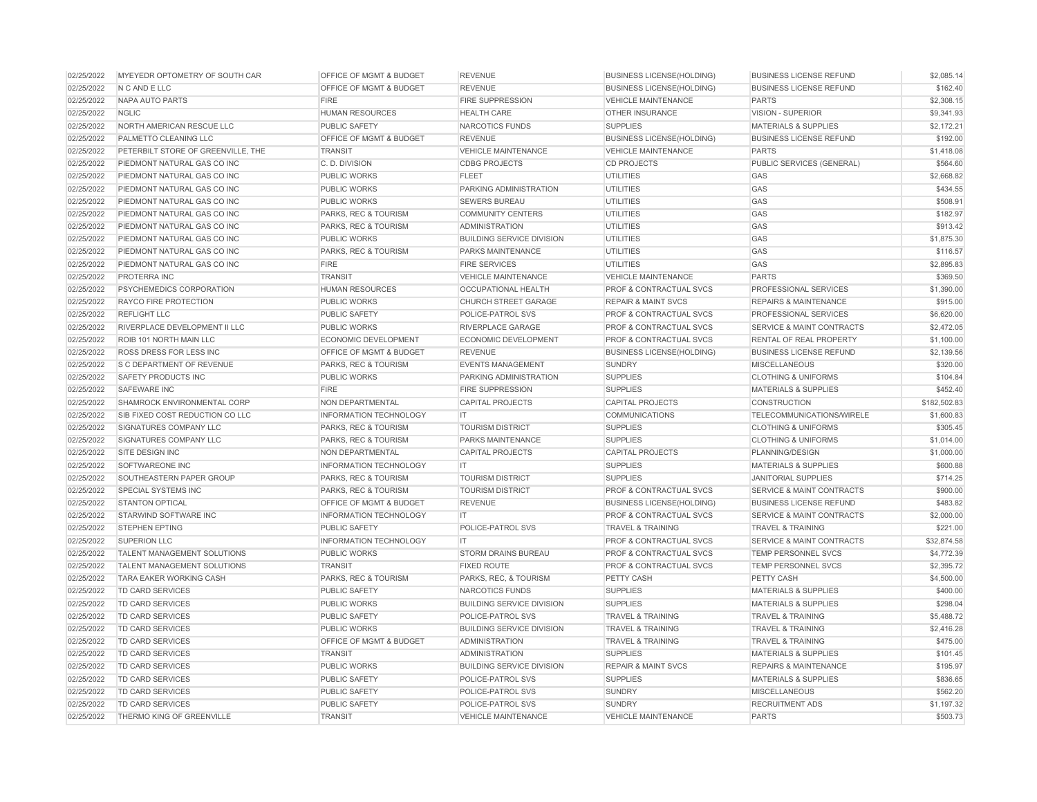| | | | | | | |
|---|---|---|---|---|---|---|
| 02/25/2022 | MYEYEDR OPTOMETRY OF SOUTH CAR | OFFICE OF MGMT & BUDGET | REVENUE | BUSINESS LICENSE(HOLDING) | BUSINESS LICENSE REFUND | $2,085.14 |
| 02/25/2022 | N C AND E LLC | OFFICE OF MGMT & BUDGET | REVENUE | BUSINESS LICENSE(HOLDING) | BUSINESS LICENSE REFUND | $162.40 |
| 02/25/2022 | NAPA AUTO PARTS | FIRE | FIRE SUPPRESSION | VEHICLE MAINTENANCE | PARTS | $2,308.15 |
| 02/25/2022 | NGLIC | HUMAN RESOURCES | HEALTH CARE | OTHER INSURANCE | VISION - SUPERIOR | $9,341.93 |
| 02/25/2022 | NORTH AMERICAN RESCUE LLC | PUBLIC SAFETY | NARCOTICS FUNDS | SUPPLIES | MATERIALS & SUPPLIES | $2,172.21 |
| 02/25/2022 | PALMETTO CLEANING LLC | OFFICE OF MGMT & BUDGET | REVENUE | BUSINESS LICENSE(HOLDING) | BUSINESS LICENSE REFUND | $192.00 |
| 02/25/2022 | PETERBILT STORE OF GREENVILLE, THE | TRANSIT | VEHICLE MAINTENANCE | VEHICLE MAINTENANCE | PARTS | $1,418.08 |
| 02/25/2022 | PIEDMONT NATURAL GAS CO INC | C. D. DIVISION | CDBG PROJECTS | CD PROJECTS | PUBLIC SERVICES (GENERAL) | $564.60 |
| 02/25/2022 | PIEDMONT NATURAL GAS CO INC | PUBLIC WORKS | FLEET | UTILITIES | GAS | $2,668.82 |
| 02/25/2022 | PIEDMONT NATURAL GAS CO INC | PUBLIC WORKS | PARKING ADMINISTRATION | UTILITIES | GAS | $434.55 |
| 02/25/2022 | PIEDMONT NATURAL GAS CO INC | PUBLIC WORKS | SEWERS BUREAU | UTILITIES | GAS | $508.91 |
| 02/25/2022 | PIEDMONT NATURAL GAS CO INC | PARKS, REC & TOURISM | COMMUNITY CENTERS | UTILITIES | GAS | $182.97 |
| 02/25/2022 | PIEDMONT NATURAL GAS CO INC | PARKS, REC & TOURISM | ADMINISTRATION | UTILITIES | GAS | $913.42 |
| 02/25/2022 | PIEDMONT NATURAL GAS CO INC | PUBLIC WORKS | BUILDING SERVICE DIVISION | UTILITIES | GAS | $1,875.30 |
| 02/25/2022 | PIEDMONT NATURAL GAS CO INC | PARKS, REC & TOURISM | PARKS MAINTENANCE | UTILITIES | GAS | $116.57 |
| 02/25/2022 | PIEDMONT NATURAL GAS CO INC | FIRE | FIRE SERVICES | UTILITIES | GAS | $2,895.83 |
| 02/25/2022 | PROTERRA INC | TRANSIT | VEHICLE MAINTENANCE | VEHICLE MAINTENANCE | PARTS | $369.50 |
| 02/25/2022 | PSYCHEMEDICS CORPORATION | HUMAN RESOURCES | OCCUPATIONAL HEALTH | PROF & CONTRACTUAL SVCS | PROFESSIONAL SERVICES | $1,390.00 |
| 02/25/2022 | RAYCO FIRE PROTECTION | PUBLIC WORKS | CHURCH STREET GARAGE | REPAIR & MAINT SVCS | REPAIRS & MAINTENANCE | $915.00 |
| 02/25/2022 | REFLIGHT LLC | PUBLIC SAFETY | POLICE-PATROL SVS | PROF & CONTRACTUAL SVCS | PROFESSIONAL SERVICES | $6,620.00 |
| 02/25/2022 | RIVERPLACE DEVELOPMENT II LLC | PUBLIC WORKS | RIVERPLACE GARAGE | PROF & CONTRACTUAL SVCS | SERVICE & MAINT CONTRACTS | $2,472.05 |
| 02/25/2022 | ROIB 101 NORTH MAIN LLC | ECONOMIC DEVELOPMENT | ECONOMIC DEVELOPMENT | PROF & CONTRACTUAL SVCS | RENTAL OF REAL PROPERTY | $1,100.00 |
| 02/25/2022 | ROSS DRESS FOR LESS INC | OFFICE OF MGMT & BUDGET | REVENUE | BUSINESS LICENSE(HOLDING) | BUSINESS LICENSE REFUND | $2,139.56 |
| 02/25/2022 | S C DEPARTMENT OF REVENUE | PARKS, REC & TOURISM | EVENTS MANAGEMENT | SUNDRY | MISCELLANEOUS | $320.00 |
| 02/25/2022 | SAFETY PRODUCTS INC | PUBLIC WORKS | PARKING ADMINISTRATION | SUPPLIES | CLOTHING & UNIFORMS | $104.84 |
| 02/25/2022 | SAFEWARE INC | FIRE | FIRE SUPPRESSION | SUPPLIES | MATERIALS & SUPPLIES | $452.40 |
| 02/25/2022 | SHAMROCK ENVIRONMENTAL CORP | NON DEPARTMENTAL | CAPITAL PROJECTS | CAPITAL PROJECTS | CONSTRUCTION | $182,502.83 |
| 02/25/2022 | SIB FIXED COST REDUCTION CO LLC | INFORMATION TECHNOLOGY | IT | COMMUNICATIONS | TELECOMMUNICATIONS/WIRELE | $1,600.83 |
| 02/25/2022 | SIGNATURES COMPANY LLC | PARKS, REC & TOURISM | TOURISM DISTRICT | SUPPLIES | CLOTHING & UNIFORMS | $305.45 |
| 02/25/2022 | SIGNATURES COMPANY LLC | PARKS, REC & TOURISM | PARKS MAINTENANCE | SUPPLIES | CLOTHING & UNIFORMS | $1,014.00 |
| 02/25/2022 | SITE DESIGN INC | NON DEPARTMENTAL | CAPITAL PROJECTS | CAPITAL PROJECTS | PLANNING/DESIGN | $1,000.00 |
| 02/25/2022 | SOFTWAREONE INC | INFORMATION TECHNOLOGY | IT | SUPPLIES | MATERIALS & SUPPLIES | $600.88 |
| 02/25/2022 | SOUTHEASTERN PAPER GROUP | PARKS, REC & TOURISM | TOURISM DISTRICT | SUPPLIES | JANITORIAL SUPPLIES | $714.25 |
| 02/25/2022 | SPECIAL SYSTEMS INC | PARKS, REC & TOURISM | TOURISM DISTRICT | PROF & CONTRACTUAL SVCS | SERVICE & MAINT CONTRACTS | $900.00 |
| 02/25/2022 | STANTON OPTICAL | OFFICE OF MGMT & BUDGET | REVENUE | BUSINESS LICENSE(HOLDING) | BUSINESS LICENSE REFUND | $483.82 |
| 02/25/2022 | STARWIND SOFTWARE INC | INFORMATION TECHNOLOGY | IT | PROF & CONTRACTUAL SVCS | SERVICE & MAINT CONTRACTS | $2,000.00 |
| 02/25/2022 | STEPHEN EPTING | PUBLIC SAFETY | POLICE-PATROL SVS | TRAVEL & TRAINING | TRAVEL & TRAINING | $221.00 |
| 02/25/2022 | SUPERION LLC | INFORMATION TECHNOLOGY | IT | PROF & CONTRACTUAL SVCS | SERVICE & MAINT CONTRACTS | $32,874.58 |
| 02/25/2022 | TALENT MANAGEMENT SOLUTIONS | PUBLIC WORKS | STORM DRAINS BUREAU | PROF & CONTRACTUAL SVCS | TEMP PERSONNEL SVCS | $4,772.39 |
| 02/25/2022 | TALENT MANAGEMENT SOLUTIONS | TRANSIT | FIXED ROUTE | PROF & CONTRACTUAL SVCS | TEMP PERSONNEL SVCS | $2,395.72 |
| 02/25/2022 | TARA EAKER WORKING CASH | PARKS, REC & TOURISM | PARKS, REC, & TOURISM | PETTY CASH | PETTY CASH | $4,500.00 |
| 02/25/2022 | TD CARD SERVICES | PUBLIC SAFETY | NARCOTICS FUNDS | SUPPLIES | MATERIALS & SUPPLIES | $400.00 |
| 02/25/2022 | TD CARD SERVICES | PUBLIC WORKS | BUILDING SERVICE DIVISION | SUPPLIES | MATERIALS & SUPPLIES | $298.04 |
| 02/25/2022 | TD CARD SERVICES | PUBLIC SAFETY | POLICE-PATROL SVS | TRAVEL & TRAINING | TRAVEL & TRAINING | $5,488.72 |
| 02/25/2022 | TD CARD SERVICES | PUBLIC WORKS | BUILDING SERVICE DIVISION | TRAVEL & TRAINING | TRAVEL & TRAINING | $2,416.28 |
| 02/25/2022 | TD CARD SERVICES | OFFICE OF MGMT & BUDGET | ADMINISTRATION | TRAVEL & TRAINING | TRAVEL & TRAINING | $475.00 |
| 02/25/2022 | TD CARD SERVICES | TRANSIT | ADMINISTRATION | SUPPLIES | MATERIALS & SUPPLIES | $101.45 |
| 02/25/2022 | TD CARD SERVICES | PUBLIC WORKS | BUILDING SERVICE DIVISION | REPAIR & MAINT SVCS | REPAIRS & MAINTENANCE | $195.97 |
| 02/25/2022 | TD CARD SERVICES | PUBLIC SAFETY | POLICE-PATROL SVS | SUPPLIES | MATERIALS & SUPPLIES | $836.65 |
| 02/25/2022 | TD CARD SERVICES | PUBLIC SAFETY | POLICE-PATROL SVS | SUNDRY | MISCELLANEOUS | $562.20 |
| 02/25/2022 | TD CARD SERVICES | PUBLIC SAFETY | POLICE-PATROL SVS | SUNDRY | RECRUITMENT ADS | $1,197.32 |
| 02/25/2022 | THERMO KING OF GREENVILLE | TRANSIT | VEHICLE MAINTENANCE | VEHICLE MAINTENANCE | PARTS | $503.73 |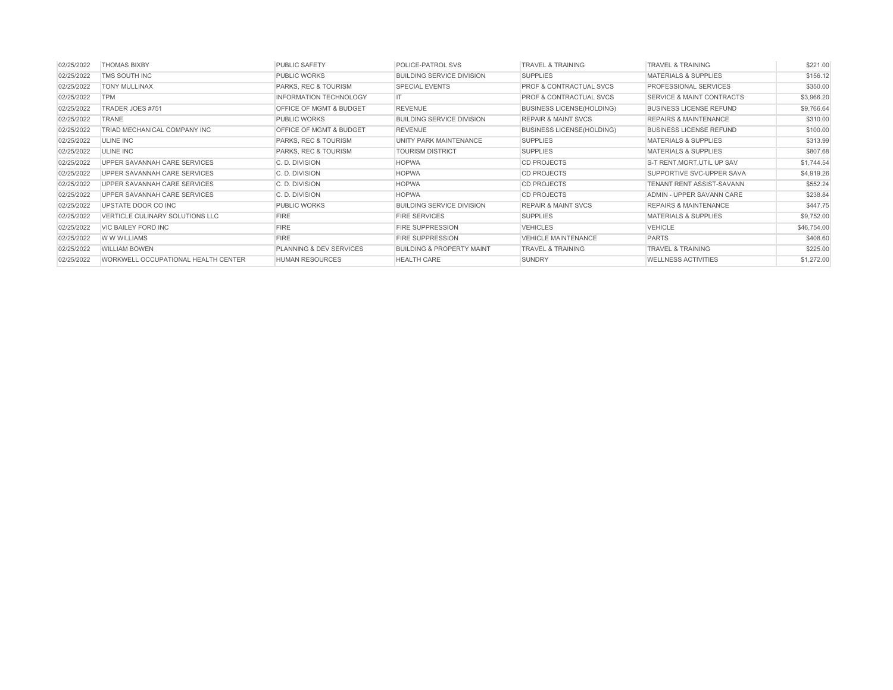| | | | | | | | |
|---|---|---|---|---|---|---|---|
| 02/25/2022 | THOMAS BIXBY | PUBLIC SAFETY | POLICE-PATROL SVS | TRAVEL & TRAINING | TRAVEL & TRAINING | $221.00 |
| 02/25/2022 | TMS SOUTH INC | PUBLIC WORKS | BUILDING SERVICE DIVISION | SUPPLIES | MATERIALS & SUPPLIES | $156.12 |
| 02/25/2022 | TONY MULLINAX | PARKS, REC & TOURISM | SPECIAL EVENTS | PROF & CONTRACTUAL SVCS | PROFESSIONAL SERVICES | $350.00 |
| 02/25/2022 | TPM | INFORMATION TECHNOLOGY | IT | PROF & CONTRACTUAL SVCS | SERVICE & MAINT CONTRACTS | $3,966.20 |
| 02/25/2022 | TRADER JOES #751 | OFFICE OF MGMT & BUDGET | REVENUE | BUSINESS LICENSE(HOLDING) | BUSINESS LICENSE REFUND | $9,766.64 |
| 02/25/2022 | TRANE | PUBLIC WORKS | BUILDING SERVICE DIVISION | REPAIR & MAINT SVCS | REPAIRS & MAINTENANCE | $310.00 |
| 02/25/2022 | TRIAD MECHANICAL COMPANY INC | OFFICE OF MGMT & BUDGET | REVENUE | BUSINESS LICENSE(HOLDING) | BUSINESS LICENSE REFUND | $100.00 |
| 02/25/2022 | ULINE INC | PARKS, REC & TOURISM | UNITY PARK MAINTENANCE | SUPPLIES | MATERIALS & SUPPLIES | $313.99 |
| 02/25/2022 | ULINE INC | PARKS, REC & TOURISM | TOURISM DISTRICT | SUPPLIES | MATERIALS & SUPPLIES | $807.68 |
| 02/25/2022 | UPPER SAVANNAH CARE SERVICES | C. D. DIVISION | HOPWA | CD PROJECTS | S-T RENT,MORT,UTIL UP SAV | $1,744.54 |
| 02/25/2022 | UPPER SAVANNAH CARE SERVICES | C. D. DIVISION | HOPWA | CD PROJECTS | SUPPORTIVE SVC-UPPER SAVA | $4,919.26 |
| 02/25/2022 | UPPER SAVANNAH CARE SERVICES | C. D. DIVISION | HOPWA | CD PROJECTS | TENANT RENT ASSIST-SAVANN | $552.24 |
| 02/25/2022 | UPPER SAVANNAH CARE SERVICES | C. D. DIVISION | HOPWA | CD PROJECTS | ADMIN - UPPER SAVANN CARE | $238.84 |
| 02/25/2022 | UPSTATE DOOR CO INC | PUBLIC WORKS | BUILDING SERVICE DIVISION | REPAIR & MAINT SVCS | REPAIRS & MAINTENANCE | $447.75 |
| 02/25/2022 | VERTICLE CULINARY SOLUTIONS LLC | FIRE | FIRE SERVICES | SUPPLIES | MATERIALS & SUPPLIES | $9,752.00 |
| 02/25/2022 | VIC BAILEY FORD INC | FIRE | FIRE SUPPRESSION | VEHICLES | VEHICLE | $46,754.00 |
| 02/25/2022 | W W WILLIAMS | FIRE | FIRE SUPPRESSION | VEHICLE MAINTENANCE | PARTS | $408.60 |
| 02/25/2022 | WILLIAM BOWEN | PLANNING & DEV SERVICES | BUILDING & PROPERTY MAINT | TRAVEL & TRAINING | TRAVEL & TRAINING | $225.00 |
| 02/25/2022 | WORKWELL OCCUPATIONAL HEALTH CENTER | HUMAN RESOURCES | HEALTH CARE | SUNDRY | WELLNESS ACTIVITIES | $1,272.00 |